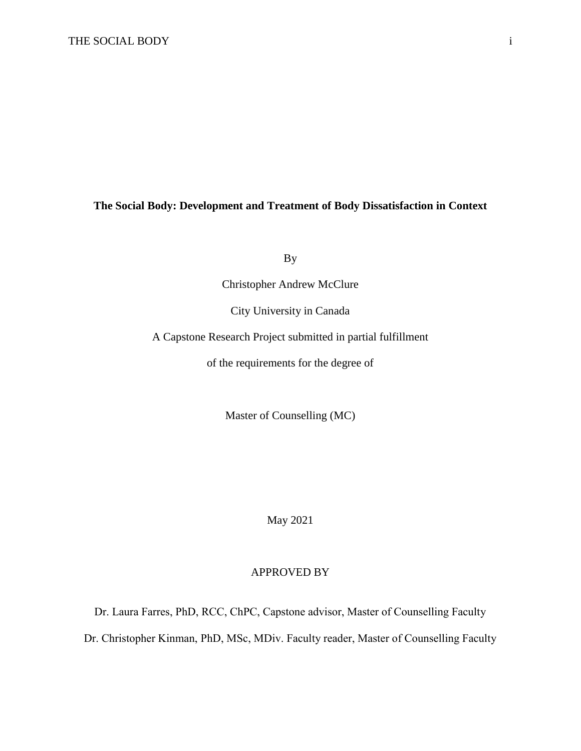# The Social Body: Development and Treatment of Body Dissatisfaction in Context

By

Christopher Andrew McClure

City University in Canada

A Capstone Research Project submitted in partial fulfillment

of the requirements for the degree of

Master of Counselling (MC)

May 2021

APPROVED BY

Dr. Laura Farres, PhD, RCC, ChPC, Capstone advisor, Master of Counselling Faculty

Dr. Christopher Kinman, PhD, MSc, MDiv. Faculty reader, Master of Counselling Faculty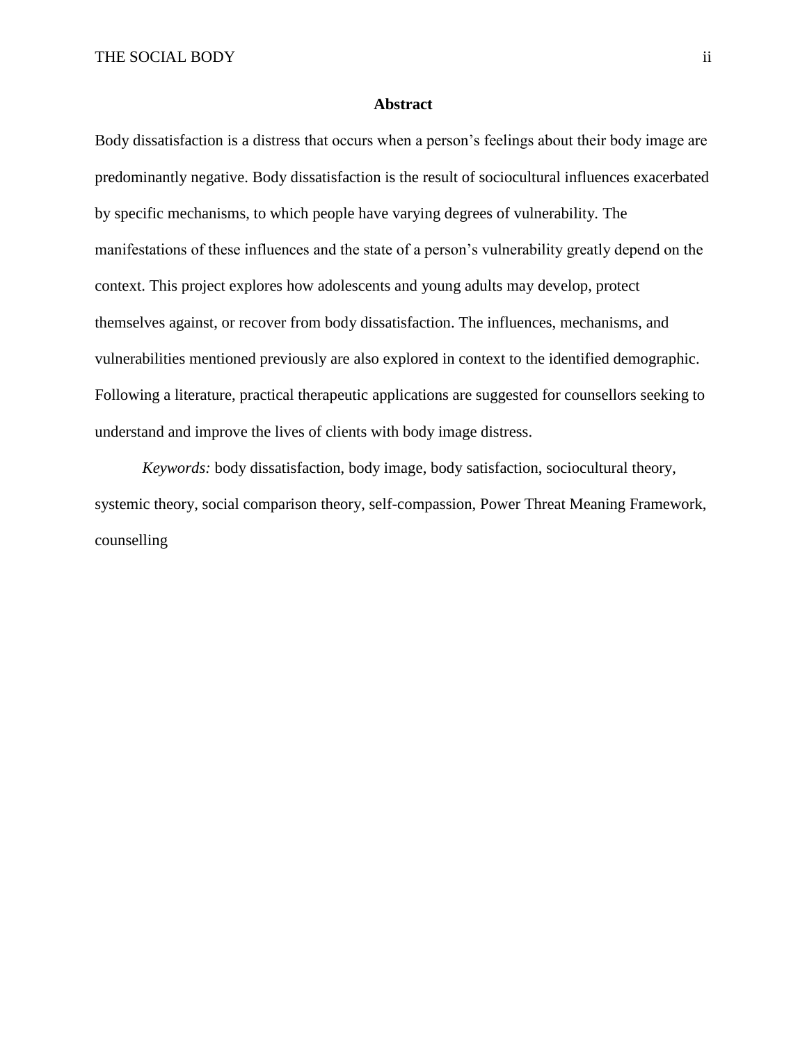## Abstract

Body dissatisfaction is a distress that occurs when a person's feelings about their body image are predominantly negative. Body dissatisfaction is the result of sociocultural influences exacerbated by specific mechanisms, to which people have varying degrees of vulnerability. The manifestations of these influences and the state of a person's vulnerability greatly depend on the context. This project explores how adolescents and young adults may develop, protect themselves against, or recover from body dissatisfaction. The influences, mechanisms, and vulnerabilities mentioned previously are also explored in context to the identified demographic. Following a literature, practical therapeutic applications are suggested for counsellors seeking to understand and improve the lives of clients with body image distress.

*Keywords:* body dissatisfaction, body image, body satisfaction, sociocultural theory, systemic theory, social comparison theory, self-compassion, Power Threat Meaning Framework, counselling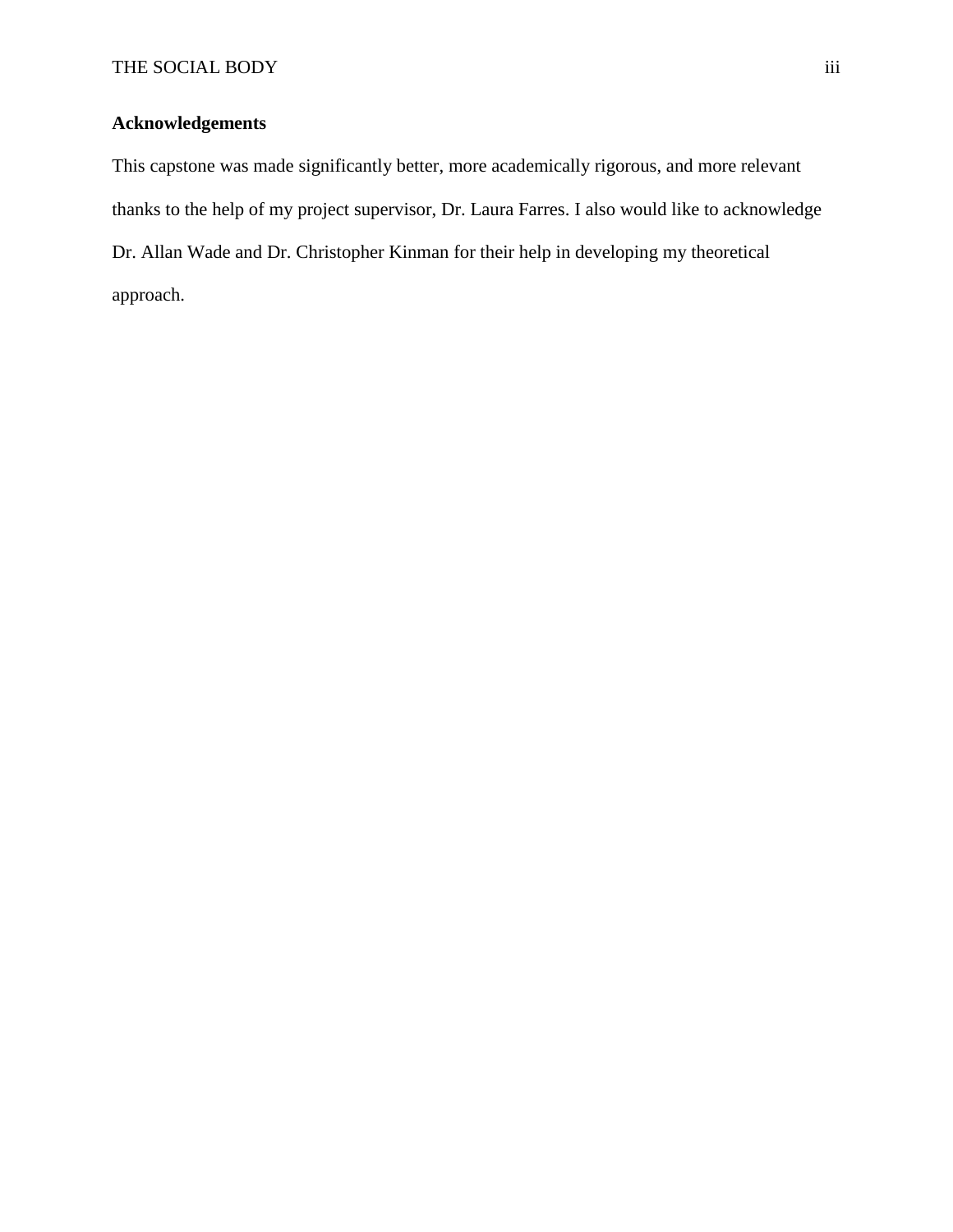## Acknowledgements

This capstone was made significantly better, more academically rigorous, and more relevant thanks to the help of my project supervisor, Dr. Laura Farres. I also would like to acknowledge Dr. Allan Wade and Dr. Christopher Kinman for their help in developing my theoretical approach.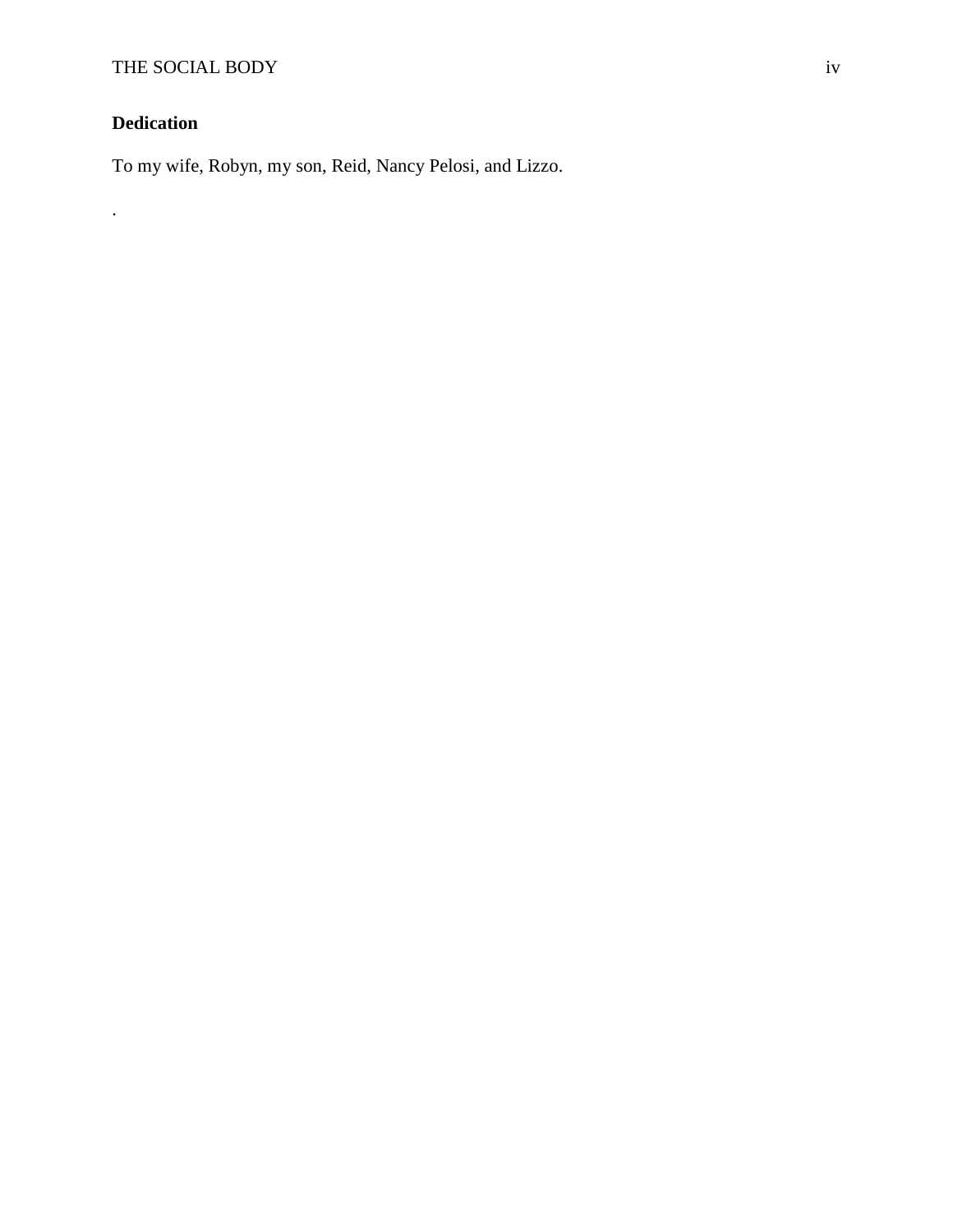**Dedication**

To my wife, Robyn, my son, Reid, Nancy Pelosi, and Lizzo.

.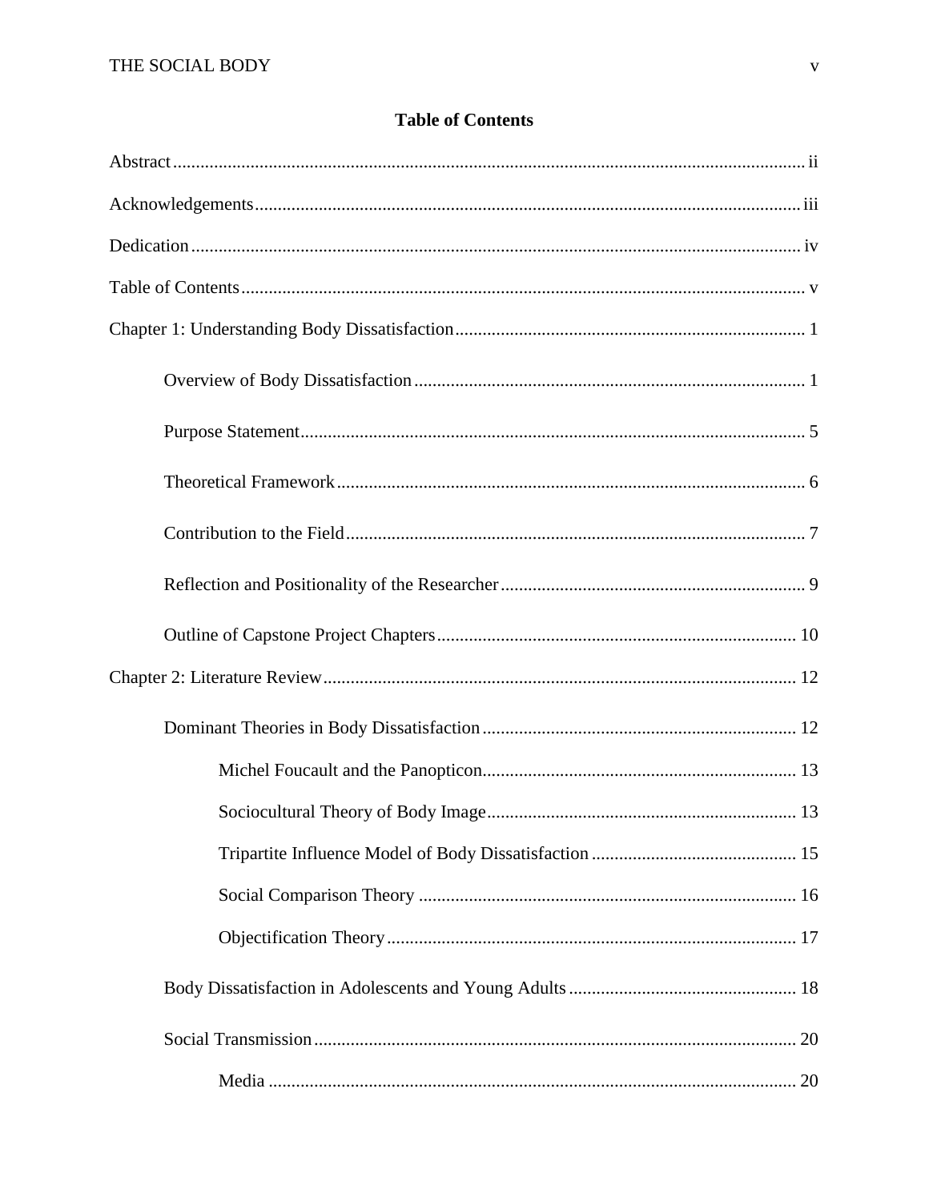# Table of Contents

Abstract ........................................................................................................................ ii

Acknowledgements ..................................................................................................... iii

Dedication ................................................................................................................... iv

Table of Contents ......................................................................................................... v

Chapter 1: Understanding Body Dissatisfaction ............................................................ 1

  Overview of Body Dissatisfaction ................................................................................ 1

  Purpose Statement ...................................................................................................... 5

  Theoretical Framework ................................................................................................ 6

  Contribution to the Field .............................................................................................. 7

  Reflection and Positionality of the Researcher ............................................................. 9

  Outline of Capstone Project Chapters ......................................................................... 10

Chapter 2: Literature Review ....................................................................................... 12

  Dominant Theories in Body Dissatisfaction ................................................................ 12

    Michel Foucault and the Panopticon ........................................................................ 13

    Sociocultural Theory of Body Image ........................................................................ 13

    Tripartite Influence Model of Body Dissatisfaction .................................................. 15

    Social Comparison Theory ....................................................................................... 16

    Objectification Theory .............................................................................................. 17

  Body Dissatisfaction in Adolescents and Young Adults ............................................... 18

  Social Transmission ................................................................................................... 20

    Media ....................................................................................................................... 20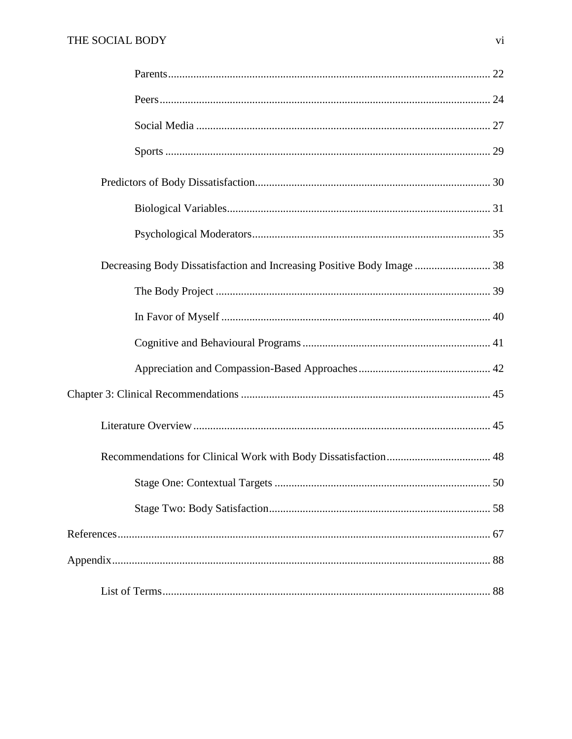- Parents ... 22
- Peers ... 24
- Social Media ... 27
- Sports ... 29

Predictors of Body Dissatisfaction ... 30

- Biological Variables ... 31
- Psychological Moderators ... 35

Decreasing Body Dissatisfaction and Increasing Positive Body Image ... 38

- The Body Project ... 39
- In Favor of Myself ... 40
- Cognitive and Behavioural Programs ... 41
- Appreciation and Compassion-Based Approaches ... 42

Chapter 3: Clinical Recommendations ... 45

Literature Overview ... 45

Recommendations for Clinical Work with Body Dissatisfaction ... 48

- Stage One: Contextual Targets ... 50
- Stage Two: Body Satisfaction ... 58

References ... 67

Appendix ... 88

List of Terms ... 88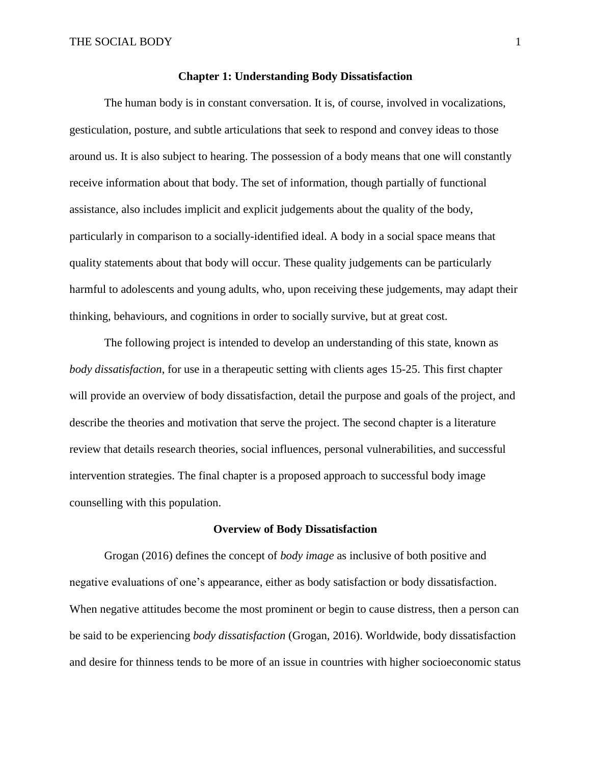# Chapter 1: Understanding Body Dissatisfaction

The human body is in constant conversation. It is, of course, involved in vocalizations, gesticulation, posture, and subtle articulations that seek to respond and convey ideas to those around us. It is also subject to hearing. The possession of a body means that one will constantly receive information about that body. The set of information, though partially of functional assistance, also includes implicit and explicit judgements about the quality of the body, particularly in comparison to a socially-identified ideal. A body in a social space means that quality statements about that body will occur. These quality judgements can be particularly harmful to adolescents and young adults, who, upon receiving these judgements, may adapt their thinking, behaviours, and cognitions in order to socially survive, but at great cost.

The following project is intended to develop an understanding of this state, known as *body dissatisfaction*, for use in a therapeutic setting with clients ages 15-25. This first chapter will provide an overview of body dissatisfaction, detail the purpose and goals of the project, and describe the theories and motivation that serve the project. The second chapter is a literature review that details research theories, social influences, personal vulnerabilities, and successful intervention strategies. The final chapter is a proposed approach to successful body image counselling with this population.

## Overview of Body Dissatisfaction

Grogan (2016) defines the concept of *body image* as inclusive of both positive and negative evaluations of one's appearance, either as body satisfaction or body dissatisfaction. When negative attitudes become the most prominent or begin to cause distress, then a person can be said to be experiencing *body dissatisfaction* (Grogan, 2016). Worldwide, body dissatisfaction and desire for thinness tends to be more of an issue in countries with higher socioeconomic status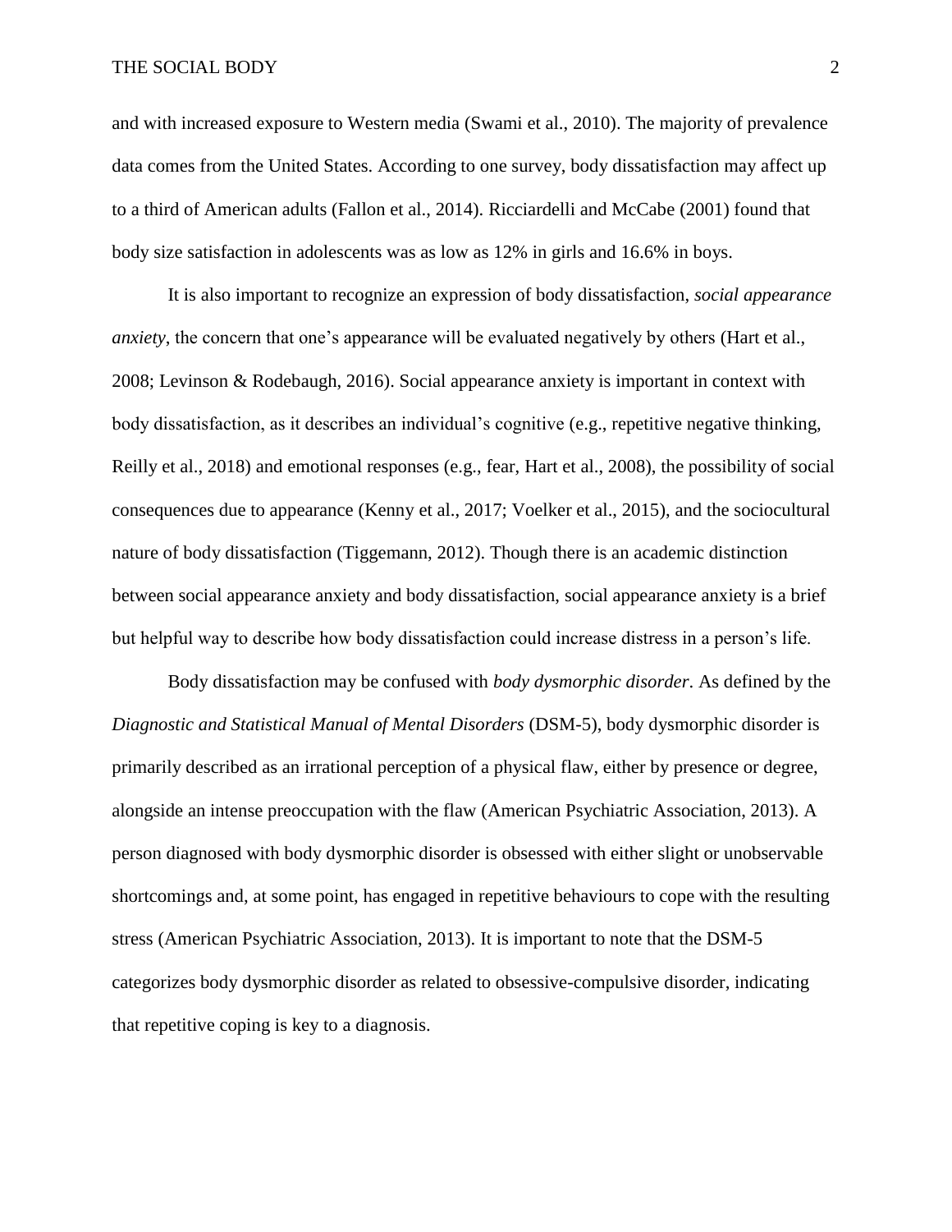and with increased exposure to Western media (Swami et al., 2010). The majority of prevalence data comes from the United States. According to one survey, body dissatisfaction may affect up to a third of American adults (Fallon et al., 2014). Ricciardelli and McCabe (2001) found that body size satisfaction in adolescents was as low as 12% in girls and 16.6% in boys.

It is also important to recognize an expression of body dissatisfaction, *social appearance anxiety*, the concern that one's appearance will be evaluated negatively by others (Hart et al., 2008; Levinson & Rodebaugh, 2016). Social appearance anxiety is important in context with body dissatisfaction, as it describes an individual's cognitive (e.g., repetitive negative thinking, Reilly et al., 2018) and emotional responses (e.g., fear, Hart et al., 2008), the possibility of social consequences due to appearance (Kenny et al., 2017; Voelker et al., 2015), and the sociocultural nature of body dissatisfaction (Tiggemann, 2012). Though there is an academic distinction between social appearance anxiety and body dissatisfaction, social appearance anxiety is a brief but helpful way to describe how body dissatisfaction could increase distress in a person's life.

Body dissatisfaction may be confused with *body dysmorphic disorder*. As defined by the *Diagnostic and Statistical Manual of Mental Disorders* (DSM-5), body dysmorphic disorder is primarily described as an irrational perception of a physical flaw, either by presence or degree, alongside an intense preoccupation with the flaw (American Psychiatric Association, 2013). A person diagnosed with body dysmorphic disorder is obsessed with either slight or unobservable shortcomings and, at some point, has engaged in repetitive behaviours to cope with the resulting stress (American Psychiatric Association, 2013). It is important to note that the DSM-5 categorizes body dysmorphic disorder as related to obsessive-compulsive disorder, indicating that repetitive coping is key to a diagnosis.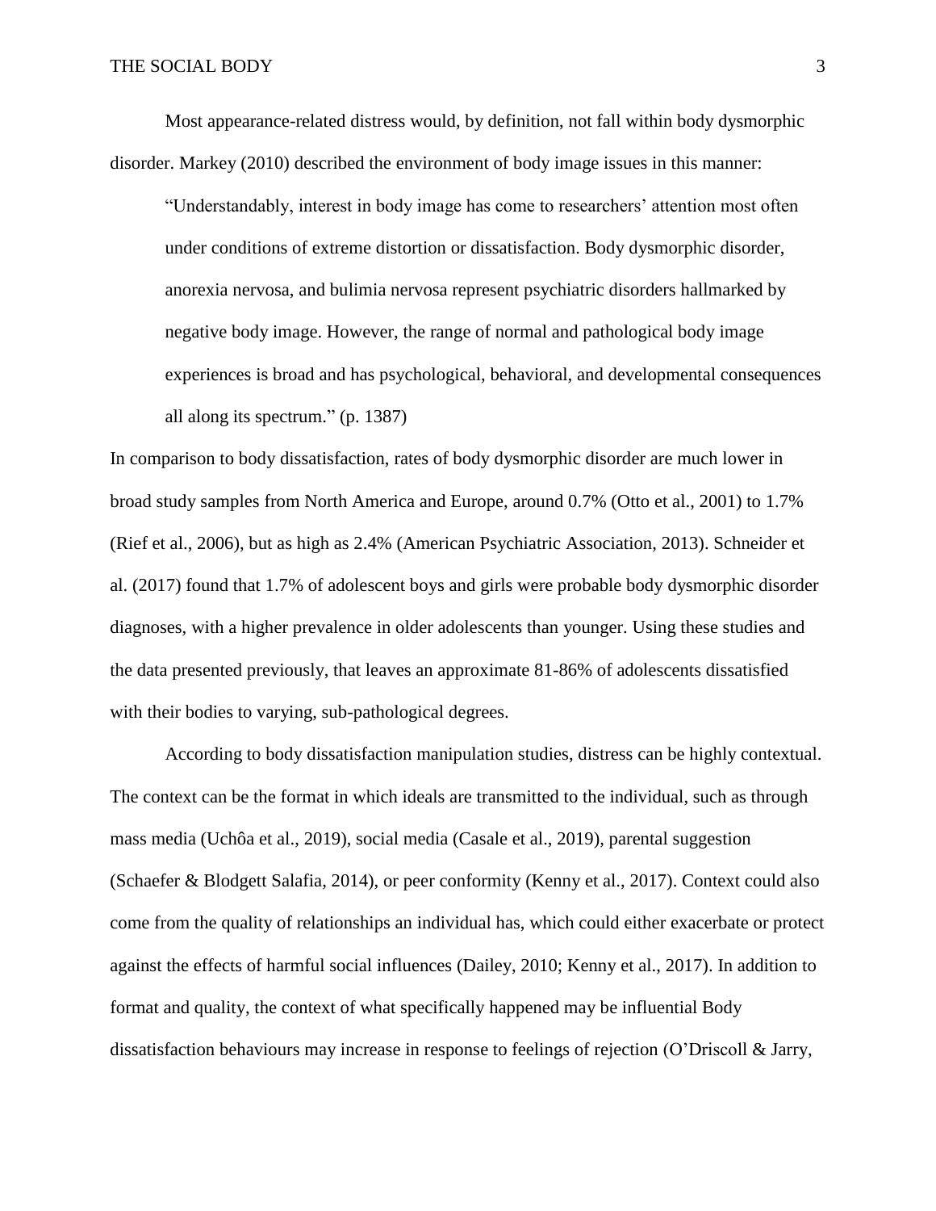Most appearance-related distress would, by definition, not fall within body dysmorphic disorder. Markey (2010) described the environment of body image issues in this manner:

> "Understandably, interest in body image has come to researchers' attention most often under conditions of extreme distortion or dissatisfaction. Body dysmorphic disorder, anorexia nervosa, and bulimia nervosa represent psychiatric disorders hallmarked by negative body image. However, the range of normal and pathological body image experiences is broad and has psychological, behavioral, and developmental consequences all along its spectrum." (p. 1387)

In comparison to body dissatisfaction, rates of body dysmorphic disorder are much lower in broad study samples from North America and Europe, around 0.7% (Otto et al., 2001) to 1.7% (Rief et al., 2006), but as high as 2.4% (American Psychiatric Association, 2013). Schneider et al. (2017) found that 1.7% of adolescent boys and girls were probable body dysmorphic disorder diagnoses, with a higher prevalence in older adolescents than younger. Using these studies and the data presented previously, that leaves an approximate 81-86% of adolescents dissatisfied with their bodies to varying, sub-pathological degrees.

According to body dissatisfaction manipulation studies, distress can be highly contextual. The context can be the format in which ideals are transmitted to the individual, such as through mass media (Uchôa et al., 2019), social media (Casale et al., 2019), parental suggestion (Schaefer & Blodgett Salafia, 2014), or peer conformity (Kenny et al., 2017). Context could also come from the quality of relationships an individual has, which could either exacerbate or protect against the effects of harmful social influences (Dailey, 2010; Kenny et al., 2017). In addition to format and quality, the context of what specifically happened may be influential Body dissatisfaction behaviours may increase in response to feelings of rejection (O'Driscoll & Jarry,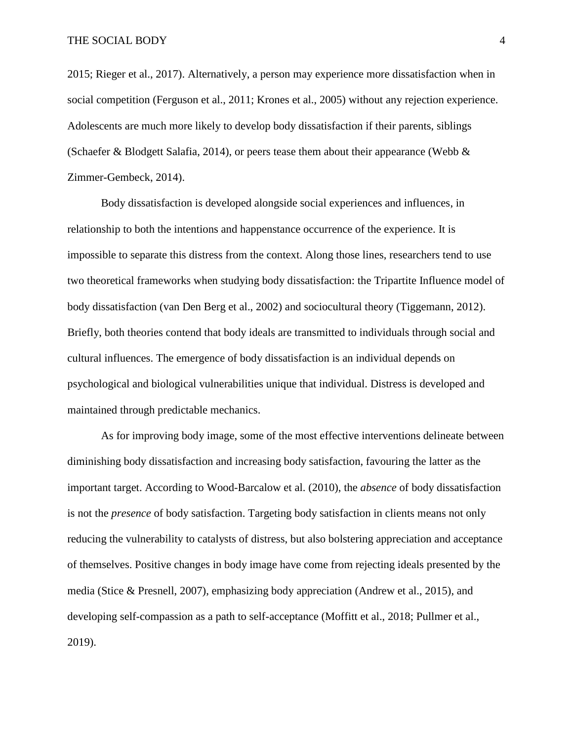2015; Rieger et al., 2017). Alternatively, a person may experience more dissatisfaction when in social competition (Ferguson et al., 2011; Krones et al., 2005) without any rejection experience. Adolescents are much more likely to develop body dissatisfaction if their parents, siblings (Schaefer & Blodgett Salafia, 2014), or peers tease them about their appearance (Webb & Zimmer-Gembeck, 2014).

Body dissatisfaction is developed alongside social experiences and influences, in relationship to both the intentions and happenstance occurrence of the experience. It is impossible to separate this distress from the context. Along those lines, researchers tend to use two theoretical frameworks when studying body dissatisfaction: the Tripartite Influence model of body dissatisfaction (van Den Berg et al., 2002) and sociocultural theory (Tiggemann, 2012). Briefly, both theories contend that body ideals are transmitted to individuals through social and cultural influences. The emergence of body dissatisfaction is an individual depends on psychological and biological vulnerabilities unique that individual. Distress is developed and maintained through predictable mechanics.

As for improving body image, some of the most effective interventions delineate between diminishing body dissatisfaction and increasing body satisfaction, favouring the latter as the important target. According to Wood-Barcalow et al. (2010), the *absence* of body dissatisfaction is not the *presence* of body satisfaction. Targeting body satisfaction in clients means not only reducing the vulnerability to catalysts of distress, but also bolstering appreciation and acceptance of themselves. Positive changes in body image have come from rejecting ideals presented by the media (Stice & Presnell, 2007), emphasizing body appreciation (Andrew et al., 2015), and developing self-compassion as a path to self-acceptance (Moffitt et al., 2018; Pullmer et al., 2019).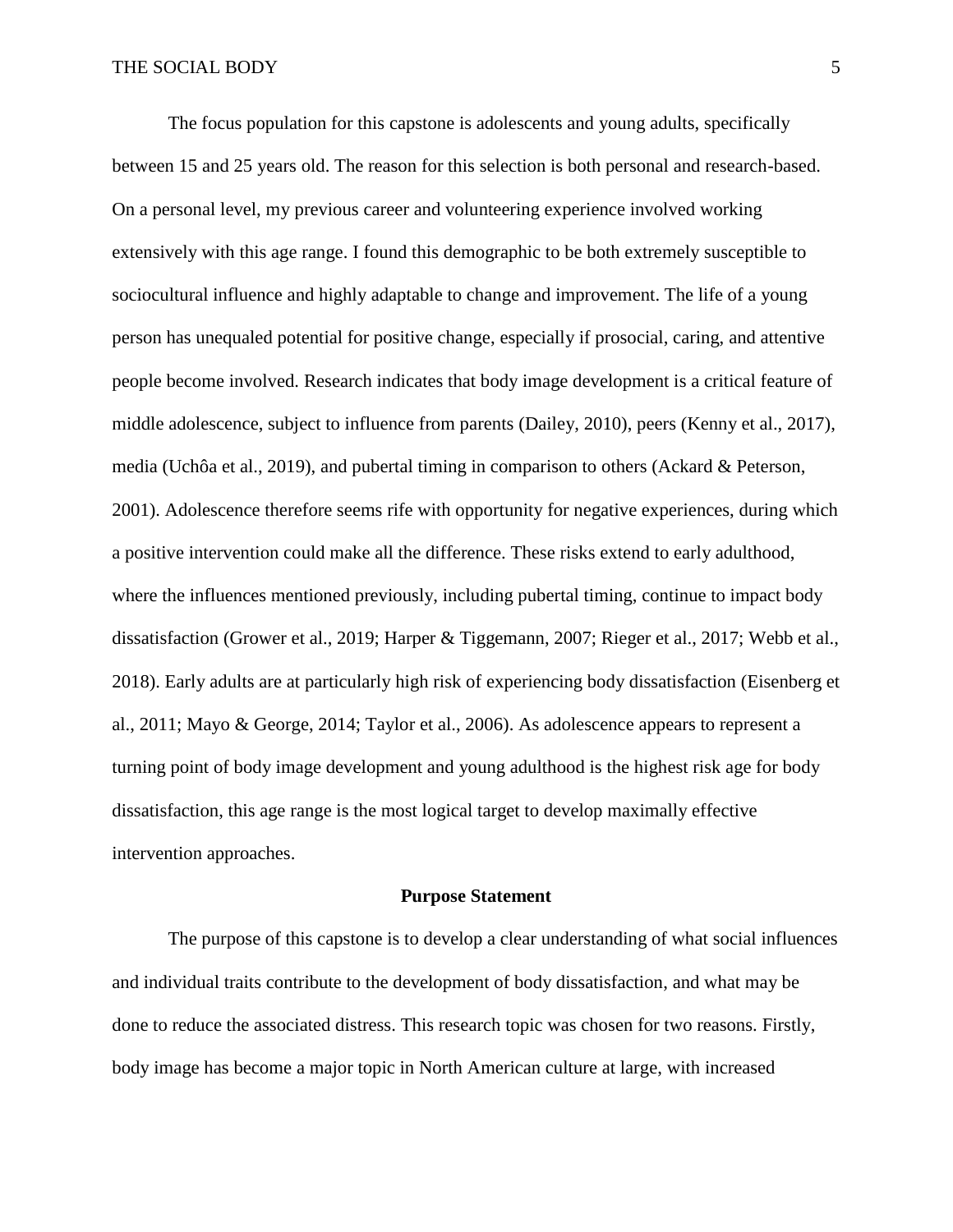The focus population for this capstone is adolescents and young adults, specifically between 15 and 25 years old. The reason for this selection is both personal and research-based. On a personal level, my previous career and volunteering experience involved working extensively with this age range. I found this demographic to be both extremely susceptible to sociocultural influence and highly adaptable to change and improvement. The life of a young person has unequaled potential for positive change, especially if prosocial, caring, and attentive people become involved. Research indicates that body image development is a critical feature of middle adolescence, subject to influence from parents (Dailey, 2010), peers (Kenny et al., 2017), media (Uchôa et al., 2019), and pubertal timing in comparison to others (Ackard & Peterson, 2001). Adolescence therefore seems rife with opportunity for negative experiences, during which a positive intervention could make all the difference. These risks extend to early adulthood, where the influences mentioned previously, including pubertal timing, continue to impact body dissatisfaction (Grower et al., 2019; Harper & Tiggemann, 2007; Rieger et al., 2017; Webb et al., 2018). Early adults are at particularly high risk of experiencing body dissatisfaction (Eisenberg et al., 2011; Mayo & George, 2014; Taylor et al., 2006). As adolescence appears to represent a turning point of body image development and young adulthood is the highest risk age for body dissatisfaction, this age range is the most logical target to develop maximally effective intervention approaches.

## Purpose Statement

The purpose of this capstone is to develop a clear understanding of what social influences and individual traits contribute to the development of body dissatisfaction, and what may be done to reduce the associated distress. This research topic was chosen for two reasons. Firstly, body image has become a major topic in North American culture at large, with increased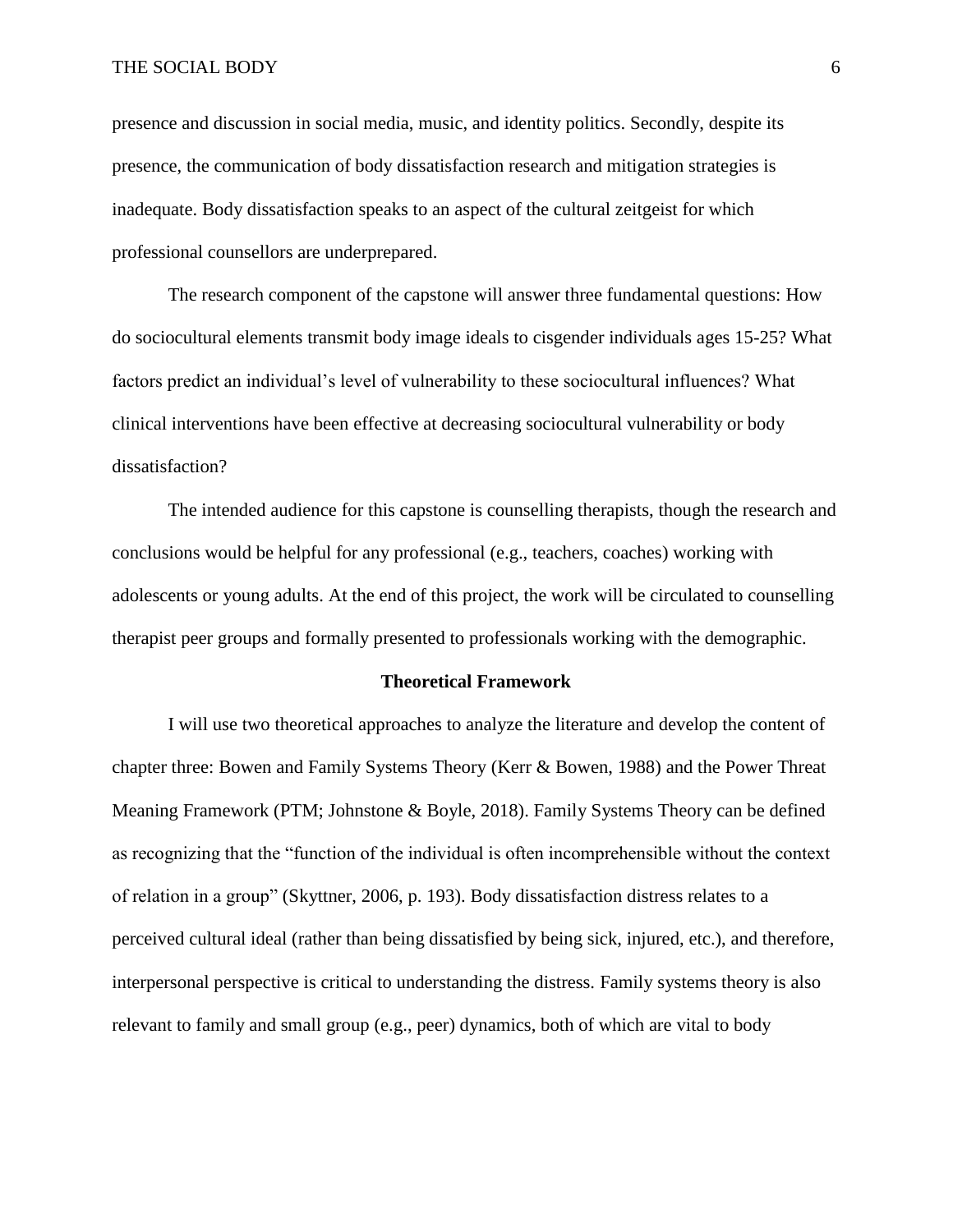presence and discussion in social media, music, and identity politics. Secondly, despite its presence, the communication of body dissatisfaction research and mitigation strategies is inadequate. Body dissatisfaction speaks to an aspect of the cultural zeitgeist for which professional counsellors are underprepared.

The research component of the capstone will answer three fundamental questions: How do sociocultural elements transmit body image ideals to cisgender individuals ages 15-25? What factors predict an individual's level of vulnerability to these sociocultural influences? What clinical interventions have been effective at decreasing sociocultural vulnerability or body dissatisfaction?

The intended audience for this capstone is counselling therapists, though the research and conclusions would be helpful for any professional (e.g., teachers, coaches) working with adolescents or young adults. At the end of this project, the work will be circulated to counselling therapist peer groups and formally presented to professionals working with the demographic.

## Theoretical Framework

I will use two theoretical approaches to analyze the literature and develop the content of chapter three: Bowen and Family Systems Theory (Kerr & Bowen, 1988) and the Power Threat Meaning Framework (PTM; Johnstone & Boyle, 2018). Family Systems Theory can be defined as recognizing that the "function of the individual is often incomprehensible without the context of relation in a group" (Skyttner, 2006, p. 193). Body dissatisfaction distress relates to a perceived cultural ideal (rather than being dissatisfied by being sick, injured, etc.), and therefore, interpersonal perspective is critical to understanding the distress. Family systems theory is also relevant to family and small group (e.g., peer) dynamics, both of which are vital to body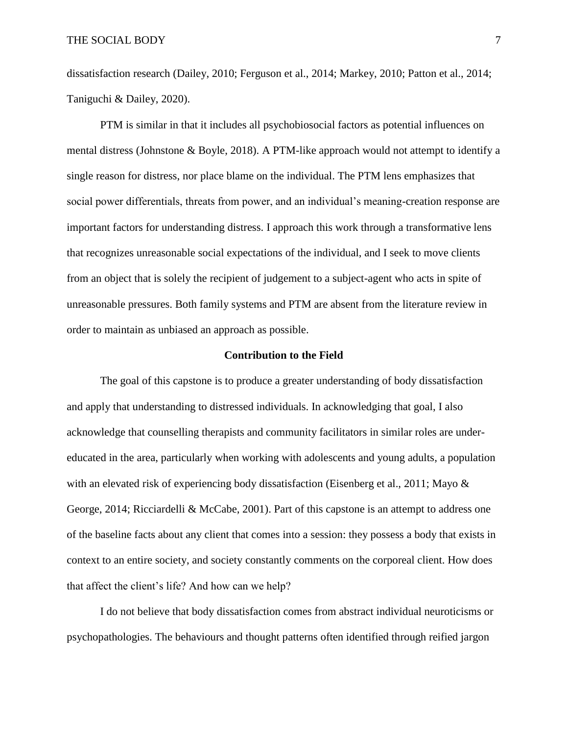dissatisfaction research (Dailey, 2010; Ferguson et al., 2014; Markey, 2010; Patton et al., 2014; Taniguchi & Dailey, 2020).

PTM is similar in that it includes all psychobiosocial factors as potential influences on mental distress (Johnstone & Boyle, 2018). A PTM-like approach would not attempt to identify a single reason for distress, nor place blame on the individual. The PTM lens emphasizes that social power differentials, threats from power, and an individual's meaning-creation response are important factors for understanding distress. I approach this work through a transformative lens that recognizes unreasonable social expectations of the individual, and I seek to move clients from an object that is solely the recipient of judgement to a subject-agent who acts in spite of unreasonable pressures. Both family systems and PTM are absent from the literature review in order to maintain as unbiased an approach as possible.

## Contribution to the Field

The goal of this capstone is to produce a greater understanding of body dissatisfaction and apply that understanding to distressed individuals. In acknowledging that goal, I also acknowledge that counselling therapists and community facilitators in similar roles are under-educated in the area, particularly when working with adolescents and young adults, a population with an elevated risk of experiencing body dissatisfaction (Eisenberg et al., 2011; Mayo & George, 2014; Ricciardelli & McCabe, 2001). Part of this capstone is an attempt to address one of the baseline facts about any client that comes into a session: they possess a body that exists in context to an entire society, and society constantly comments on the corporeal client. How does that affect the client's life? And how can we help?

I do not believe that body dissatisfaction comes from abstract individual neuroticisms or psychopathologies. The behaviours and thought patterns often identified through reified jargon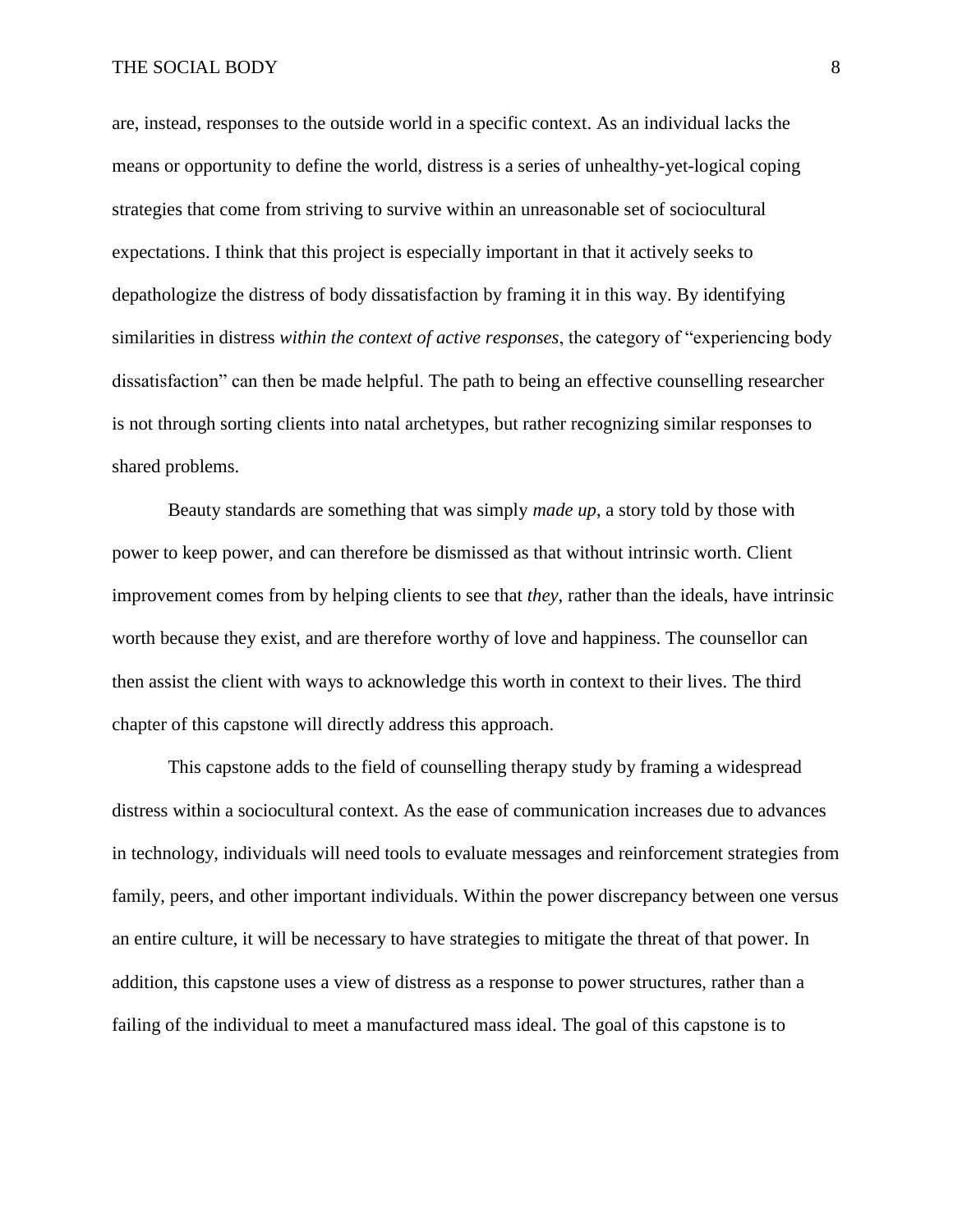are, instead, responses to the outside world in a specific context. As an individual lacks the means or opportunity to define the world, distress is a series of unhealthy-yet-logical coping strategies that come from striving to survive within an unreasonable set of sociocultural expectations. I think that this project is especially important in that it actively seeks to depathologize the distress of body dissatisfaction by framing it in this way. By identifying similarities in distress *within the context of active responses*, the category of "experiencing body dissatisfaction" can then be made helpful. The path to being an effective counselling researcher is not through sorting clients into natal archetypes, but rather recognizing similar responses to shared problems.

Beauty standards are something that was simply *made up*, a story told by those with power to keep power, and can therefore be dismissed as that without intrinsic worth. Client improvement comes from by helping clients to see that *they*, rather than the ideals, have intrinsic worth because they exist, and are therefore worthy of love and happiness. The counsellor can then assist the client with ways to acknowledge this worth in context to their lives. The third chapter of this capstone will directly address this approach.

This capstone adds to the field of counselling therapy study by framing a widespread distress within a sociocultural context. As the ease of communication increases due to advances in technology, individuals will need tools to evaluate messages and reinforcement strategies from family, peers, and other important individuals. Within the power discrepancy between one versus an entire culture, it will be necessary to have strategies to mitigate the threat of that power. In addition, this capstone uses a view of distress as a response to power structures, rather than a failing of the individual to meet a manufactured mass ideal. The goal of this capstone is to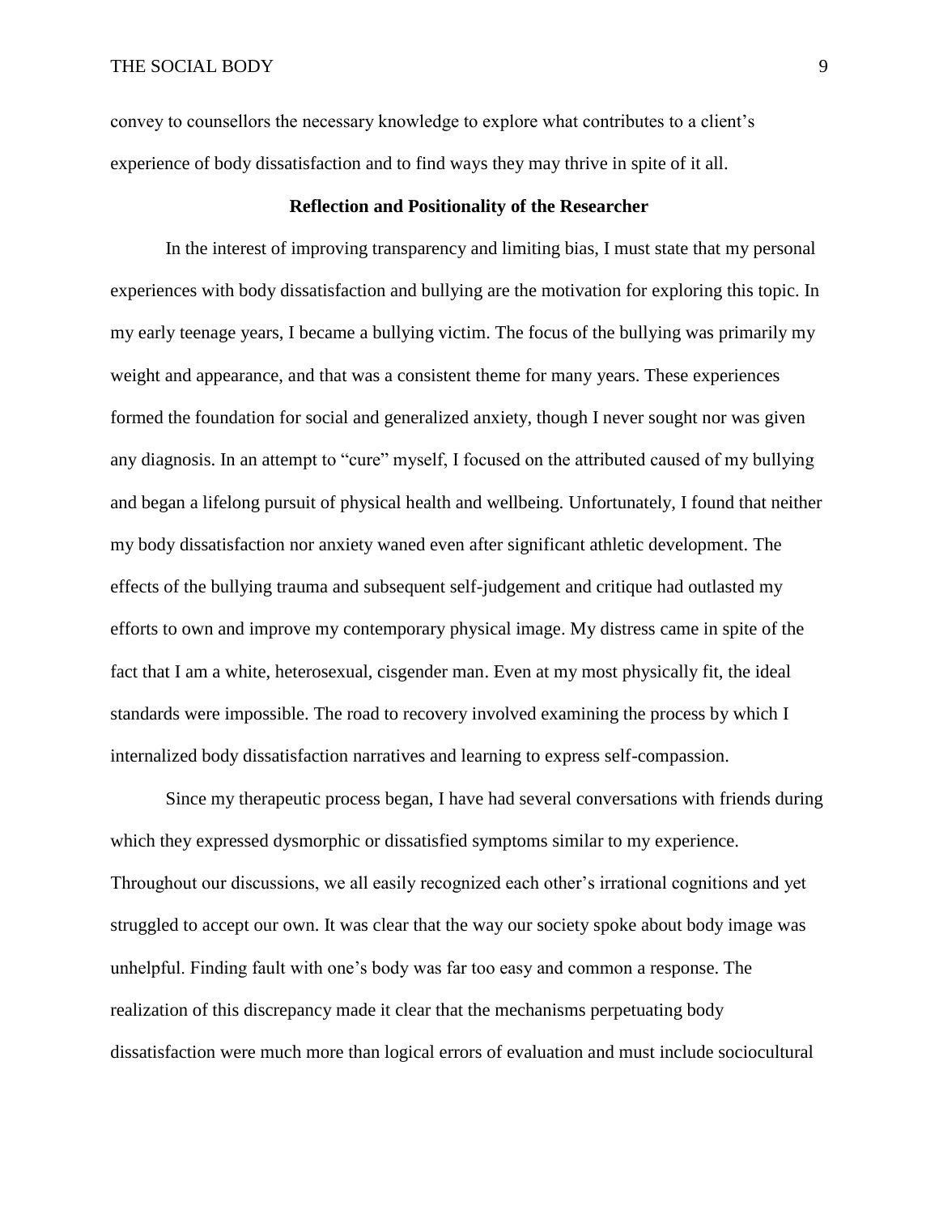convey to counsellors the necessary knowledge to explore what contributes to a client's experience of body dissatisfaction and to find ways they may thrive in spite of it all.

## Reflection and Positionality of the Researcher

In the interest of improving transparency and limiting bias, I must state that my personal experiences with body dissatisfaction and bullying are the motivation for exploring this topic. In my early teenage years, I became a bullying victim. The focus of the bullying was primarily my weight and appearance, and that was a consistent theme for many years. These experiences formed the foundation for social and generalized anxiety, though I never sought nor was given any diagnosis. In an attempt to "cure" myself, I focused on the attributed caused of my bullying and began a lifelong pursuit of physical health and wellbeing. Unfortunately, I found that neither my body dissatisfaction nor anxiety waned even after significant athletic development. The effects of the bullying trauma and subsequent self-judgement and critique had outlasted my efforts to own and improve my contemporary physical image. My distress came in spite of the fact that I am a white, heterosexual, cisgender man. Even at my most physically fit, the ideal standards were impossible. The road to recovery involved examining the process by which I internalized body dissatisfaction narratives and learning to express self-compassion.

Since my therapeutic process began, I have had several conversations with friends during which they expressed dysmorphic or dissatisfied symptoms similar to my experience. Throughout our discussions, we all easily recognized each other's irrational cognitions and yet struggled to accept our own. It was clear that the way our society spoke about body image was unhelpful. Finding fault with one's body was far too easy and common a response. The realization of this discrepancy made it clear that the mechanisms perpetuating body dissatisfaction were much more than logical errors of evaluation and must include sociocultural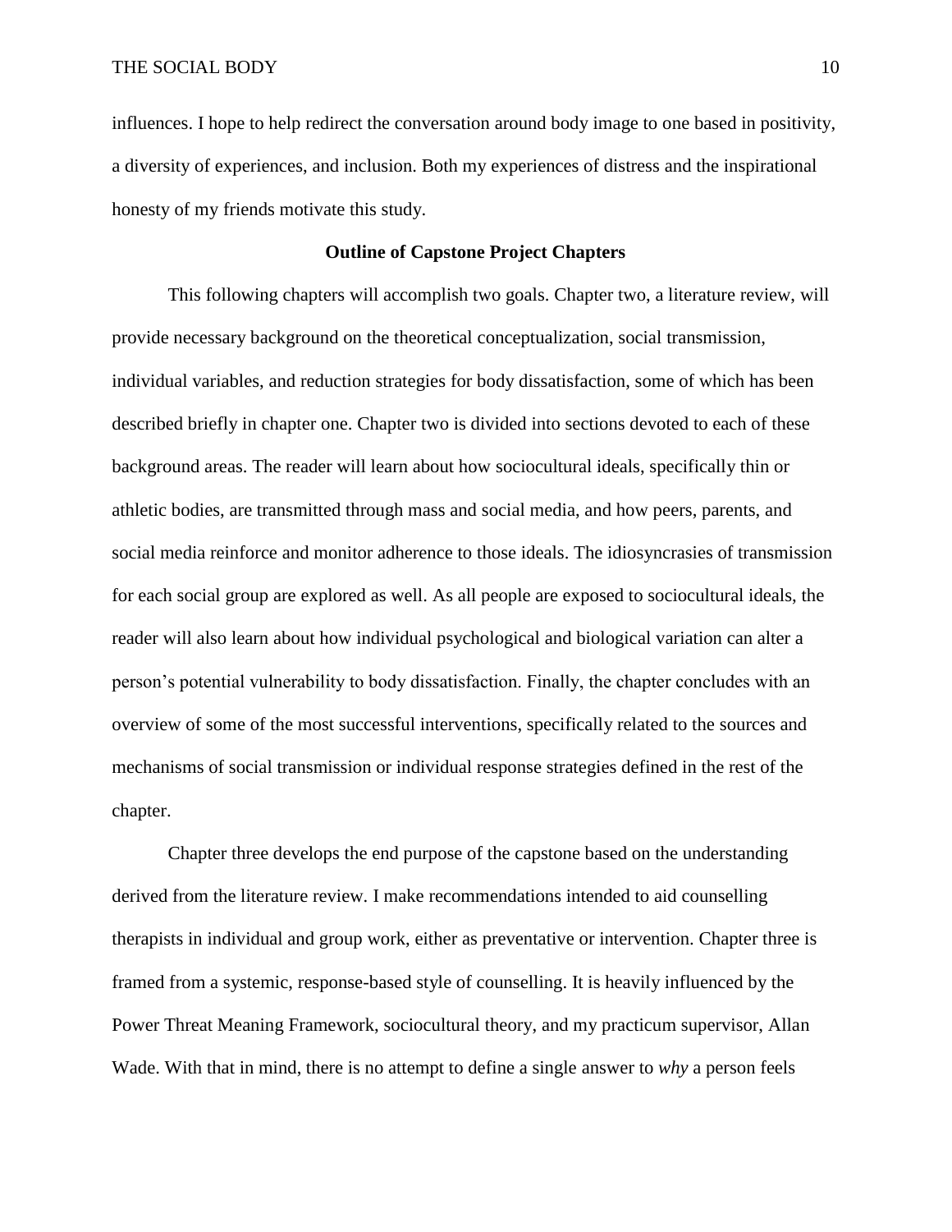influences. I hope to help redirect the conversation around body image to one based in positivity, a diversity of experiences, and inclusion. Both my experiences of distress and the inspirational honesty of my friends motivate this study.

## Outline of Capstone Project Chapters

This following chapters will accomplish two goals. Chapter two, a literature review, will provide necessary background on the theoretical conceptualization, social transmission, individual variables, and reduction strategies for body dissatisfaction, some of which has been described briefly in chapter one. Chapter two is divided into sections devoted to each of these background areas. The reader will learn about how sociocultural ideals, specifically thin or athletic bodies, are transmitted through mass and social media, and how peers, parents, and social media reinforce and monitor adherence to those ideals. The idiosyncrasies of transmission for each social group are explored as well. As all people are exposed to sociocultural ideals, the reader will also learn about how individual psychological and biological variation can alter a person's potential vulnerability to body dissatisfaction. Finally, the chapter concludes with an overview of some of the most successful interventions, specifically related to the sources and mechanisms of social transmission or individual response strategies defined in the rest of the chapter.

Chapter three develops the end purpose of the capstone based on the understanding derived from the literature review. I make recommendations intended to aid counselling therapists in individual and group work, either as preventative or intervention. Chapter three is framed from a systemic, response-based style of counselling. It is heavily influenced by the Power Threat Meaning Framework, sociocultural theory, and my practicum supervisor, Allan Wade. With that in mind, there is no attempt to define a single answer to *why* a person feels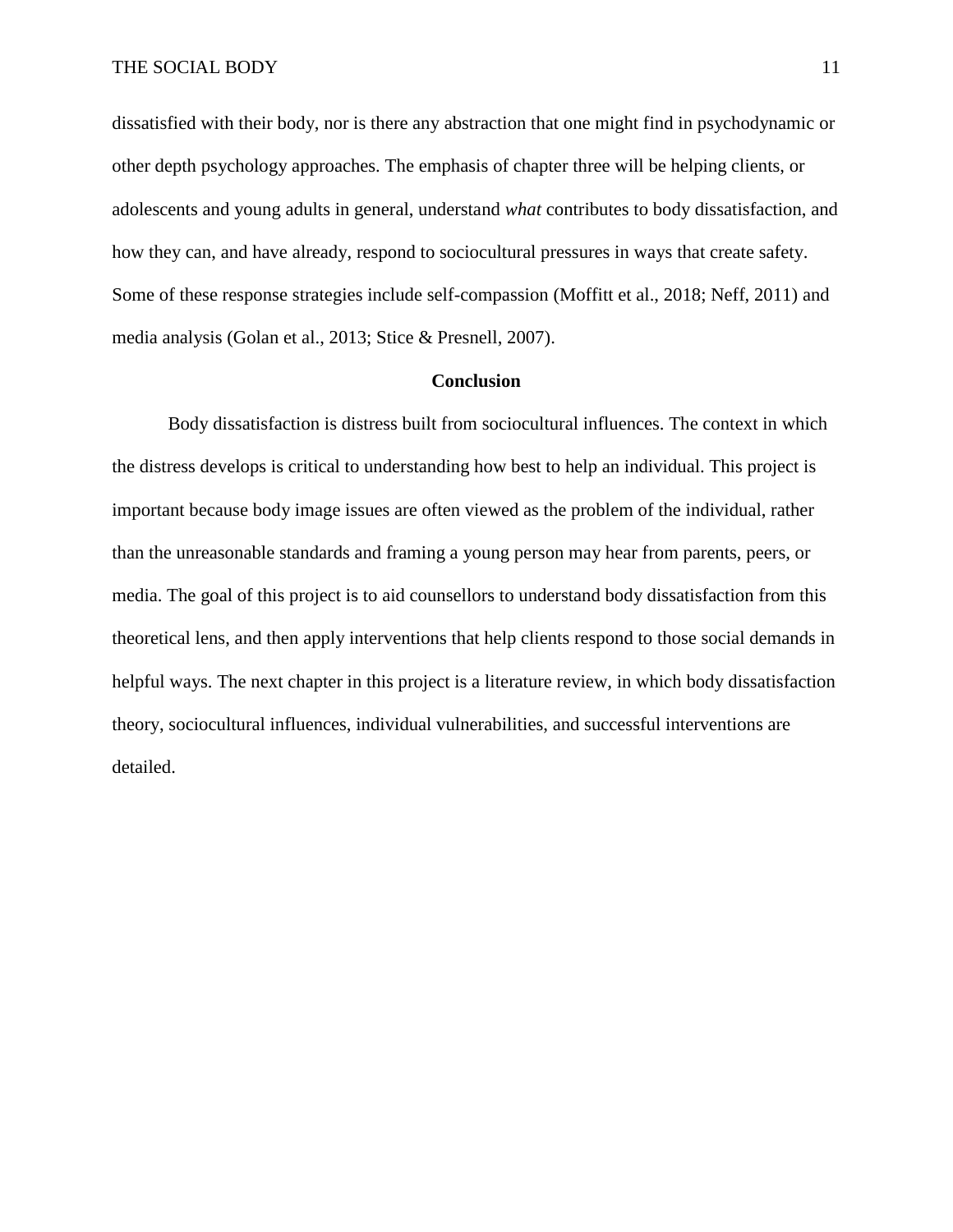dissatisfied with their body, nor is there any abstraction that one might find in psychodynamic or other depth psychology approaches. The emphasis of chapter three will be helping clients, or adolescents and young adults in general, understand *what* contributes to body dissatisfaction, and how they can, and have already, respond to sociocultural pressures in ways that create safety. Some of these response strategies include self-compassion (Moffitt et al., 2018; Neff, 2011) and media analysis (Golan et al., 2013; Stice & Presnell, 2007).

## Conclusion

Body dissatisfaction is distress built from sociocultural influences. The context in which the distress develops is critical to understanding how best to help an individual. This project is important because body image issues are often viewed as the problem of the individual, rather than the unreasonable standards and framing a young person may hear from parents, peers, or media. The goal of this project is to aid counsellors to understand body dissatisfaction from this theoretical lens, and then apply interventions that help clients respond to those social demands in helpful ways. The next chapter in this project is a literature review, in which body dissatisfaction theory, sociocultural influences, individual vulnerabilities, and successful interventions are detailed.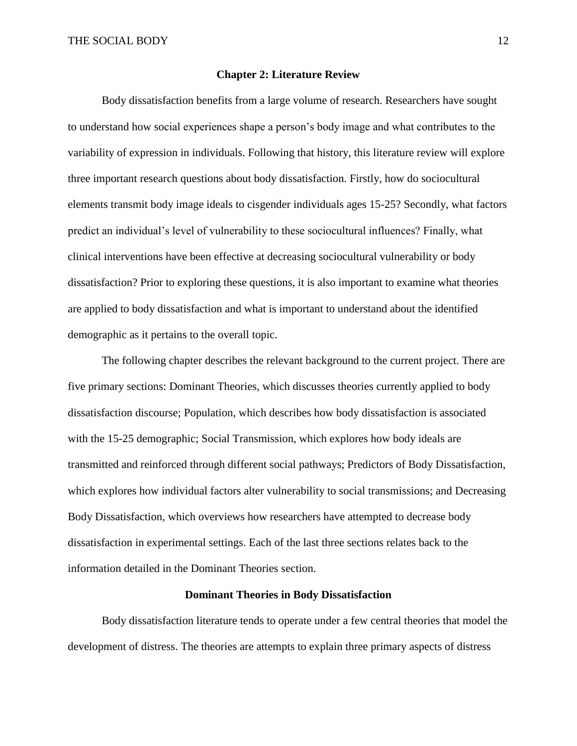## Chapter 2: Literature Review

Body dissatisfaction benefits from a large volume of research. Researchers have sought to understand how social experiences shape a person's body image and what contributes to the variability of expression in individuals. Following that history, this literature review will explore three important research questions about body dissatisfaction. Firstly, how do sociocultural elements transmit body image ideals to cisgender individuals ages 15-25? Secondly, what factors predict an individual's level of vulnerability to these sociocultural influences? Finally, what clinical interventions have been effective at decreasing sociocultural vulnerability or body dissatisfaction? Prior to exploring these questions, it is also important to examine what theories are applied to body dissatisfaction and what is important to understand about the identified demographic as it pertains to the overall topic.

The following chapter describes the relevant background to the current project. There are five primary sections: Dominant Theories, which discusses theories currently applied to body dissatisfaction discourse; Population, which describes how body dissatisfaction is associated with the 15-25 demographic; Social Transmission, which explores how body ideals are transmitted and reinforced through different social pathways; Predictors of Body Dissatisfaction, which explores how individual factors alter vulnerability to social transmissions; and Decreasing Body Dissatisfaction, which overviews how researchers have attempted to decrease body dissatisfaction in experimental settings. Each of the last three sections relates back to the information detailed in the Dominant Theories section.

### Dominant Theories in Body Dissatisfaction

Body dissatisfaction literature tends to operate under a few central theories that model the development of distress. The theories are attempts to explain three primary aspects of distress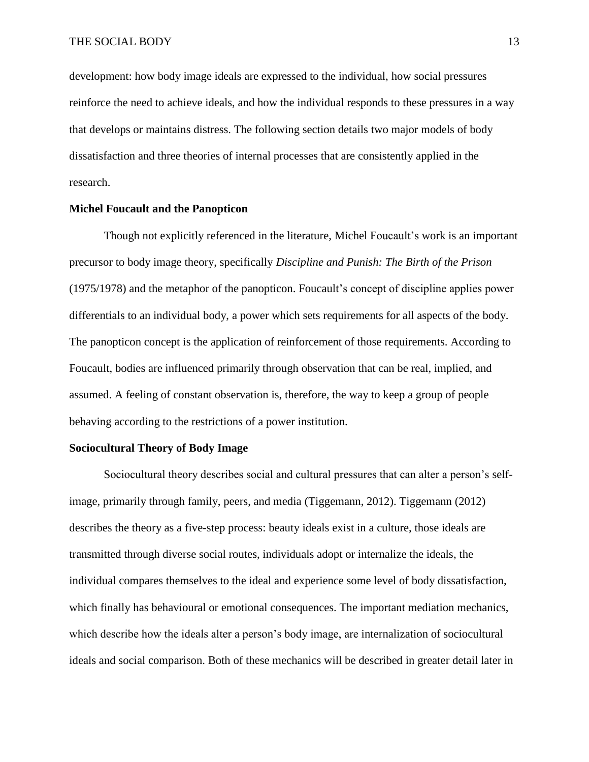development: how body image ideals are expressed to the individual, how social pressures reinforce the need to achieve ideals, and how the individual responds to these pressures in a way that develops or maintains distress. The following section details two major models of body dissatisfaction and three theories of internal processes that are consistently applied in the research.

## Michel Foucault and the Panopticon

Though not explicitly referenced in the literature, Michel Foucault's work is an important precursor to body image theory, specifically *Discipline and Punish: The Birth of the Prison* (1975/1978) and the metaphor of the panopticon. Foucault's concept of discipline applies power differentials to an individual body, a power which sets requirements for all aspects of the body. The panopticon concept is the application of reinforcement of those requirements. According to Foucault, bodies are influenced primarily through observation that can be real, implied, and assumed. A feeling of constant observation is, therefore, the way to keep a group of people behaving according to the restrictions of a power institution.

## Sociocultural Theory of Body Image

Sociocultural theory describes social and cultural pressures that can alter a person's self-image, primarily through family, peers, and media (Tiggemann, 2012). Tiggemann (2012) describes the theory as a five-step process: beauty ideals exist in a culture, those ideals are transmitted through diverse social routes, individuals adopt or internalize the ideals, the individual compares themselves to the ideal and experience some level of body dissatisfaction, which finally has behavioural or emotional consequences. The important mediation mechanics, which describe how the ideals alter a person's body image, are internalization of sociocultural ideals and social comparison. Both of these mechanics will be described in greater detail later in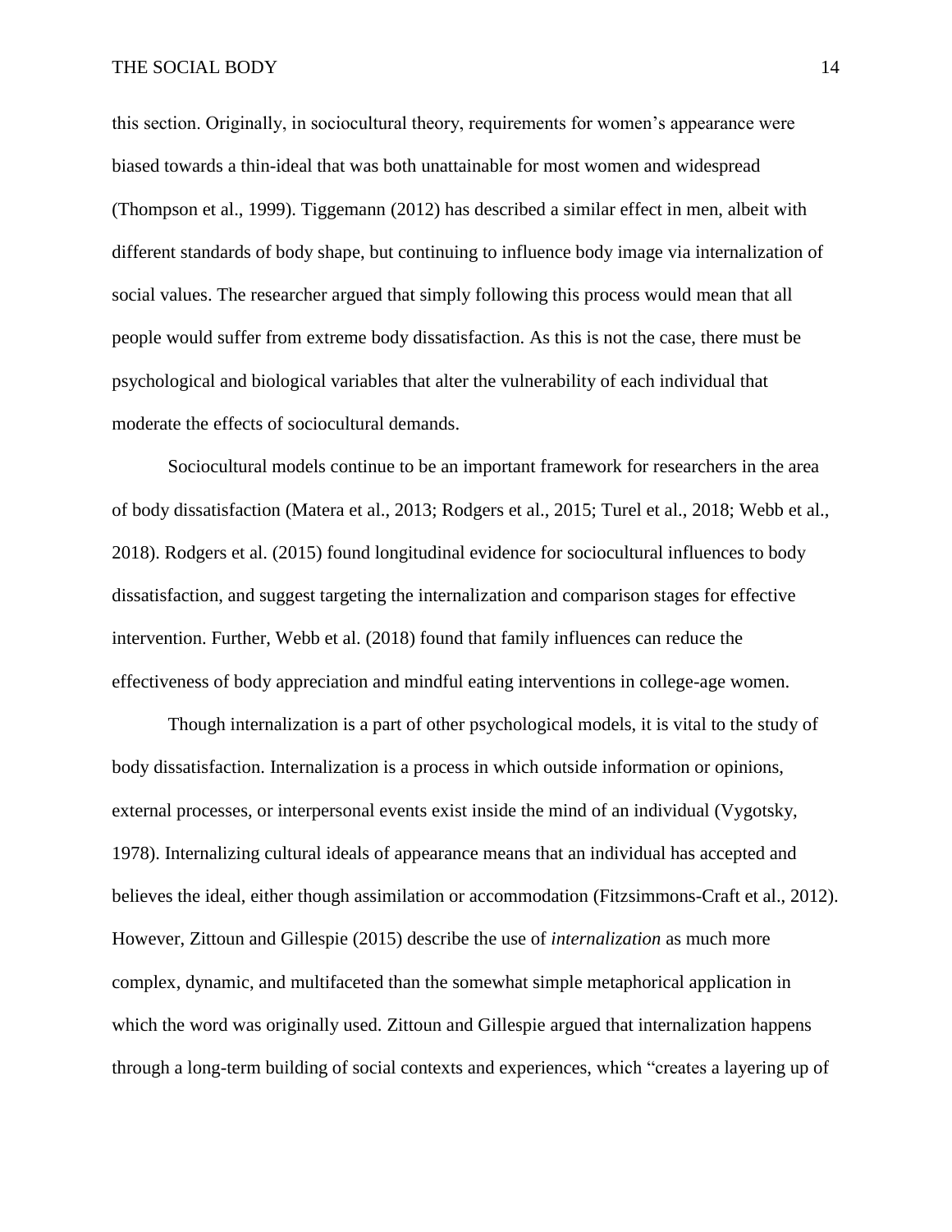this section. Originally, in sociocultural theory, requirements for women's appearance were biased towards a thin-ideal that was both unattainable for most women and widespread (Thompson et al., 1999). Tiggemann (2012) has described a similar effect in men, albeit with different standards of body shape, but continuing to influence body image via internalization of social values. The researcher argued that simply following this process would mean that all people would suffer from extreme body dissatisfaction. As this is not the case, there must be psychological and biological variables that alter the vulnerability of each individual that moderate the effects of sociocultural demands.

Sociocultural models continue to be an important framework for researchers in the area of body dissatisfaction (Matera et al., 2013; Rodgers et al., 2015; Turel et al., 2018; Webb et al., 2018). Rodgers et al. (2015) found longitudinal evidence for sociocultural influences to body dissatisfaction, and suggest targeting the internalization and comparison stages for effective intervention. Further, Webb et al. (2018) found that family influences can reduce the effectiveness of body appreciation and mindful eating interventions in college-age women.

Though internalization is a part of other psychological models, it is vital to the study of body dissatisfaction. Internalization is a process in which outside information or opinions, external processes, or interpersonal events exist inside the mind of an individual (Vygotsky, 1978). Internalizing cultural ideals of appearance means that an individual has accepted and believes the ideal, either though assimilation or accommodation (Fitzsimmons-Craft et al., 2012). However, Zittoun and Gillespie (2015) describe the use of *internalization* as much more complex, dynamic, and multifaceted than the somewhat simple metaphorical application in which the word was originally used. Zittoun and Gillespie argued that internalization happens through a long-term building of social contexts and experiences, which "creates a layering up of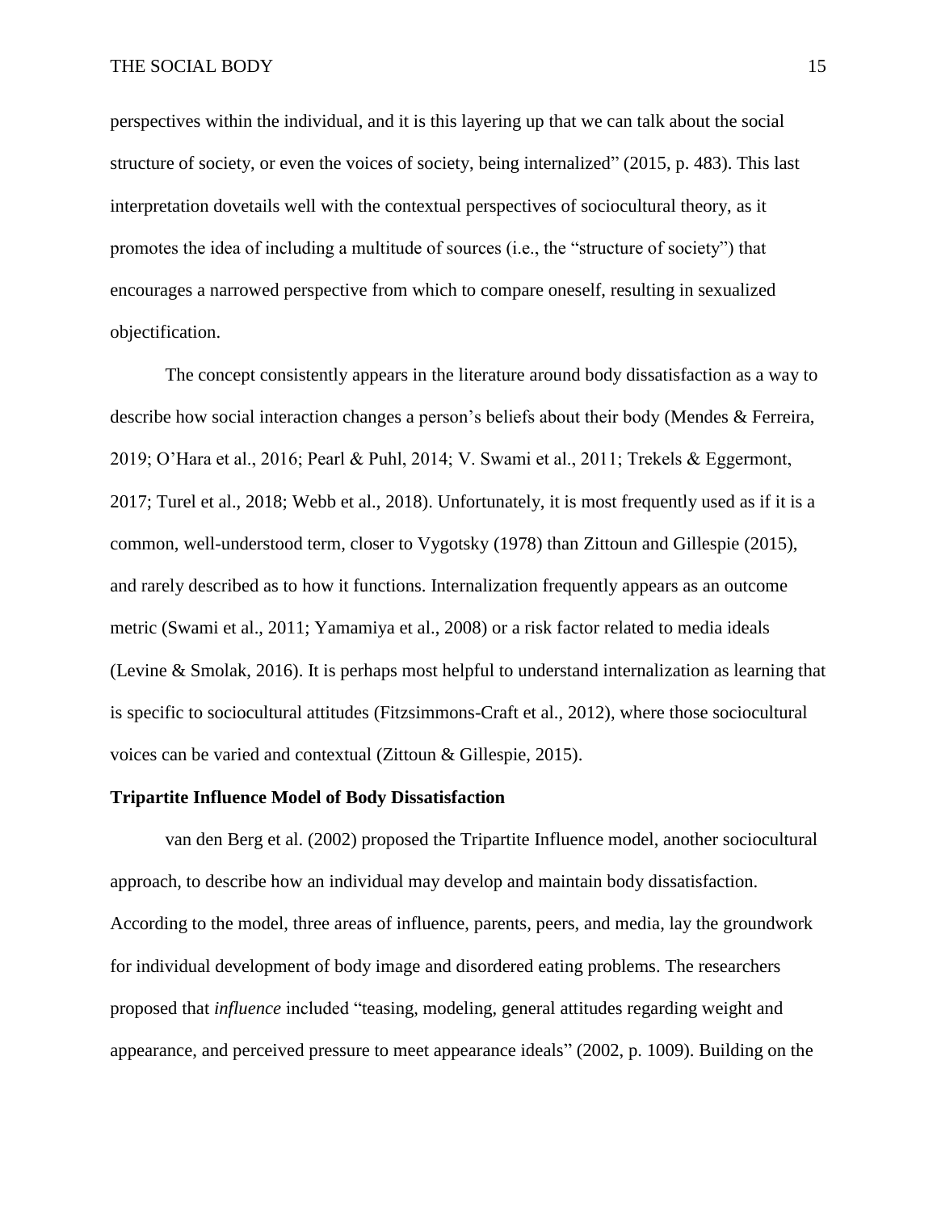perspectives within the individual, and it is this layering up that we can talk about the social structure of society, or even the voices of society, being internalized" (2015, p. 483). This last interpretation dovetails well with the contextual perspectives of sociocultural theory, as it promotes the idea of including a multitude of sources (i.e., the "structure of society") that encourages a narrowed perspective from which to compare oneself, resulting in sexualized objectification.

The concept consistently appears in the literature around body dissatisfaction as a way to describe how social interaction changes a person's beliefs about their body (Mendes & Ferreira, 2019; O'Hara et al., 2016; Pearl & Puhl, 2014; V. Swami et al., 2011; Trekels & Eggermont, 2017; Turel et al., 2018; Webb et al., 2018). Unfortunately, it is most frequently used as if it is a common, well-understood term, closer to Vygotsky (1978) than Zittoun and Gillespie (2015), and rarely described as to how it functions. Internalization frequently appears as an outcome metric (Swami et al., 2011; Yamamiya et al., 2008) or a risk factor related to media ideals (Levine & Smolak, 2016). It is perhaps most helpful to understand internalization as learning that is specific to sociocultural attitudes (Fitzsimmons-Craft et al., 2012), where those sociocultural voices can be varied and contextual (Zittoun & Gillespie, 2015).

## Tripartite Influence Model of Body Dissatisfaction

van den Berg et al. (2002) proposed the Tripartite Influence model, another sociocultural approach, to describe how an individual may develop and maintain body dissatisfaction. According to the model, three areas of influence, parents, peers, and media, lay the groundwork for individual development of body image and disordered eating problems. The researchers proposed that *influence* included "teasing, modeling, general attitudes regarding weight and appearance, and perceived pressure to meet appearance ideals" (2002, p. 1009). Building on the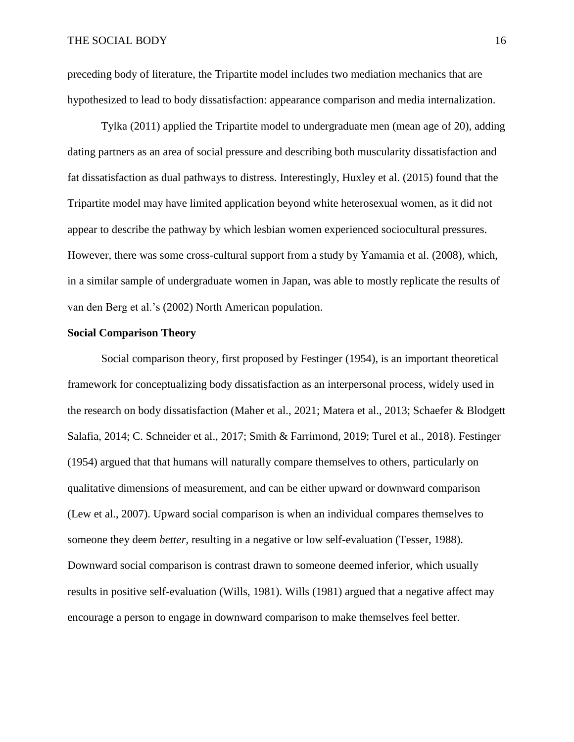preceding body of literature, the Tripartite model includes two mediation mechanics that are hypothesized to lead to body dissatisfaction: appearance comparison and media internalization.

Tylka (2011) applied the Tripartite model to undergraduate men (mean age of 20), adding dating partners as an area of social pressure and describing both muscularity dissatisfaction and fat dissatisfaction as dual pathways to distress. Interestingly, Huxley et al. (2015) found that the Tripartite model may have limited application beyond white heterosexual women, as it did not appear to describe the pathway by which lesbian women experienced sociocultural pressures. However, there was some cross-cultural support from a study by Yamamia et al. (2008), which, in a similar sample of undergraduate women in Japan, was able to mostly replicate the results of van den Berg et al.'s (2002) North American population.

**Social Comparison Theory**

Social comparison theory, first proposed by Festinger (1954), is an important theoretical framework for conceptualizing body dissatisfaction as an interpersonal process, widely used in the research on body dissatisfaction (Maher et al., 2021; Matera et al., 2013; Schaefer & Blodgett Salafia, 2014; C. Schneider et al., 2017; Smith & Farrimond, 2019; Turel et al., 2018). Festinger (1954) argued that that humans will naturally compare themselves to others, particularly on qualitative dimensions of measurement, and can be either upward or downward comparison (Lew et al., 2007). Upward social comparison is when an individual compares themselves to someone they deem *better*, resulting in a negative or low self-evaluation (Tesser, 1988). Downward social comparison is contrast drawn to someone deemed inferior, which usually results in positive self-evaluation (Wills, 1981). Wills (1981) argued that a negative affect may encourage a person to engage in downward comparison to make themselves feel better.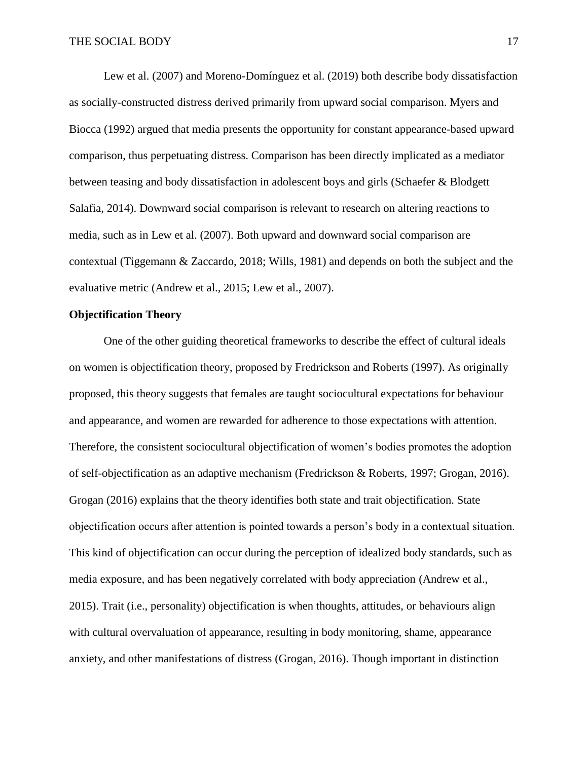Lew et al. (2007) and Moreno-Domínguez et al. (2019) both describe body dissatisfaction as socially-constructed distress derived primarily from upward social comparison. Myers and Biocca (1992) argued that media presents the opportunity for constant appearance-based upward comparison, thus perpetuating distress. Comparison has been directly implicated as a mediator between teasing and body dissatisfaction in adolescent boys and girls (Schaefer & Blodgett Salafia, 2014). Downward social comparison is relevant to research on altering reactions to media, such as in Lew et al. (2007). Both upward and downward social comparison are contextual (Tiggemann & Zaccardo, 2018; Wills, 1981) and depends on both the subject and the evaluative metric (Andrew et al., 2015; Lew et al., 2007).

**Objectification Theory**

One of the other guiding theoretical frameworks to describe the effect of cultural ideals on women is objectification theory, proposed by Fredrickson and Roberts (1997). As originally proposed, this theory suggests that females are taught sociocultural expectations for behaviour and appearance, and women are rewarded for adherence to those expectations with attention. Therefore, the consistent sociocultural objectification of women's bodies promotes the adoption of self-objectification as an adaptive mechanism (Fredrickson & Roberts, 1997; Grogan, 2016). Grogan (2016) explains that the theory identifies both state and trait objectification. State objectification occurs after attention is pointed towards a person's body in a contextual situation. This kind of objectification can occur during the perception of idealized body standards, such as media exposure, and has been negatively correlated with body appreciation (Andrew et al., 2015). Trait (i.e., personality) objectification is when thoughts, attitudes, or behaviours align with cultural overvaluation of appearance, resulting in body monitoring, shame, appearance anxiety, and other manifestations of distress (Grogan, 2016). Though important in distinction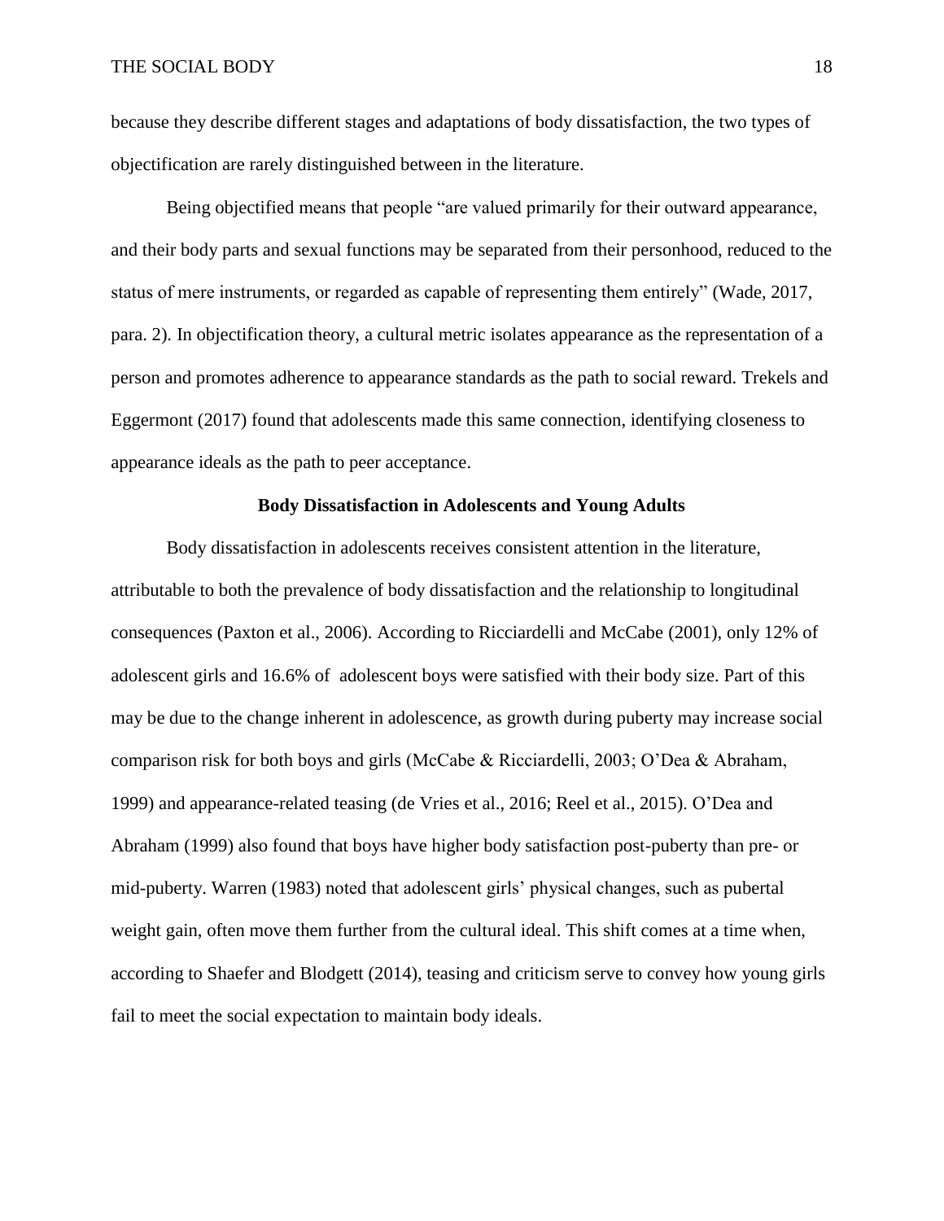because they describe different stages and adaptations of body dissatisfaction, the two types of objectification are rarely distinguished between in the literature.

Being objectified means that people "are valued primarily for their outward appearance, and their body parts and sexual functions may be separated from their personhood, reduced to the status of mere instruments, or regarded as capable of representing them entirely" (Wade, 2017, para. 2). In objectification theory, a cultural metric isolates appearance as the representation of a person and promotes adherence to appearance standards as the path to social reward. Trekels and Eggermont (2017) found that adolescents made this same connection, identifying closeness to appearance ideals as the path to peer acceptance.

## Body Dissatisfaction in Adolescents and Young Adults

Body dissatisfaction in adolescents receives consistent attention in the literature, attributable to both the prevalence of body dissatisfaction and the relationship to longitudinal consequences (Paxton et al., 2006). According to Ricciardelli and McCabe (2001), only 12% of adolescent girls and 16.6% of adolescent boys were satisfied with their body size. Part of this may be due to the change inherent in adolescence, as growth during puberty may increase social comparison risk for both boys and girls (McCabe & Ricciardelli, 2003; O'Dea & Abraham, 1999) and appearance-related teasing (de Vries et al., 2016; Reel et al., 2015). O'Dea and Abraham (1999) also found that boys have higher body satisfaction post-puberty than pre- or mid-puberty. Warren (1983) noted that adolescent girls' physical changes, such as pubertal weight gain, often move them further from the cultural ideal. This shift comes at a time when, according to Shaefer and Blodgett (2014), teasing and criticism serve to convey how young girls fail to meet the social expectation to maintain body ideals.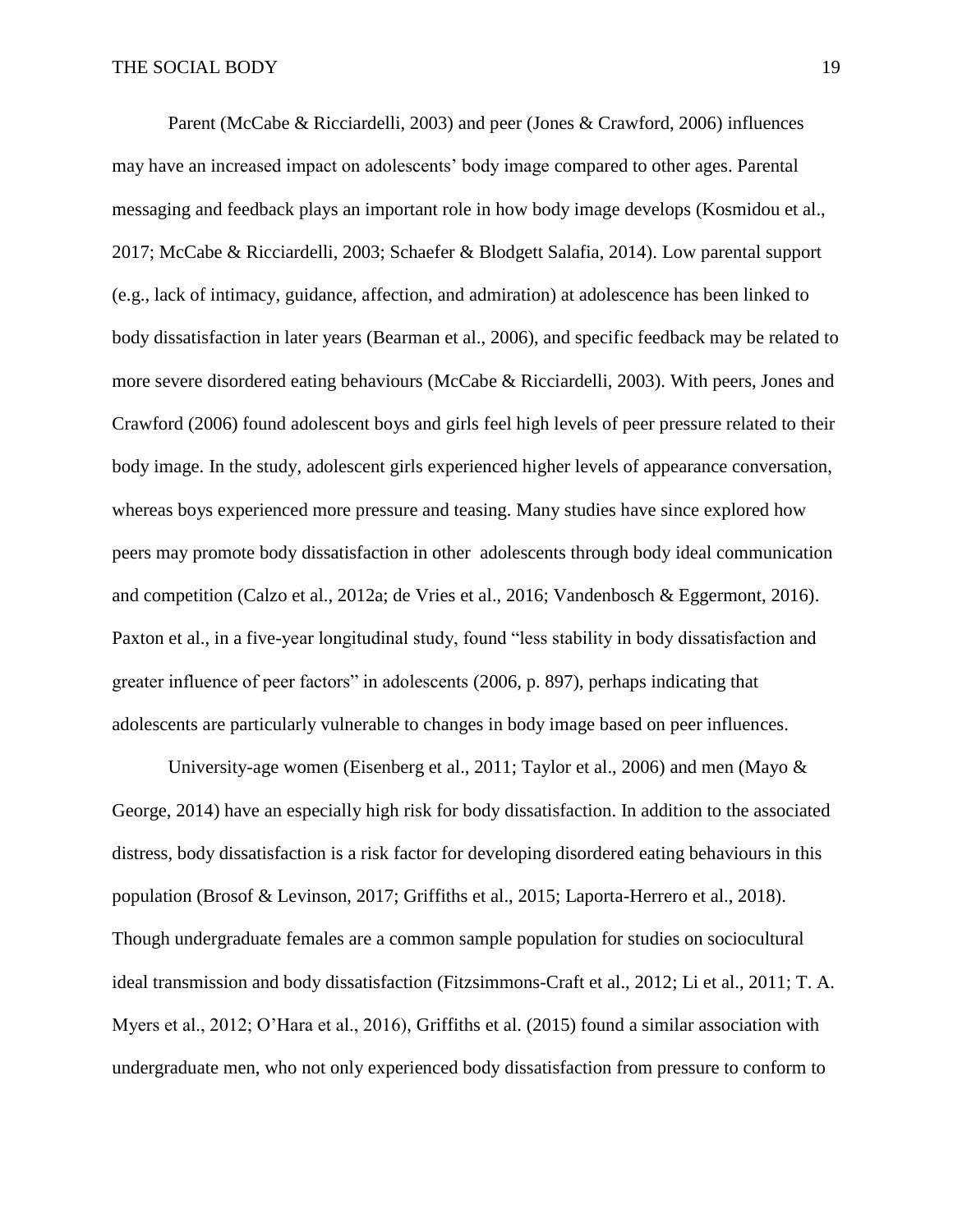Parent (McCabe & Ricciardelli, 2003) and peer (Jones & Crawford, 2006) influences may have an increased impact on adolescents' body image compared to other ages. Parental messaging and feedback plays an important role in how body image develops (Kosmidou et al., 2017; McCabe & Ricciardelli, 2003; Schaefer & Blodgett Salafia, 2014). Low parental support (e.g., lack of intimacy, guidance, affection, and admiration) at adolescence has been linked to body dissatisfaction in later years (Bearman et al., 2006), and specific feedback may be related to more severe disordered eating behaviours (McCabe & Ricciardelli, 2003). With peers, Jones and Crawford (2006) found adolescent boys and girls feel high levels of peer pressure related to their body image. In the study, adolescent girls experienced higher levels of appearance conversation, whereas boys experienced more pressure and teasing. Many studies have since explored how peers may promote body dissatisfaction in other adolescents through body ideal communication and competition (Calzo et al., 2012a; de Vries et al., 2016; Vandenbosch & Eggermont, 2016). Paxton et al., in a five-year longitudinal study, found "less stability in body dissatisfaction and greater influence of peer factors" in adolescents (2006, p. 897), perhaps indicating that adolescents are particularly vulnerable to changes in body image based on peer influences.

University-age women (Eisenberg et al., 2011; Taylor et al., 2006) and men (Mayo & George, 2014) have an especially high risk for body dissatisfaction. In addition to the associated distress, body dissatisfaction is a risk factor for developing disordered eating behaviours in this population (Brosof & Levinson, 2017; Griffiths et al., 2015; Laporta-Herrero et al., 2018). Though undergraduate females are a common sample population for studies on sociocultural ideal transmission and body dissatisfaction (Fitzsimmons-Craft et al., 2012; Li et al., 2011; T. A. Myers et al., 2012; O'Hara et al., 2016), Griffiths et al. (2015) found a similar association with undergraduate men, who not only experienced body dissatisfaction from pressure to conform to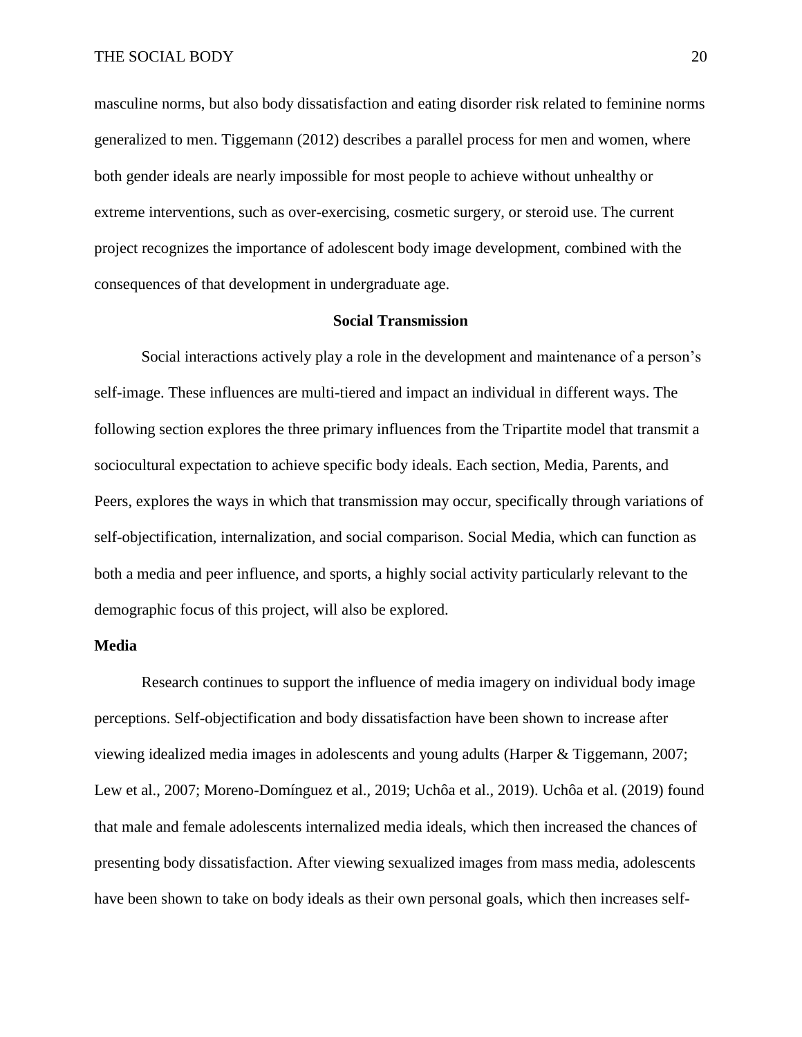masculine norms, but also body dissatisfaction and eating disorder risk related to feminine norms generalized to men. Tiggemann (2012) describes a parallel process for men and women, where both gender ideals are nearly impossible for most people to achieve without unhealthy or extreme interventions, such as over-exercising, cosmetic surgery, or steroid use. The current project recognizes the importance of adolescent body image development, combined with the consequences of that development in undergraduate age.

## Social Transmission

Social interactions actively play a role in the development and maintenance of a person's self-image. These influences are multi-tiered and impact an individual in different ways. The following section explores the three primary influences from the Tripartite model that transmit a sociocultural expectation to achieve specific body ideals. Each section, Media, Parents, and Peers, explores the ways in which that transmission may occur, specifically through variations of self-objectification, internalization, and social comparison. Social Media, which can function as both a media and peer influence, and sports, a highly social activity particularly relevant to the demographic focus of this project, will also be explored.

### Media

Research continues to support the influence of media imagery on individual body image perceptions. Self-objectification and body dissatisfaction have been shown to increase after viewing idealized media images in adolescents and young adults (Harper & Tiggemann, 2007; Lew et al., 2007; Moreno-Domínguez et al., 2019; Uchôa et al., 2019). Uchôa et al. (2019) found that male and female adolescents internalized media ideals, which then increased the chances of presenting body dissatisfaction. After viewing sexualized images from mass media, adolescents have been shown to take on body ideals as their own personal goals, which then increases self-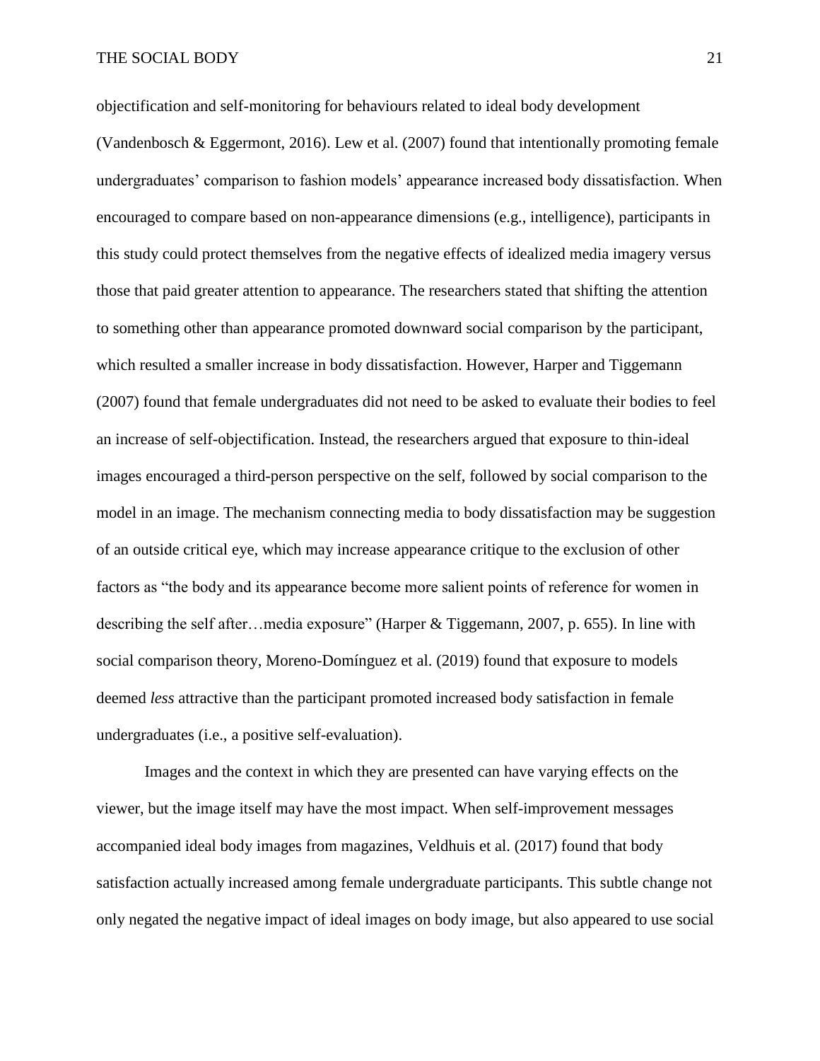objectification and self-monitoring for behaviours related to ideal body development (Vandenbosch & Eggermont, 2016). Lew et al. (2007) found that intentionally promoting female undergraduates' comparison to fashion models' appearance increased body dissatisfaction. When encouraged to compare based on non-appearance dimensions (e.g., intelligence), participants in this study could protect themselves from the negative effects of idealized media imagery versus those that paid greater attention to appearance. The researchers stated that shifting the attention to something other than appearance promoted downward social comparison by the participant, which resulted a smaller increase in body dissatisfaction. However, Harper and Tiggemann (2007) found that female undergraduates did not need to be asked to evaluate their bodies to feel an increase of self-objectification. Instead, the researchers argued that exposure to thin-ideal images encouraged a third-person perspective on the self, followed by social comparison to the model in an image. The mechanism connecting media to body dissatisfaction may be suggestion of an outside critical eye, which may increase appearance critique to the exclusion of other factors as "the body and its appearance become more salient points of reference for women in describing the self after…media exposure" (Harper & Tiggemann, 2007, p. 655). In line with social comparison theory, Moreno-Domínguez et al. (2019) found that exposure to models deemed *less* attractive than the participant promoted increased body satisfaction in female undergraduates (i.e., a positive self-evaluation).

Images and the context in which they are presented can have varying effects on the viewer, but the image itself may have the most impact. When self-improvement messages accompanied ideal body images from magazines, Veldhuis et al. (2017) found that body satisfaction actually increased among female undergraduate participants. This subtle change not only negated the negative impact of ideal images on body image, but also appeared to use social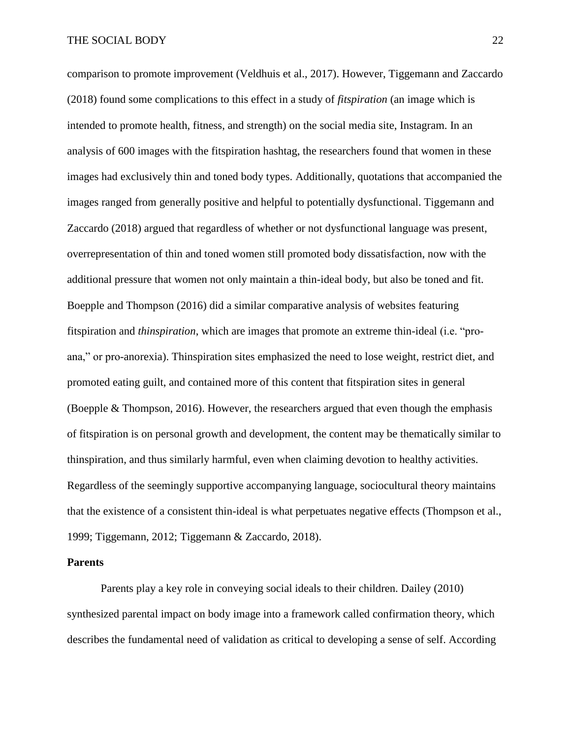comparison to promote improvement (Veldhuis et al., 2017). However, Tiggemann and Zaccardo (2018) found some complications to this effect in a study of *fitspiration* (an image which is intended to promote health, fitness, and strength) on the social media site, Instagram. In an analysis of 600 images with the fitspiration hashtag, the researchers found that women in these images had exclusively thin and toned body types. Additionally, quotations that accompanied the images ranged from generally positive and helpful to potentially dysfunctional. Tiggemann and Zaccardo (2018) argued that regardless of whether or not dysfunctional language was present, overrepresentation of thin and toned women still promoted body dissatisfaction, now with the additional pressure that women not only maintain a thin-ideal body, but also be toned and fit. Boepple and Thompson (2016) did a similar comparative analysis of websites featuring fitspiration and *thinspiration*, which are images that promote an extreme thin-ideal (i.e. "pro-ana," or pro-anorexia). Thinspiration sites emphasized the need to lose weight, restrict diet, and promoted eating guilt, and contained more of this content that fitspiration sites in general (Boepple & Thompson, 2016). However, the researchers argued that even though the emphasis of fitspiration is on personal growth and development, the content may be thematically similar to thinspiration, and thus similarly harmful, even when claiming devotion to healthy activities. Regardless of the seemingly supportive accompanying language, sociocultural theory maintains that the existence of a consistent thin-ideal is what perpetuates negative effects (Thompson et al., 1999; Tiggemann, 2012; Tiggemann & Zaccardo, 2018).

**Parents**

Parents play a key role in conveying social ideals to their children. Dailey (2010) synthesized parental impact on body image into a framework called confirmation theory, which describes the fundamental need of validation as critical to developing a sense of self. According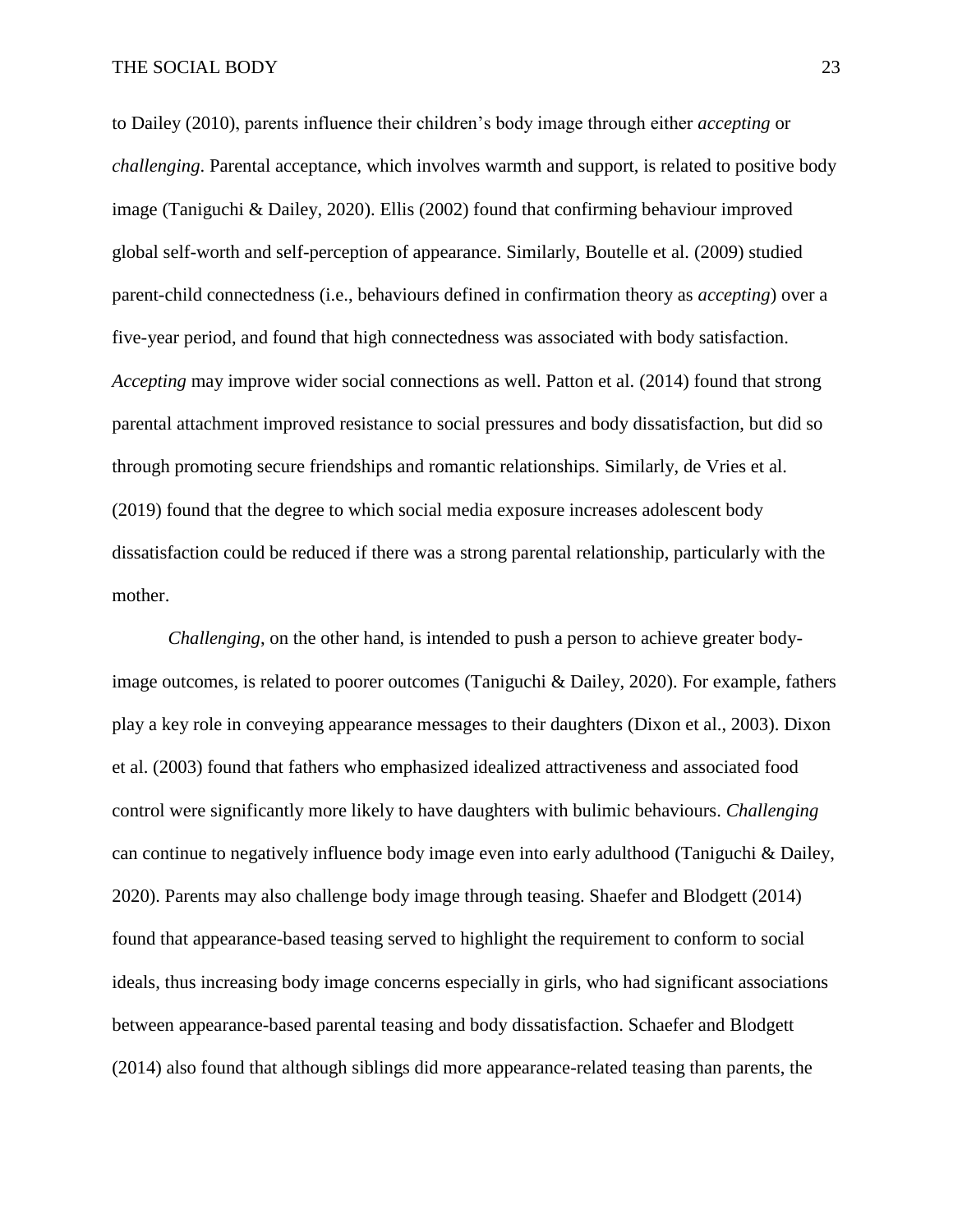to Dailey (2010), parents influence their children's body image through either *accepting* or *challenging*. Parental acceptance, which involves warmth and support, is related to positive body image (Taniguchi & Dailey, 2020). Ellis (2002) found that confirming behaviour improved global self-worth and self-perception of appearance. Similarly, Boutelle et al. (2009) studied parent-child connectedness (i.e., behaviours defined in confirmation theory as *accepting*) over a five-year period, and found that high connectedness was associated with body satisfaction. *Accepting* may improve wider social connections as well. Patton et al. (2014) found that strong parental attachment improved resistance to social pressures and body dissatisfaction, but did so through promoting secure friendships and romantic relationships. Similarly, de Vries et al. (2019) found that the degree to which social media exposure increases adolescent body dissatisfaction could be reduced if there was a strong parental relationship, particularly with the mother.

*Challenging*, on the other hand, is intended to push a person to achieve greater body-image outcomes, is related to poorer outcomes (Taniguchi & Dailey, 2020). For example, fathers play a key role in conveying appearance messages to their daughters (Dixon et al., 2003). Dixon et al. (2003) found that fathers who emphasized idealized attractiveness and associated food control were significantly more likely to have daughters with bulimic behaviours. *Challenging* can continue to negatively influence body image even into early adulthood (Taniguchi & Dailey, 2020). Parents may also challenge body image through teasing. Shaefer and Blodgett (2014) found that appearance-based teasing served to highlight the requirement to conform to social ideals, thus increasing body image concerns especially in girls, who had significant associations between appearance-based parental teasing and body dissatisfaction. Schaefer and Blodgett (2014) also found that although siblings did more appearance-related teasing than parents, the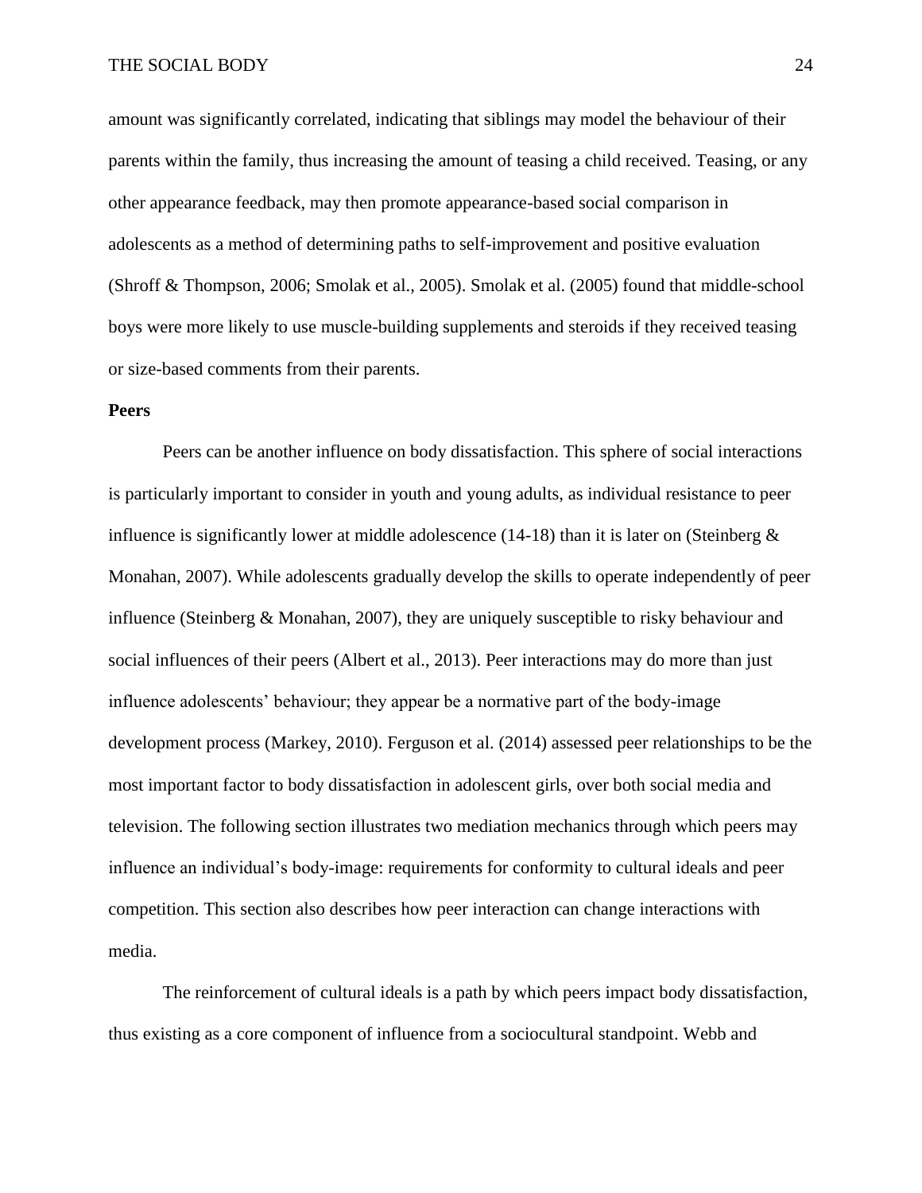amount was significantly correlated, indicating that siblings may model the behaviour of their parents within the family, thus increasing the amount of teasing a child received. Teasing, or any other appearance feedback, may then promote appearance-based social comparison in adolescents as a method of determining paths to self-improvement and positive evaluation (Shroff & Thompson, 2006; Smolak et al., 2005). Smolak et al. (2005) found that middle-school boys were more likely to use muscle-building supplements and steroids if they received teasing or size-based comments from their parents.

**Peers**

Peers can be another influence on body dissatisfaction. This sphere of social interactions is particularly important to consider in youth and young adults, as individual resistance to peer influence is significantly lower at middle adolescence (14-18) than it is later on (Steinberg & Monahan, 2007). While adolescents gradually develop the skills to operate independently of peer influence (Steinberg & Monahan, 2007), they are uniquely susceptible to risky behaviour and social influences of their peers (Albert et al., 2013). Peer interactions may do more than just influence adolescents' behaviour; they appear be a normative part of the body-image development process (Markey, 2010). Ferguson et al. (2014) assessed peer relationships to be the most important factor to body dissatisfaction in adolescent girls, over both social media and television. The following section illustrates two mediation mechanics through which peers may influence an individual's body-image: requirements for conformity to cultural ideals and peer competition. This section also describes how peer interaction can change interactions with media.

The reinforcement of cultural ideals is a path by which peers impact body dissatisfaction, thus existing as a core component of influence from a sociocultural standpoint. Webb and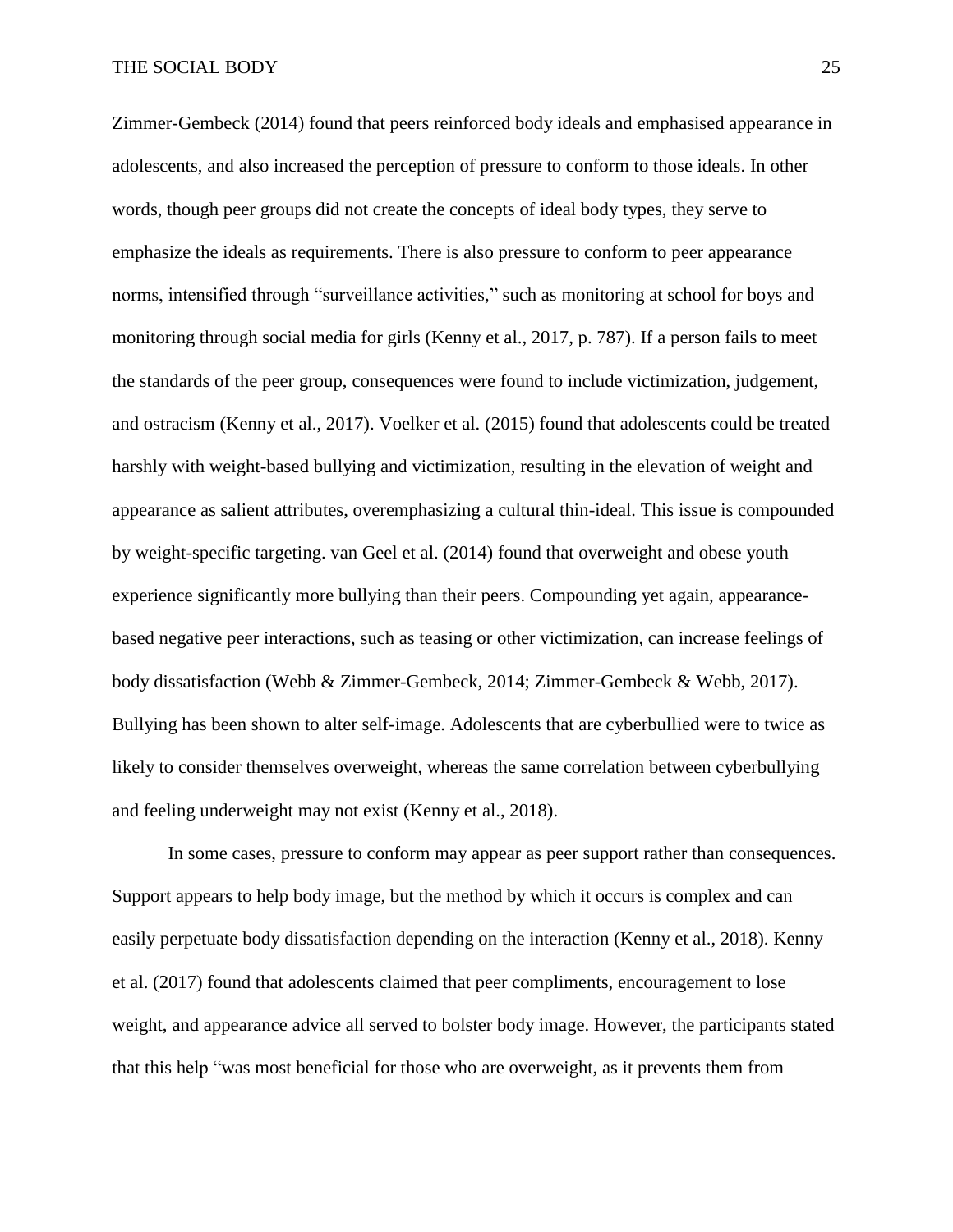Zimmer-Gembeck (2014) found that peers reinforced body ideals and emphasised appearance in adolescents, and also increased the perception of pressure to conform to those ideals. In other words, though peer groups did not create the concepts of ideal body types, they serve to emphasize the ideals as requirements. There is also pressure to conform to peer appearance norms, intensified through "surveillance activities," such as monitoring at school for boys and monitoring through social media for girls (Kenny et al., 2017, p. 787). If a person fails to meet the standards of the peer group, consequences were found to include victimization, judgement, and ostracism (Kenny et al., 2017). Voelker et al. (2015) found that adolescents could be treated harshly with weight-based bullying and victimization, resulting in the elevation of weight and appearance as salient attributes, overemphasizing a cultural thin-ideal. This issue is compounded by weight-specific targeting. van Geel et al. (2014) found that overweight and obese youth experience significantly more bullying than their peers. Compounding yet again, appearance-based negative peer interactions, such as teasing or other victimization, can increase feelings of body dissatisfaction (Webb & Zimmer-Gembeck, 2014; Zimmer-Gembeck & Webb, 2017). Bullying has been shown to alter self-image. Adolescents that are cyberbullied were to twice as likely to consider themselves overweight, whereas the same correlation between cyberbullying and feeling underweight may not exist (Kenny et al., 2018).

In some cases, pressure to conform may appear as peer support rather than consequences. Support appears to help body image, but the method by which it occurs is complex and can easily perpetuate body dissatisfaction depending on the interaction (Kenny et al., 2018). Kenny et al. (2017) found that adolescents claimed that peer compliments, encouragement to lose weight, and appearance advice all served to bolster body image. However, the participants stated that this help "was most beneficial for those who are overweight, as it prevents them from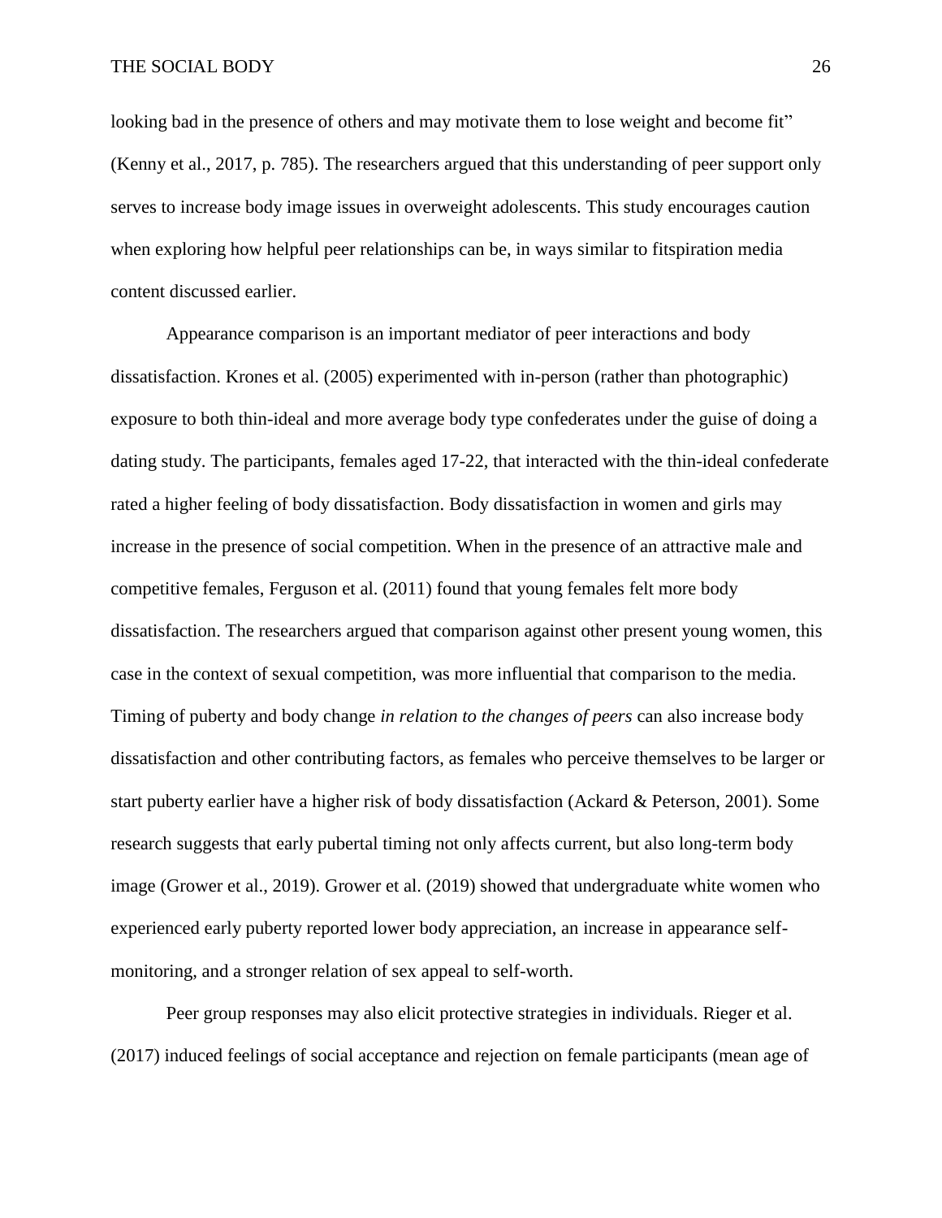looking bad in the presence of others and may motivate them to lose weight and become fit" (Kenny et al., 2017, p. 785). The researchers argued that this understanding of peer support only serves to increase body image issues in overweight adolescents. This study encourages caution when exploring how helpful peer relationships can be, in ways similar to fitspiration media content discussed earlier.

Appearance comparison is an important mediator of peer interactions and body dissatisfaction. Krones et al. (2005) experimented with in-person (rather than photographic) exposure to both thin-ideal and more average body type confederates under the guise of doing a dating study. The participants, females aged 17-22, that interacted with the thin-ideal confederate rated a higher feeling of body dissatisfaction. Body dissatisfaction in women and girls may increase in the presence of social competition. When in the presence of an attractive male and competitive females, Ferguson et al. (2011) found that young females felt more body dissatisfaction. The researchers argued that comparison against other present young women, this case in the context of sexual competition, was more influential that comparison to the media. Timing of puberty and body change *in relation to the changes of peers* can also increase body dissatisfaction and other contributing factors, as females who perceive themselves to be larger or start puberty earlier have a higher risk of body dissatisfaction (Ackard & Peterson, 2001). Some research suggests that early pubertal timing not only affects current, but also long-term body image (Grower et al., 2019). Grower et al. (2019) showed that undergraduate white women who experienced early puberty reported lower body appreciation, an increase in appearance self-monitoring, and a stronger relation of sex appeal to self-worth.

Peer group responses may also elicit protective strategies in individuals. Rieger et al. (2017) induced feelings of social acceptance and rejection on female participants (mean age of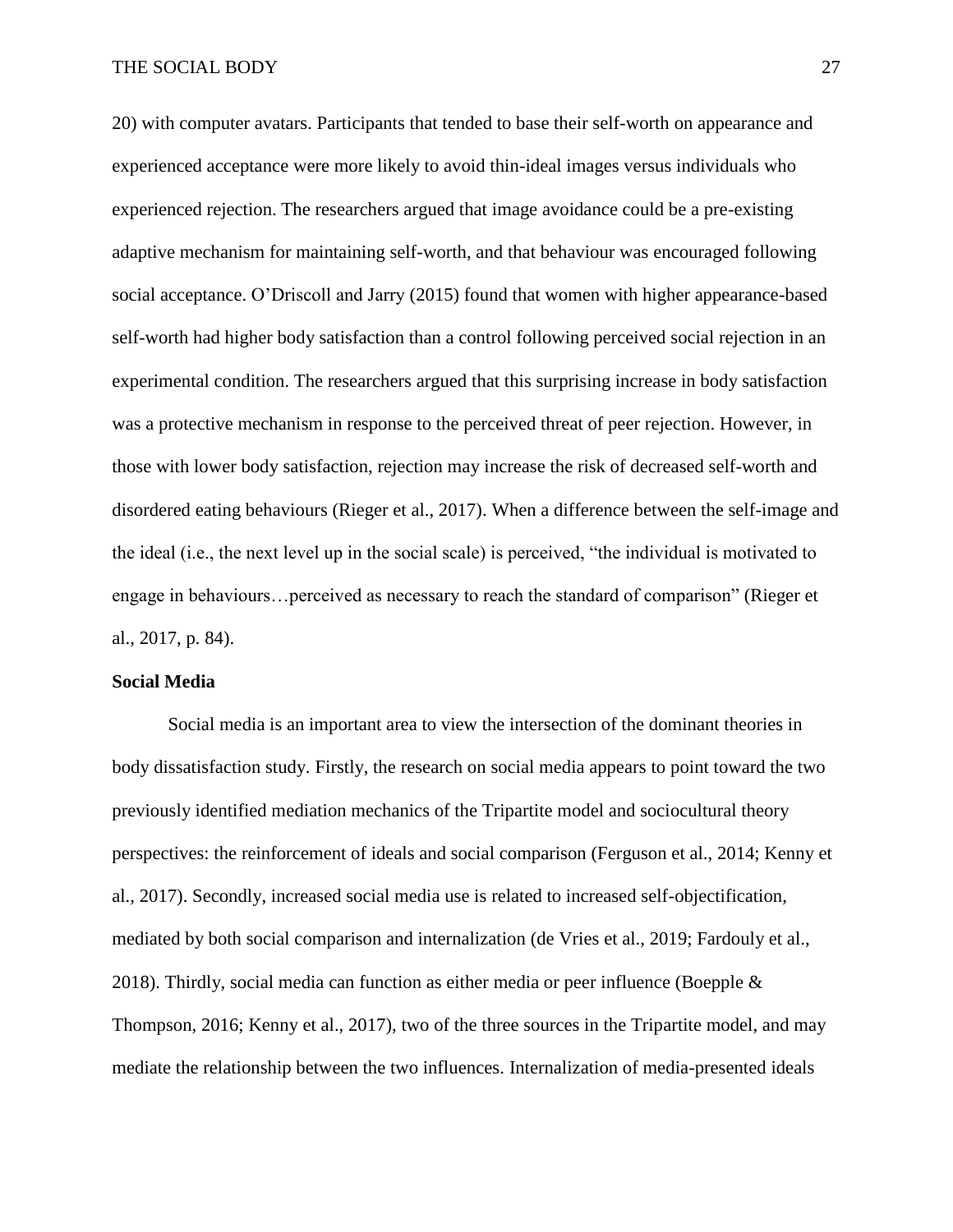20) with computer avatars. Participants that tended to base their self-worth on appearance and experienced acceptance were more likely to avoid thin-ideal images versus individuals who experienced rejection. The researchers argued that image avoidance could be a pre-existing adaptive mechanism for maintaining self-worth, and that behaviour was encouraged following social acceptance. O'Driscoll and Jarry (2015) found that women with higher appearance-based self-worth had higher body satisfaction than a control following perceived social rejection in an experimental condition. The researchers argued that this surprising increase in body satisfaction was a protective mechanism in response to the perceived threat of peer rejection. However, in those with lower body satisfaction, rejection may increase the risk of decreased self-worth and disordered eating behaviours (Rieger et al., 2017). When a difference between the self-image and the ideal (i.e., the next level up in the social scale) is perceived, "the individual is motivated to engage in behaviours…perceived as necessary to reach the standard of comparison" (Rieger et al., 2017, p. 84).

**Social Media**

Social media is an important area to view the intersection of the dominant theories in body dissatisfaction study. Firstly, the research on social media appears to point toward the two previously identified mediation mechanics of the Tripartite model and sociocultural theory perspectives: the reinforcement of ideals and social comparison (Ferguson et al., 2014; Kenny et al., 2017). Secondly, increased social media use is related to increased self-objectification, mediated by both social comparison and internalization (de Vries et al., 2019; Fardouly et al., 2018). Thirdly, social media can function as either media or peer influence (Boepple & Thompson, 2016; Kenny et al., 2017), two of the three sources in the Tripartite model, and may mediate the relationship between the two influences. Internalization of media-presented ideals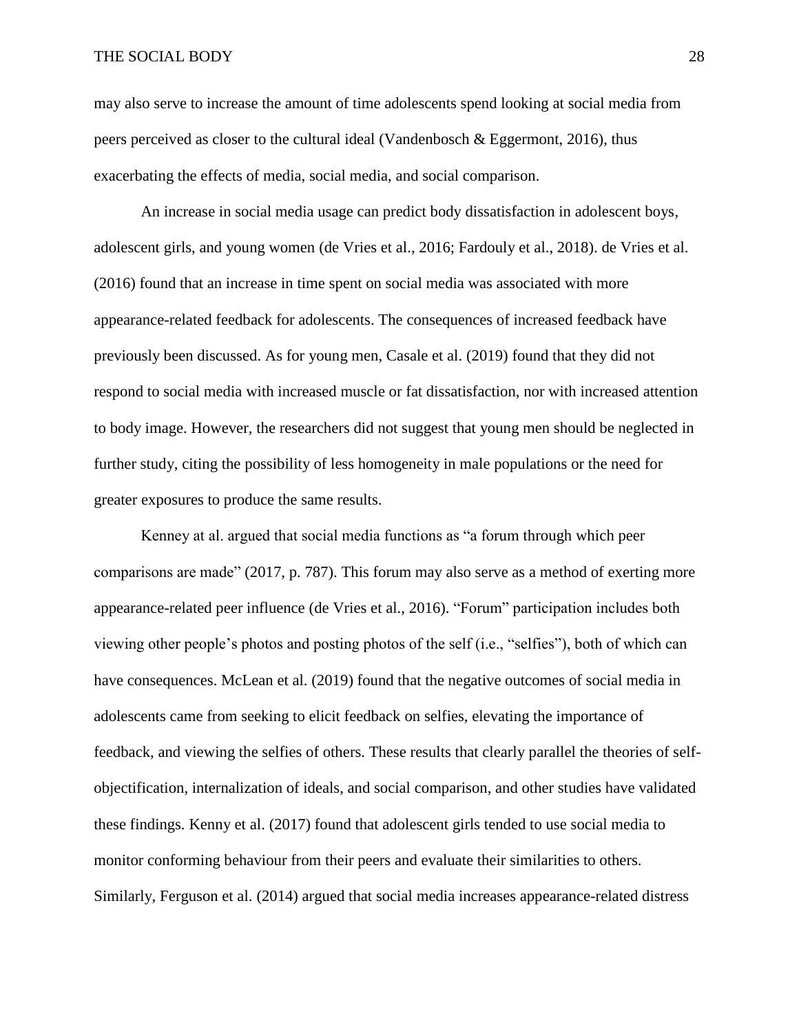may also serve to increase the amount of time adolescents spend looking at social media from peers perceived as closer to the cultural ideal (Vandenbosch & Eggermont, 2016), thus exacerbating the effects of media, social media, and social comparison.

An increase in social media usage can predict body dissatisfaction in adolescent boys, adolescent girls, and young women (de Vries et al., 2016; Fardouly et al., 2018). de Vries et al. (2016) found that an increase in time spent on social media was associated with more appearance-related feedback for adolescents. The consequences of increased feedback have previously been discussed. As for young men, Casale et al. (2019) found that they did not respond to social media with increased muscle or fat dissatisfaction, nor with increased attention to body image. However, the researchers did not suggest that young men should be neglected in further study, citing the possibility of less homogeneity in male populations or the need for greater exposures to produce the same results.

Kenney at al. argued that social media functions as "a forum through which peer comparisons are made" (2017, p. 787). This forum may also serve as a method of exerting more appearance-related peer influence (de Vries et al., 2016). "Forum" participation includes both viewing other people's photos and posting photos of the self (i.e., "selfies"), both of which can have consequences. McLean et al. (2019) found that the negative outcomes of social media in adolescents came from seeking to elicit feedback on selfies, elevating the importance of feedback, and viewing the selfies of others. These results that clearly parallel the theories of self-objectification, internalization of ideals, and social comparison, and other studies have validated these findings. Kenny et al. (2017) found that adolescent girls tended to use social media to monitor conforming behaviour from their peers and evaluate their similarities to others. Similarly, Ferguson et al. (2014) argued that social media increases appearance-related distress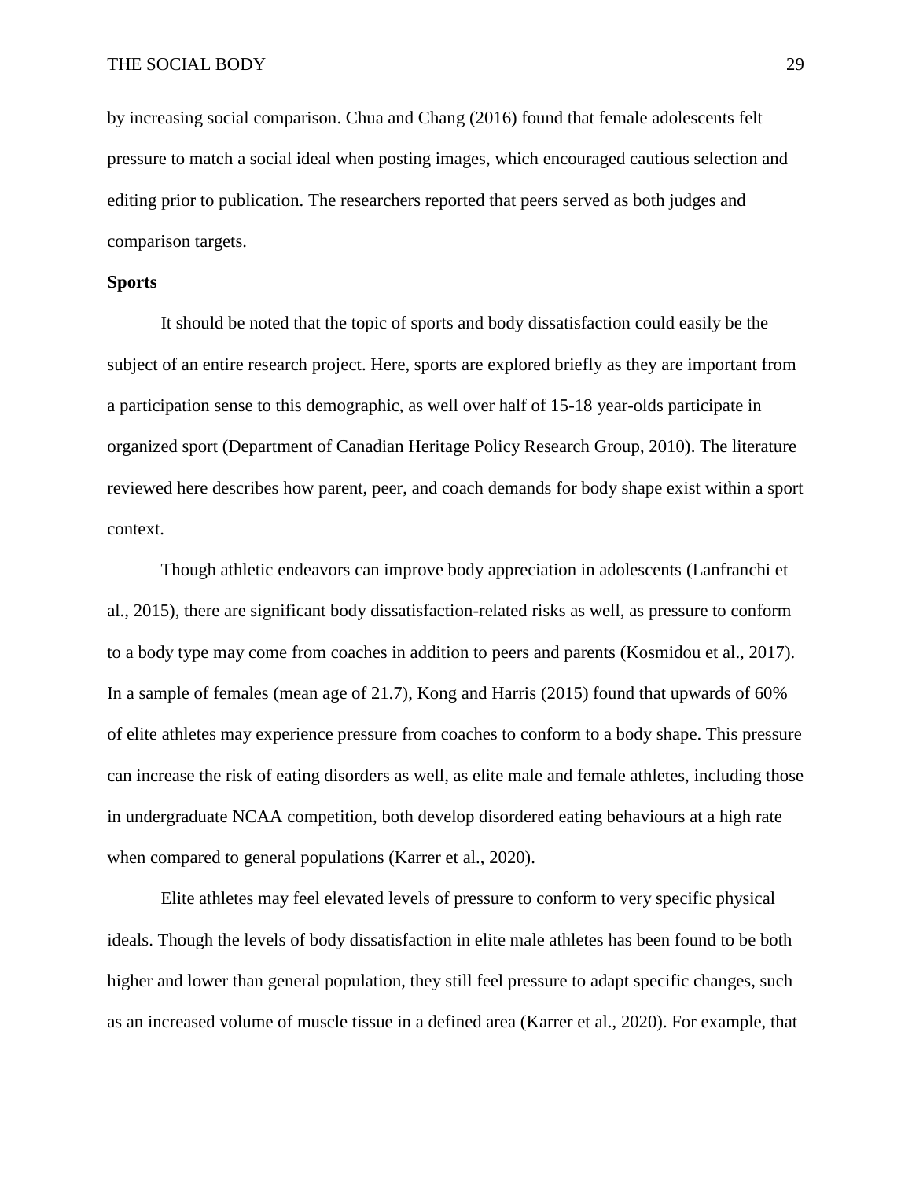by increasing social comparison. Chua and Chang (2016) found that female adolescents felt pressure to match a social ideal when posting images, which encouraged cautious selection and editing prior to publication. The researchers reported that peers served as both judges and comparison targets.

**Sports**

It should be noted that the topic of sports and body dissatisfaction could easily be the subject of an entire research project. Here, sports are explored briefly as they are important from a participation sense to this demographic, as well over half of 15-18 year-olds participate in organized sport (Department of Canadian Heritage Policy Research Group, 2010). The literature reviewed here describes how parent, peer, and coach demands for body shape exist within a sport context.

Though athletic endeavors can improve body appreciation in adolescents (Lanfranchi et al., 2015), there are significant body dissatisfaction-related risks as well, as pressure to conform to a body type may come from coaches in addition to peers and parents (Kosmidou et al., 2017). In a sample of females (mean age of 21.7), Kong and Harris (2015) found that upwards of 60% of elite athletes may experience pressure from coaches to conform to a body shape. This pressure can increase the risk of eating disorders as well, as elite male and female athletes, including those in undergraduate NCAA competition, both develop disordered eating behaviours at a high rate when compared to general populations (Karrer et al., 2020).

Elite athletes may feel elevated levels of pressure to conform to very specific physical ideals. Though the levels of body dissatisfaction in elite male athletes has been found to be both higher and lower than general population, they still feel pressure to adapt specific changes, such as an increased volume of muscle tissue in a defined area (Karrer et al., 2020). For example, that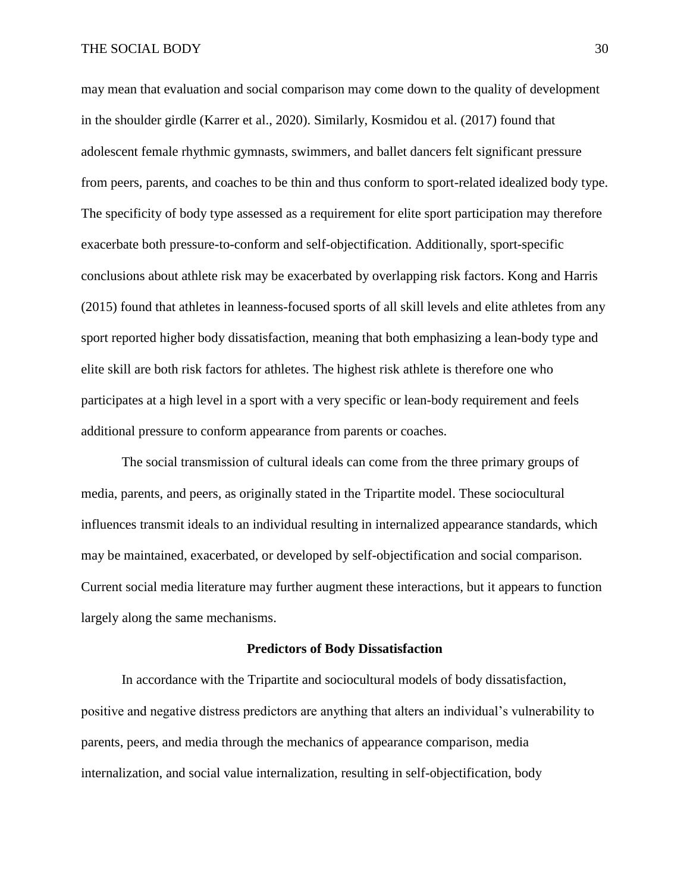may mean that evaluation and social comparison may come down to the quality of development in the shoulder girdle (Karrer et al., 2020). Similarly, Kosmidou et al. (2017) found that adolescent female rhythmic gymnasts, swimmers, and ballet dancers felt significant pressure from peers, parents, and coaches to be thin and thus conform to sport-related idealized body type. The specificity of body type assessed as a requirement for elite sport participation may therefore exacerbate both pressure-to-conform and self-objectification. Additionally, sport-specific conclusions about athlete risk may be exacerbated by overlapping risk factors. Kong and Harris (2015) found that athletes in leanness-focused sports of all skill levels and elite athletes from any sport reported higher body dissatisfaction, meaning that both emphasizing a lean-body type and elite skill are both risk factors for athletes. The highest risk athlete is therefore one who participates at a high level in a sport with a very specific or lean-body requirement and feels additional pressure to conform appearance from parents or coaches.

The social transmission of cultural ideals can come from the three primary groups of media, parents, and peers, as originally stated in the Tripartite model. These sociocultural influences transmit ideals to an individual resulting in internalized appearance standards, which may be maintained, exacerbated, or developed by self-objectification and social comparison. Current social media literature may further augment these interactions, but it appears to function largely along the same mechanisms.

## Predictors of Body Dissatisfaction

In accordance with the Tripartite and sociocultural models of body dissatisfaction, positive and negative distress predictors are anything that alters an individual's vulnerability to parents, peers, and media through the mechanics of appearance comparison, media internalization, and social value internalization, resulting in self-objectification, body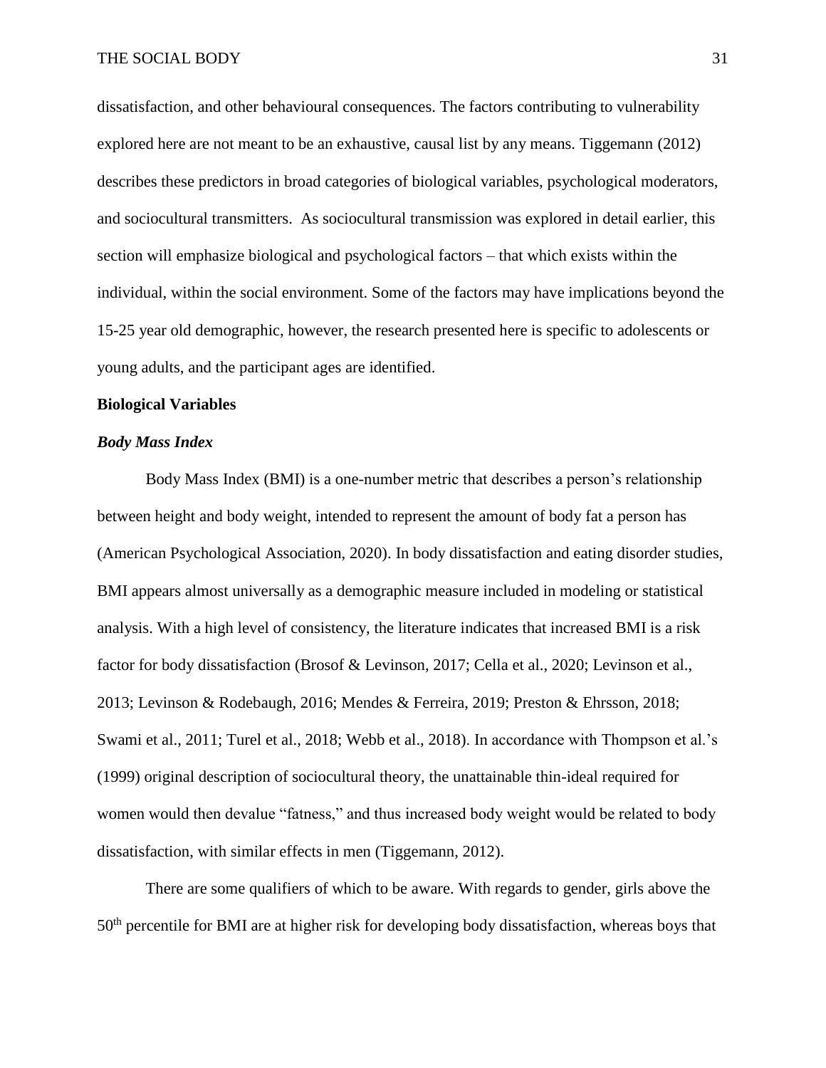dissatisfaction, and other behavioural consequences. The factors contributing to vulnerability explored here are not meant to be an exhaustive, causal list by any means. Tiggemann (2012) describes these predictors in broad categories of biological variables, psychological moderators, and sociocultural transmitters. As sociocultural transmission was explored in detail earlier, this section will emphasize biological and psychological factors – that which exists within the individual, within the social environment. Some of the factors may have implications beyond the 15-25 year old demographic, however, the research presented here is specific to adolescents or young adults, and the participant ages are identified.

## Biological Variables

### *Body Mass Index*

Body Mass Index (BMI) is a one-number metric that describes a person's relationship between height and body weight, intended to represent the amount of body fat a person has (American Psychological Association, 2020). In body dissatisfaction and eating disorder studies, BMI appears almost universally as a demographic measure included in modeling or statistical analysis. With a high level of consistency, the literature indicates that increased BMI is a risk factor for body dissatisfaction (Brosof & Levinson, 2017; Cella et al., 2020; Levinson et al., 2013; Levinson & Rodebaugh, 2016; Mendes & Ferreira, 2019; Preston & Ehrsson, 2018; Swami et al., 2011; Turel et al., 2018; Webb et al., 2018). In accordance with Thompson et al.'s (1999) original description of sociocultural theory, the unattainable thin-ideal required for women would then devalue "fatness," and thus increased body weight would be related to body dissatisfaction, with similar effects in men (Tiggemann, 2012).

There are some qualifiers of which to be aware. With regards to gender, girls above the 50th percentile for BMI are at higher risk for developing body dissatisfaction, whereas boys that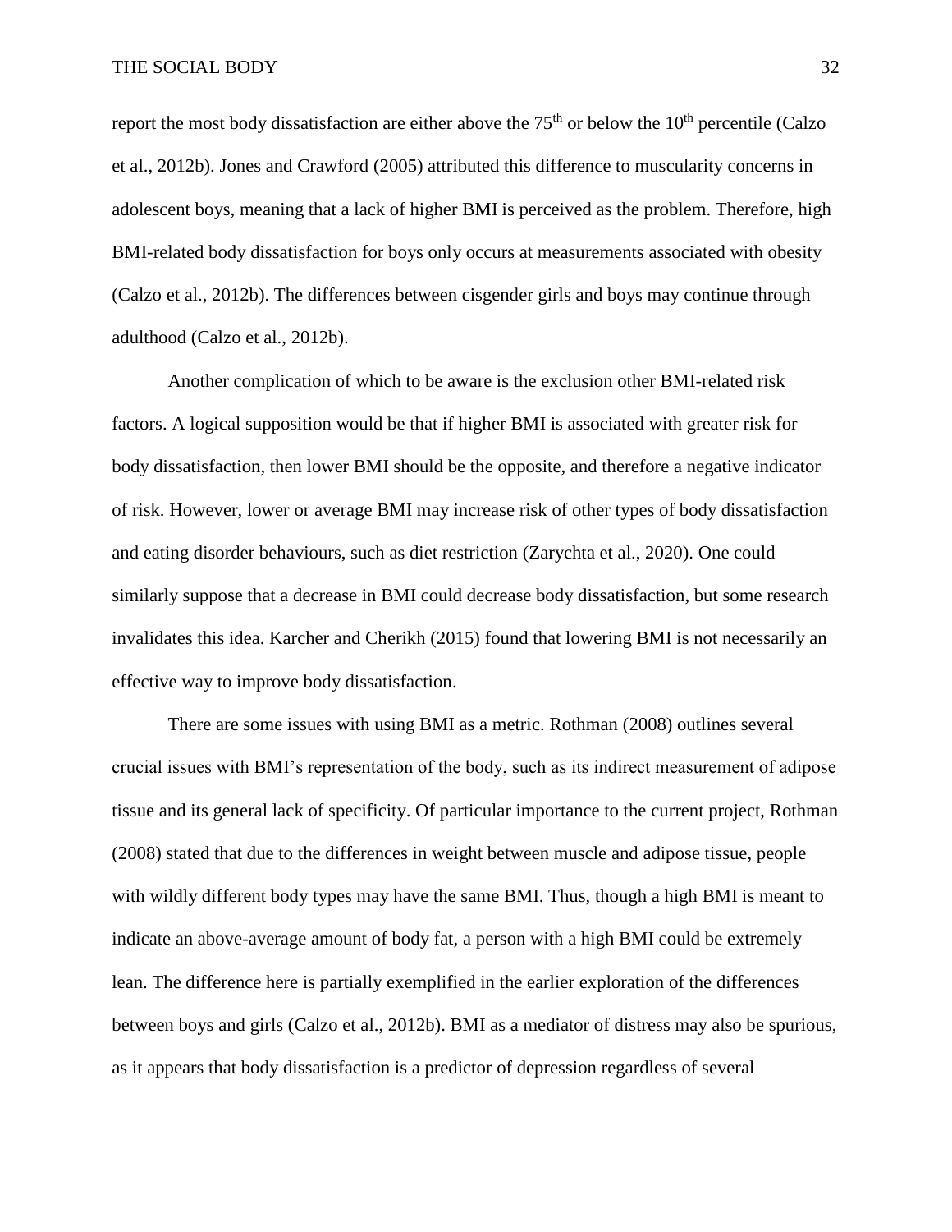report the most body dissatisfaction are either above the 75th or below the 10th percentile (Calzo et al., 2012b). Jones and Crawford (2005) attributed this difference to muscularity concerns in adolescent boys, meaning that a lack of higher BMI is perceived as the problem. Therefore, high BMI-related body dissatisfaction for boys only occurs at measurements associated with obesity (Calzo et al., 2012b). The differences between cisgender girls and boys may continue through adulthood (Calzo et al., 2012b).

Another complication of which to be aware is the exclusion other BMI-related risk factors. A logical supposition would be that if higher BMI is associated with greater risk for body dissatisfaction, then lower BMI should be the opposite, and therefore a negative indicator of risk. However, lower or average BMI may increase risk of other types of body dissatisfaction and eating disorder behaviours, such as diet restriction (Zarychta et al., 2020). One could similarly suppose that a decrease in BMI could decrease body dissatisfaction, but some research invalidates this idea. Karcher and Cherikh (2015) found that lowering BMI is not necessarily an effective way to improve body dissatisfaction.

There are some issues with using BMI as a metric. Rothman (2008) outlines several crucial issues with BMI's representation of the body, such as its indirect measurement of adipose tissue and its general lack of specificity. Of particular importance to the current project, Rothman (2008) stated that due to the differences in weight between muscle and adipose tissue, people with wildly different body types may have the same BMI. Thus, though a high BMI is meant to indicate an above-average amount of body fat, a person with a high BMI could be extremely lean. The difference here is partially exemplified in the earlier exploration of the differences between boys and girls (Calzo et al., 2012b). BMI as a mediator of distress may also be spurious, as it appears that body dissatisfaction is a predictor of depression regardless of several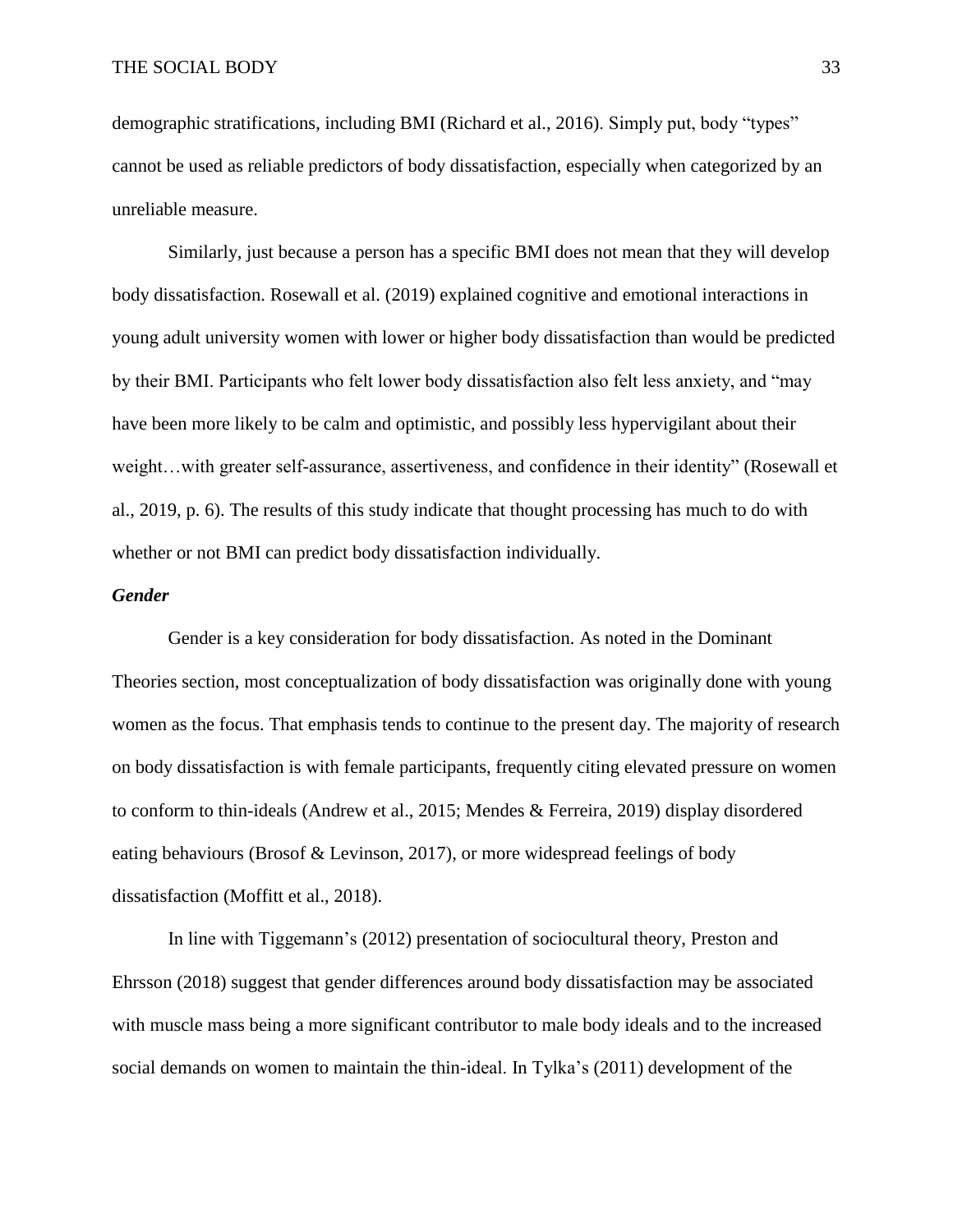demographic stratifications, including BMI (Richard et al., 2016). Simply put, body "types" cannot be used as reliable predictors of body dissatisfaction, especially when categorized by an unreliable measure.

Similarly, just because a person has a specific BMI does not mean that they will develop body dissatisfaction. Rosewall et al. (2019) explained cognitive and emotional interactions in young adult university women with lower or higher body dissatisfaction than would be predicted by their BMI. Participants who felt lower body dissatisfaction also felt less anxiety, and "may have been more likely to be calm and optimistic, and possibly less hypervigilant about their weight…with greater self-assurance, assertiveness, and confidence in their identity" (Rosewall et al., 2019, p. 6). The results of this study indicate that thought processing has much to do with whether or not BMI can predict body dissatisfaction individually.

### *Gender*

Gender is a key consideration for body dissatisfaction. As noted in the Dominant Theories section, most conceptualization of body dissatisfaction was originally done with young women as the focus. That emphasis tends to continue to the present day. The majority of research on body dissatisfaction is with female participants, frequently citing elevated pressure on women to conform to thin-ideals (Andrew et al., 2015; Mendes & Ferreira, 2019) display disordered eating behaviours (Brosof & Levinson, 2017), or more widespread feelings of body dissatisfaction (Moffitt et al., 2018).

In line with Tiggemann's (2012) presentation of sociocultural theory, Preston and Ehrsson (2018) suggest that gender differences around body dissatisfaction may be associated with muscle mass being a more significant contributor to male body ideals and to the increased social demands on women to maintain the thin-ideal. In Tylka's (2011) development of the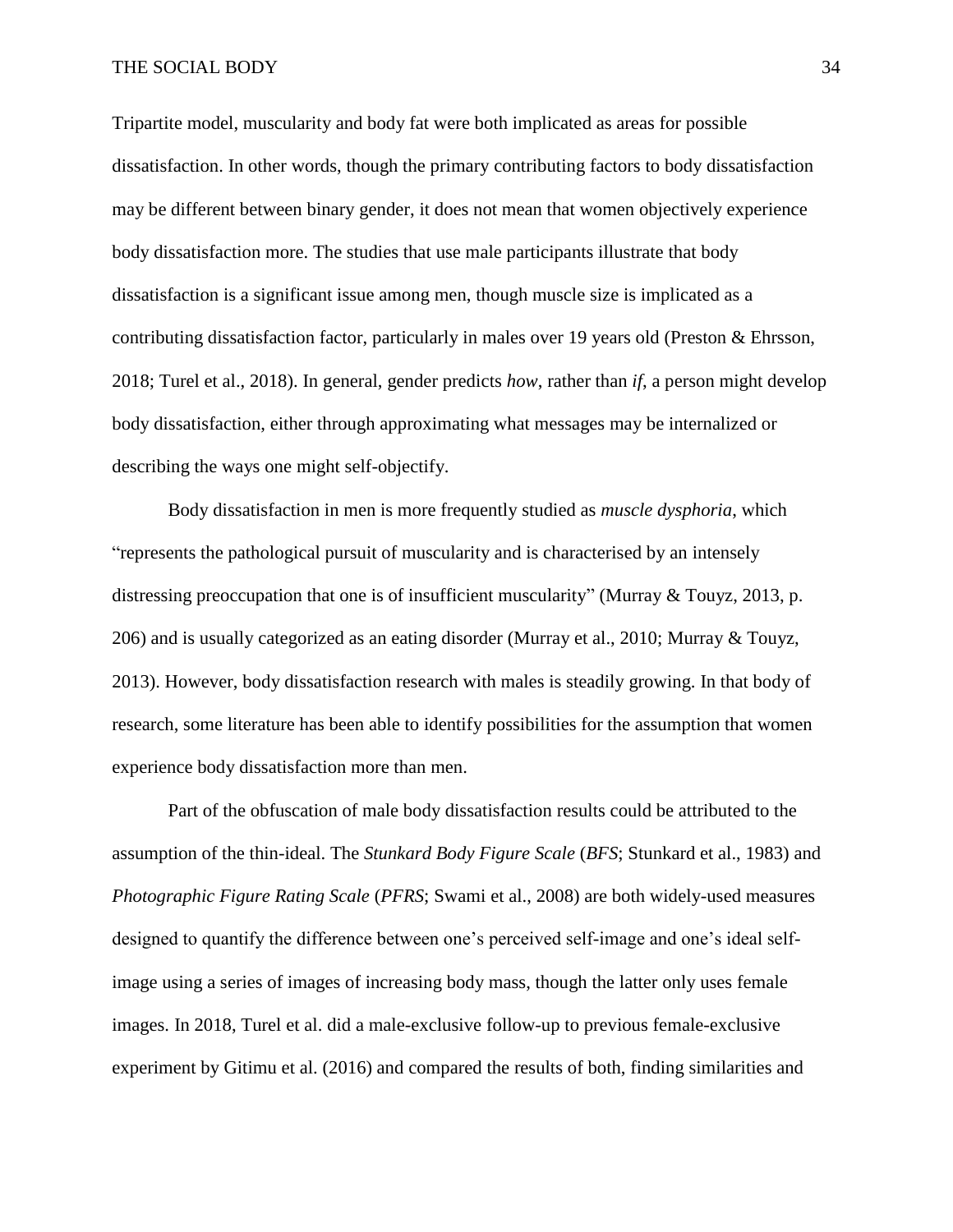Tripartite model, muscularity and body fat were both implicated as areas for possible dissatisfaction. In other words, though the primary contributing factors to body dissatisfaction may be different between binary gender, it does not mean that women objectively experience body dissatisfaction more. The studies that use male participants illustrate that body dissatisfaction is a significant issue among men, though muscle size is implicated as a contributing dissatisfaction factor, particularly in males over 19 years old (Preston & Ehrsson, 2018; Turel et al., 2018). In general, gender predicts *how*, rather than *if*, a person might develop body dissatisfaction, either through approximating what messages may be internalized or describing the ways one might self-objectify.

Body dissatisfaction in men is more frequently studied as *muscle dysphoria*, which "represents the pathological pursuit of muscularity and is characterised by an intensely distressing preoccupation that one is of insufficient muscularity" (Murray & Touyz, 2013, p. 206) and is usually categorized as an eating disorder (Murray et al., 2010; Murray & Touyz, 2013). However, body dissatisfaction research with males is steadily growing. In that body of research, some literature has been able to identify possibilities for the assumption that women experience body dissatisfaction more than men.

Part of the obfuscation of male body dissatisfaction results could be attributed to the assumption of the thin-ideal. The *Stunkard Body Figure Scale* (*BFS*; Stunkard et al., 1983) and *Photographic Figure Rating Scale* (*PFRS*; Swami et al., 2008) are both widely-used measures designed to quantify the difference between one's perceived self-image and one's ideal self-image using a series of images of increasing body mass, though the latter only uses female images. In 2018, Turel et al. did a male-exclusive follow-up to previous female-exclusive experiment by Gitimu et al. (2016) and compared the results of both, finding similarities and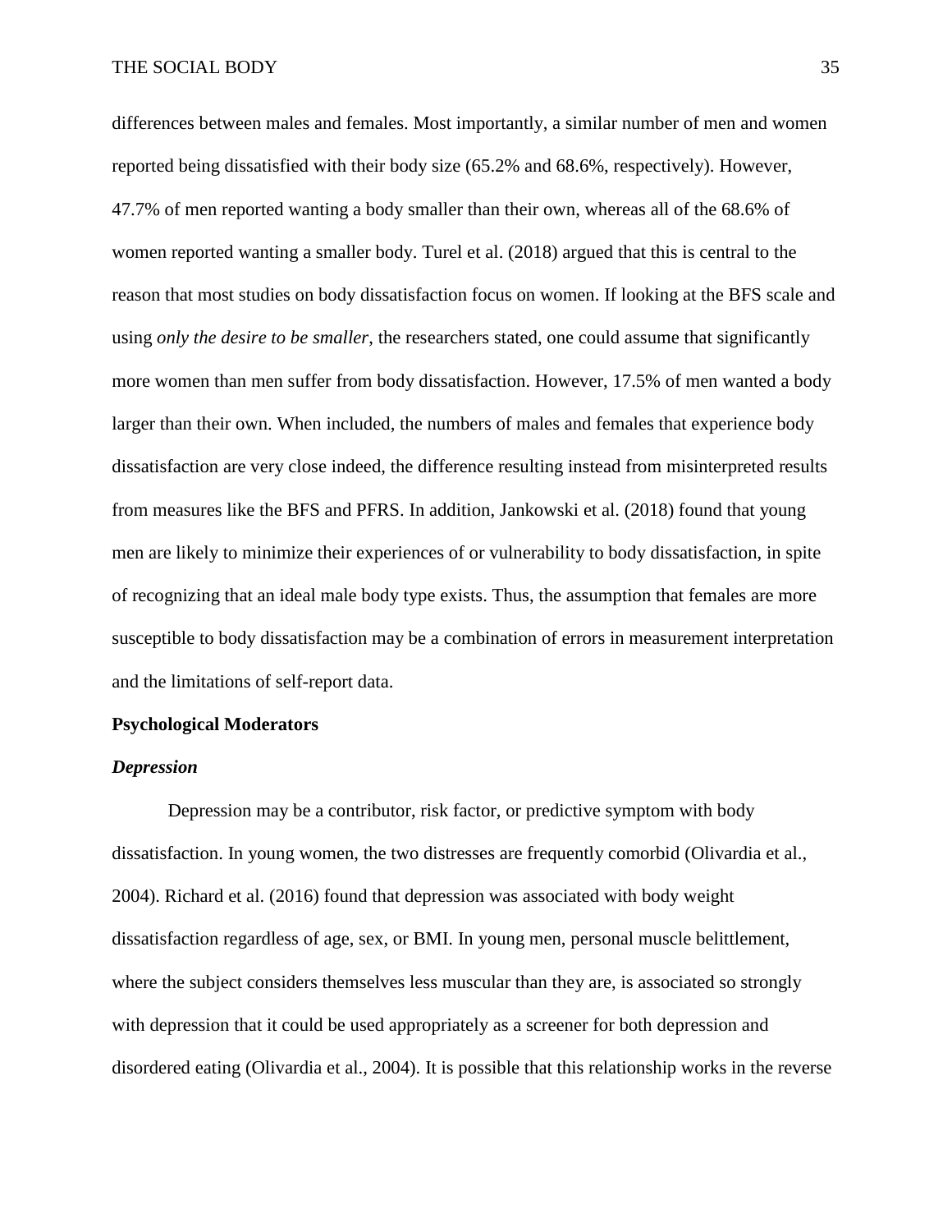differences between males and females. Most importantly, a similar number of men and women reported being dissatisfied with their body size (65.2% and 68.6%, respectively). However, 47.7% of men reported wanting a body smaller than their own, whereas all of the 68.6% of women reported wanting a smaller body. Turel et al. (2018) argued that this is central to the reason that most studies on body dissatisfaction focus on women. If looking at the BFS scale and using *only the desire to be smaller*, the researchers stated, one could assume that significantly more women than men suffer from body dissatisfaction. However, 17.5% of men wanted a body larger than their own. When included, the numbers of males and females that experience body dissatisfaction are very close indeed, the difference resulting instead from misinterpreted results from measures like the BFS and PFRS. In addition, Jankowski et al. (2018) found that young men are likely to minimize their experiences of or vulnerability to body dissatisfaction, in spite of recognizing that an ideal male body type exists. Thus, the assumption that females are more susceptible to body dissatisfaction may be a combination of errors in measurement interpretation and the limitations of self-report data.

## Psychological Moderators

### *Depression*

Depression may be a contributor, risk factor, or predictive symptom with body dissatisfaction. In young women, the two distresses are frequently comorbid (Olivardia et al., 2004). Richard et al. (2016) found that depression was associated with body weight dissatisfaction regardless of age, sex, or BMI. In young men, personal muscle belittlement, where the subject considers themselves less muscular than they are, is associated so strongly with depression that it could be used appropriately as a screener for both depression and disordered eating (Olivardia et al., 2004). It is possible that this relationship works in the reverse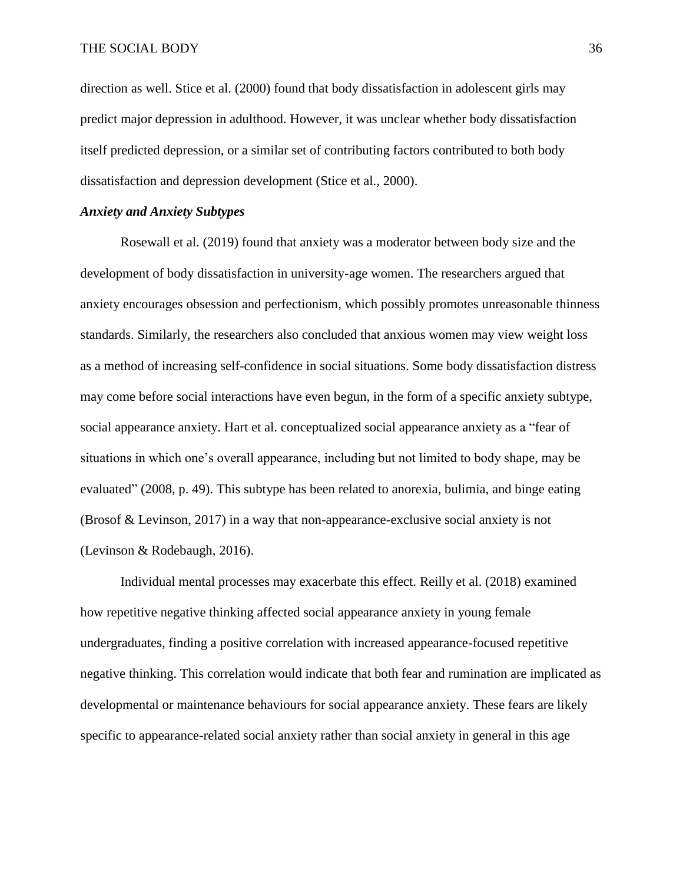direction as well. Stice et al. (2000) found that body dissatisfaction in adolescent girls may predict major depression in adulthood. However, it was unclear whether body dissatisfaction itself predicted depression, or a similar set of contributing factors contributed to both body dissatisfaction and depression development (Stice et al., 2000).

### *Anxiety and Anxiety Subtypes*

Rosewall et al. (2019) found that anxiety was a moderator between body size and the development of body dissatisfaction in university-age women. The researchers argued that anxiety encourages obsession and perfectionism, which possibly promotes unreasonable thinness standards. Similarly, the researchers also concluded that anxious women may view weight loss as a method of increasing self-confidence in social situations. Some body dissatisfaction distress may come before social interactions have even begun, in the form of a specific anxiety subtype, social appearance anxiety. Hart et al. conceptualized social appearance anxiety as a "fear of situations in which one's overall appearance, including but not limited to body shape, may be evaluated" (2008, p. 49). This subtype has been related to anorexia, bulimia, and binge eating (Brosof & Levinson, 2017) in a way that non-appearance-exclusive social anxiety is not (Levinson & Rodebaugh, 2016).

Individual mental processes may exacerbate this effect. Reilly et al. (2018) examined how repetitive negative thinking affected social appearance anxiety in young female undergraduates, finding a positive correlation with increased appearance-focused repetitive negative thinking. This correlation would indicate that both fear and rumination are implicated as developmental or maintenance behaviours for social appearance anxiety. These fears are likely specific to appearance-related social anxiety rather than social anxiety in general in this age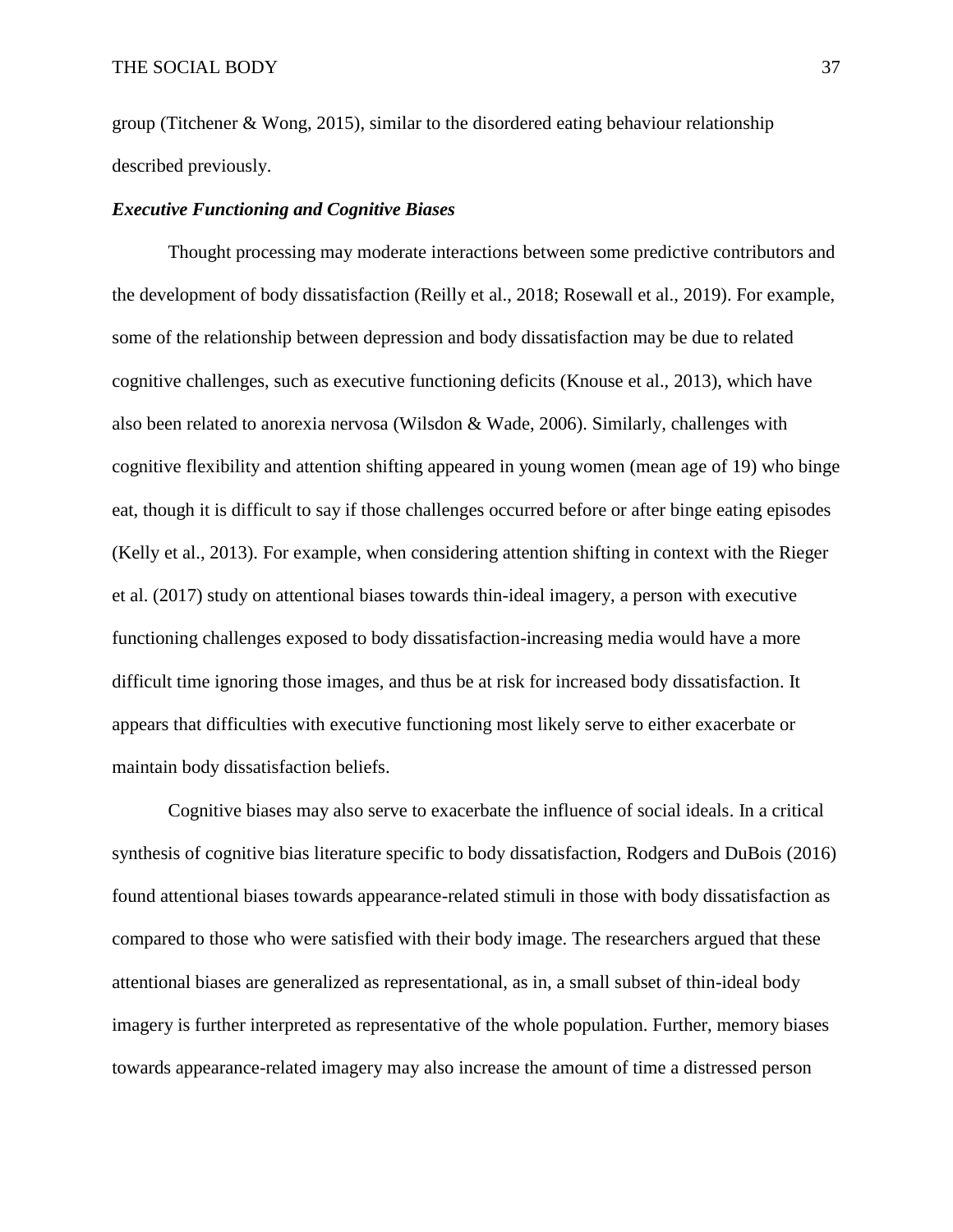group (Titchener & Wong, 2015), similar to the disordered eating behaviour relationship described previously.

### *Executive Functioning and Cognitive Biases*

Thought processing may moderate interactions between some predictive contributors and the development of body dissatisfaction (Reilly et al., 2018; Rosewall et al., 2019). For example, some of the relationship between depression and body dissatisfaction may be due to related cognitive challenges, such as executive functioning deficits (Knouse et al., 2013), which have also been related to anorexia nervosa (Wilsdon & Wade, 2006). Similarly, challenges with cognitive flexibility and attention shifting appeared in young women (mean age of 19) who binge eat, though it is difficult to say if those challenges occurred before or after binge eating episodes (Kelly et al., 2013). For example, when considering attention shifting in context with the Rieger et al. (2017) study on attentional biases towards thin-ideal imagery, a person with executive functioning challenges exposed to body dissatisfaction-increasing media would have a more difficult time ignoring those images, and thus be at risk for increased body dissatisfaction. It appears that difficulties with executive functioning most likely serve to either exacerbate or maintain body dissatisfaction beliefs.

Cognitive biases may also serve to exacerbate the influence of social ideals. In a critical synthesis of cognitive bias literature specific to body dissatisfaction, Rodgers and DuBois (2016) found attentional biases towards appearance-related stimuli in those with body dissatisfaction as compared to those who were satisfied with their body image. The researchers argued that these attentional biases are generalized as representational, as in, a small subset of thin-ideal body imagery is further interpreted as representative of the whole population. Further, memory biases towards appearance-related imagery may also increase the amount of time a distressed person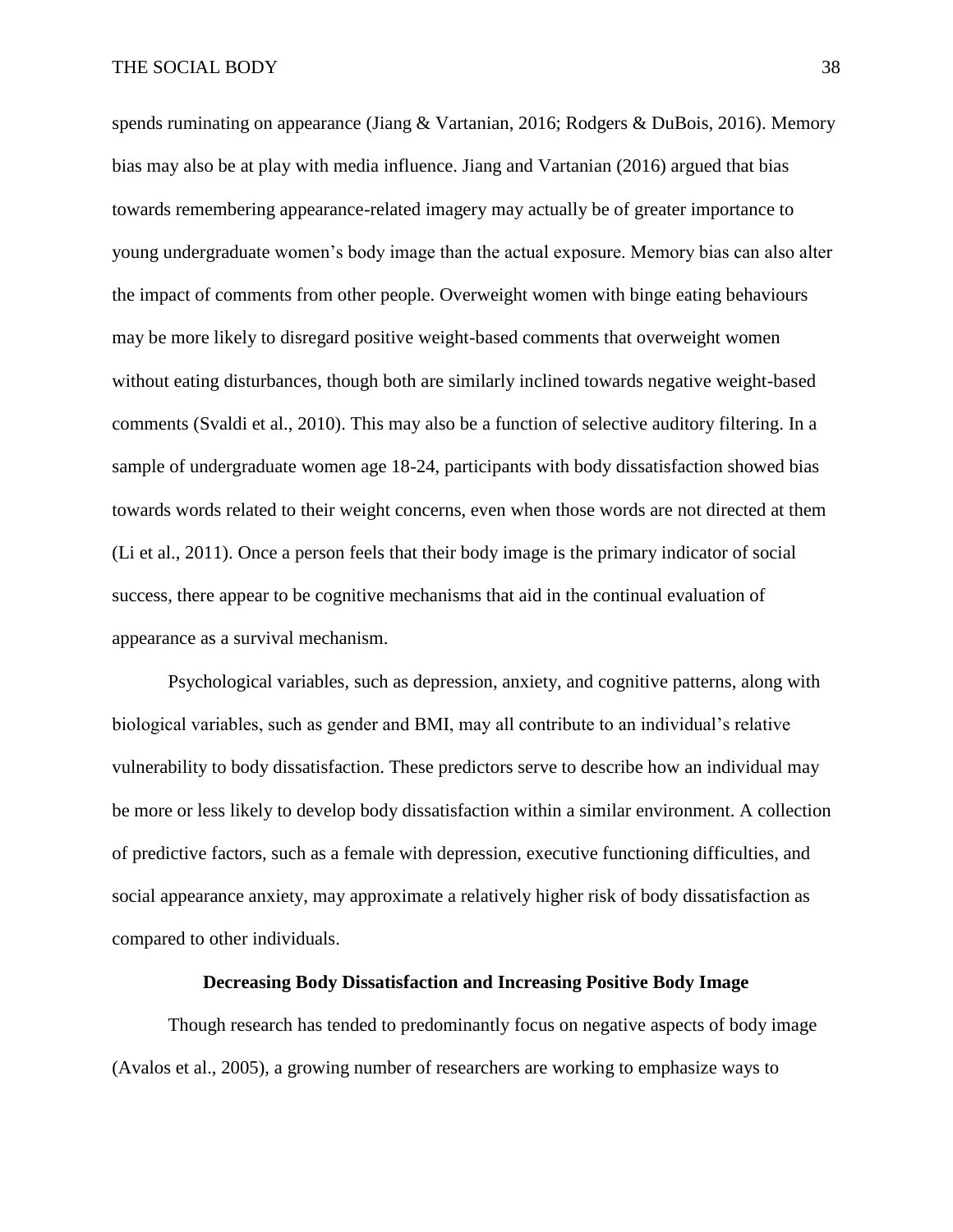spends ruminating on appearance (Jiang & Vartanian, 2016; Rodgers & DuBois, 2016). Memory bias may also be at play with media influence. Jiang and Vartanian (2016) argued that bias towards remembering appearance-related imagery may actually be of greater importance to young undergraduate women's body image than the actual exposure. Memory bias can also alter the impact of comments from other people. Overweight women with binge eating behaviours may be more likely to disregard positive weight-based comments that overweight women without eating disturbances, though both are similarly inclined towards negative weight-based comments (Svaldi et al., 2010). This may also be a function of selective auditory filtering. In a sample of undergraduate women age 18-24, participants with body dissatisfaction showed bias towards words related to their weight concerns, even when those words are not directed at them (Li et al., 2011). Once a person feels that their body image is the primary indicator of social success, there appear to be cognitive mechanisms that aid in the continual evaluation of appearance as a survival mechanism.

Psychological variables, such as depression, anxiety, and cognitive patterns, along with biological variables, such as gender and BMI, may all contribute to an individual's relative vulnerability to body dissatisfaction. These predictors serve to describe how an individual may be more or less likely to develop body dissatisfaction within a similar environment. A collection of predictive factors, such as a female with depression, executive functioning difficulties, and social appearance anxiety, may approximate a relatively higher risk of body dissatisfaction as compared to other individuals.

## Decreasing Body Dissatisfaction and Increasing Positive Body Image

Though research has tended to predominantly focus on negative aspects of body image (Avalos et al., 2005), a growing number of researchers are working to emphasize ways to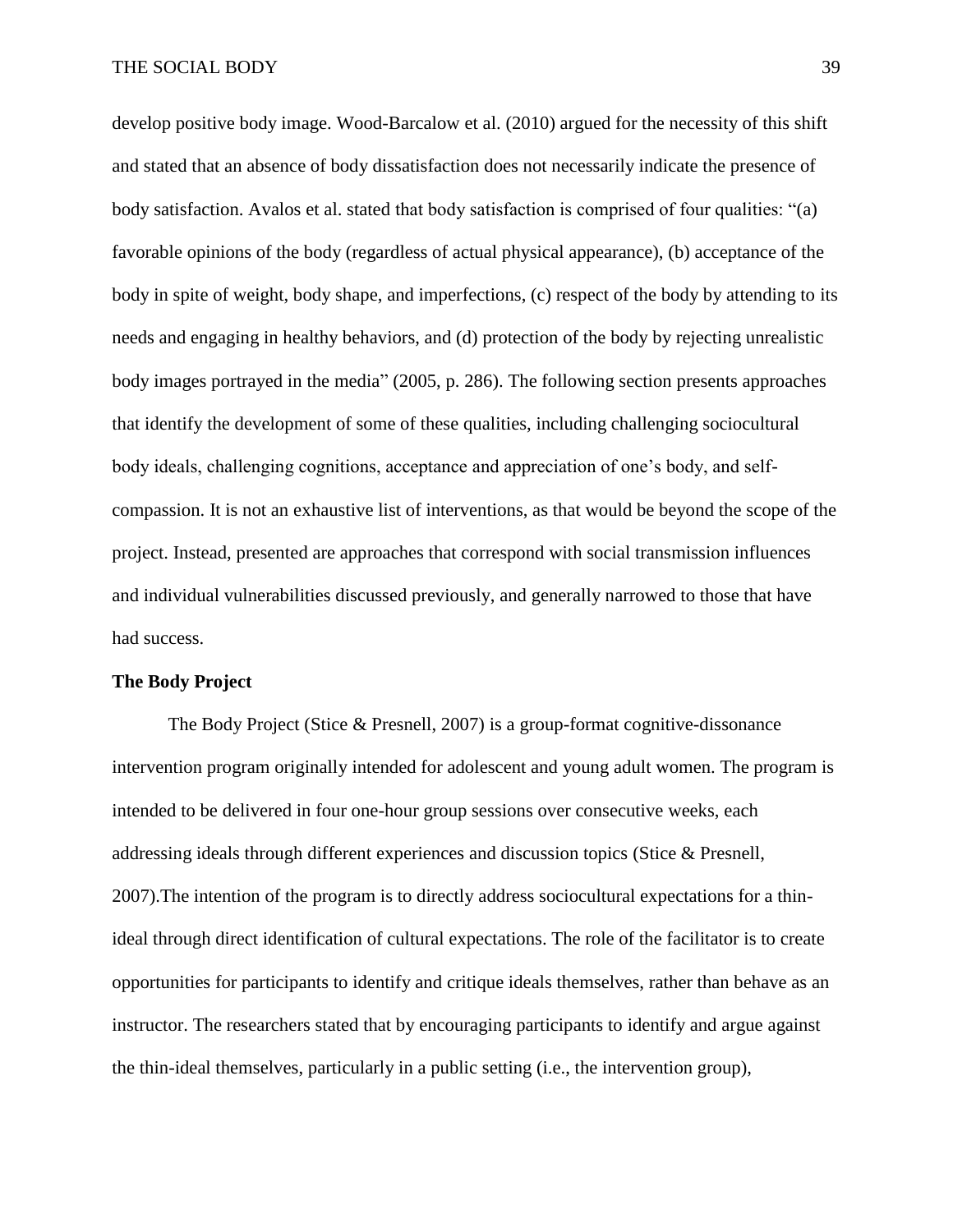develop positive body image. Wood-Barcalow et al. (2010) argued for the necessity of this shift and stated that an absence of body dissatisfaction does not necessarily indicate the presence of body satisfaction. Avalos et al. stated that body satisfaction is comprised of four qualities: "(a) favorable opinions of the body (regardless of actual physical appearance), (b) acceptance of the body in spite of weight, body shape, and imperfections, (c) respect of the body by attending to its needs and engaging in healthy behaviors, and (d) protection of the body by rejecting unrealistic body images portrayed in the media" (2005, p. 286). The following section presents approaches that identify the development of some of these qualities, including challenging sociocultural body ideals, challenging cognitions, acceptance and appreciation of one's body, and self-compassion. It is not an exhaustive list of interventions, as that would be beyond the scope of the project. Instead, presented are approaches that correspond with social transmission influences and individual vulnerabilities discussed previously, and generally narrowed to those that have had success.

**The Body Project**

The Body Project (Stice & Presnell, 2007) is a group-format cognitive-dissonance intervention program originally intended for adolescent and young adult women. The program is intended to be delivered in four one-hour group sessions over consecutive weeks, each addressing ideals through different experiences and discussion topics (Stice & Presnell, 2007).The intention of the program is to directly address sociocultural expectations for a thin-ideal through direct identification of cultural expectations. The role of the facilitator is to create opportunities for participants to identify and critique ideals themselves, rather than behave as an instructor. The researchers stated that by encouraging participants to identify and argue against the thin-ideal themselves, particularly in a public setting (i.e., the intervention group),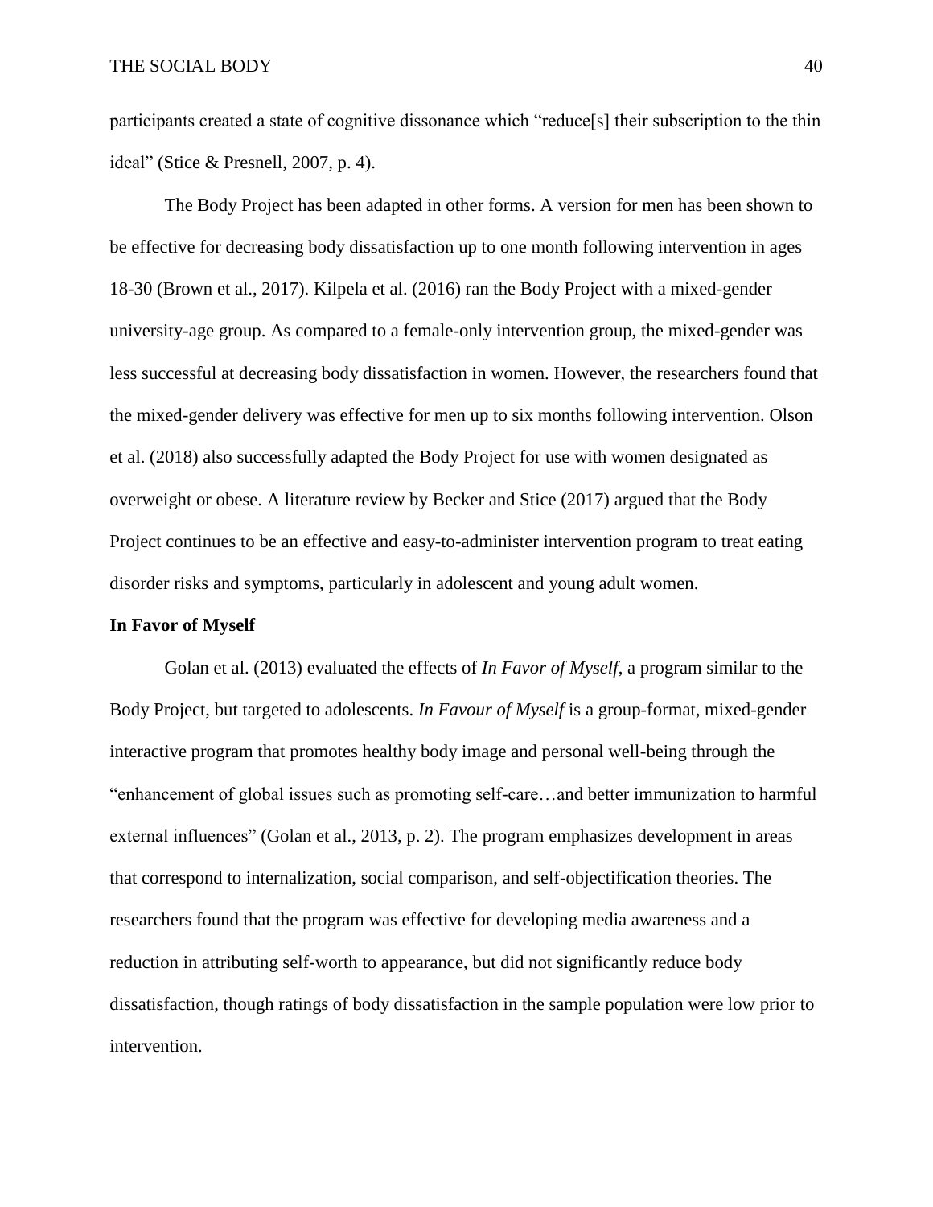participants created a state of cognitive dissonance which "reduce[s] their subscription to the thin ideal" (Stice & Presnell, 2007, p. 4).

The Body Project has been adapted in other forms. A version for men has been shown to be effective for decreasing body dissatisfaction up to one month following intervention in ages 18-30 (Brown et al., 2017). Kilpela et al. (2016) ran the Body Project with a mixed-gender university-age group. As compared to a female-only intervention group, the mixed-gender was less successful at decreasing body dissatisfaction in women. However, the researchers found that the mixed-gender delivery was effective for men up to six months following intervention. Olson et al. (2018) also successfully adapted the Body Project for use with women designated as overweight or obese. A literature review by Becker and Stice (2017) argued that the Body Project continues to be an effective and easy-to-administer intervention program to treat eating disorder risks and symptoms, particularly in adolescent and young adult women.

**In Favor of Myself**

Golan et al. (2013) evaluated the effects of *In Favor of Myself*, a program similar to the Body Project, but targeted to adolescents. *In Favour of Myself* is a group-format, mixed-gender interactive program that promotes healthy body image and personal well-being through the "enhancement of global issues such as promoting self-care…and better immunization to harmful external influences" (Golan et al., 2013, p. 2). The program emphasizes development in areas that correspond to internalization, social comparison, and self-objectification theories. The researchers found that the program was effective for developing media awareness and a reduction in attributing self-worth to appearance, but did not significantly reduce body dissatisfaction, though ratings of body dissatisfaction in the sample population were low prior to intervention.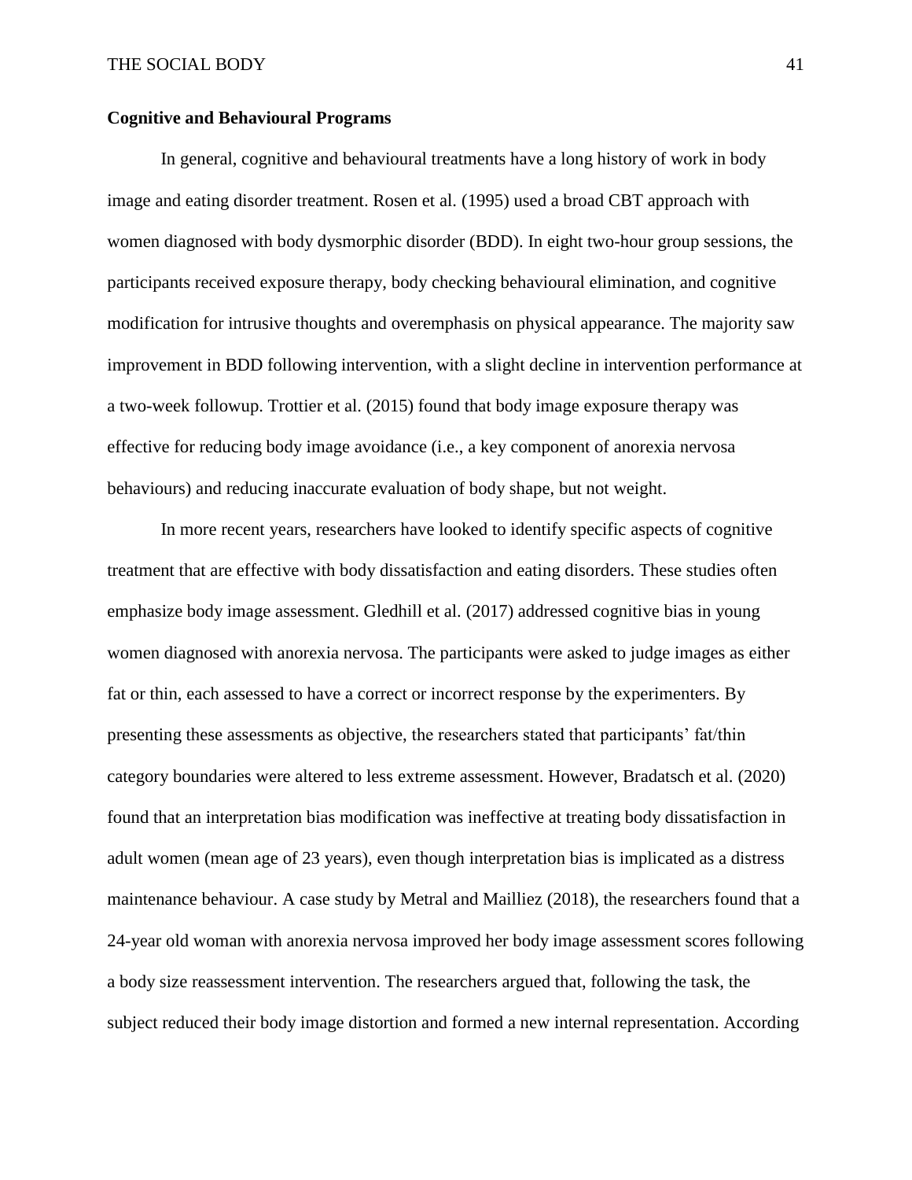**Cognitive and Behavioural Programs**

In general, cognitive and behavioural treatments have a long history of work in body image and eating disorder treatment. Rosen et al. (1995) used a broad CBT approach with women diagnosed with body dysmorphic disorder (BDD). In eight two-hour group sessions, the participants received exposure therapy, body checking behavioural elimination, and cognitive modification for intrusive thoughts and overemphasis on physical appearance. The majority saw improvement in BDD following intervention, with a slight decline in intervention performance at a two-week followup. Trottier et al. (2015) found that body image exposure therapy was effective for reducing body image avoidance (i.e., a key component of anorexia nervosa behaviours) and reducing inaccurate evaluation of body shape, but not weight.

In more recent years, researchers have looked to identify specific aspects of cognitive treatment that are effective with body dissatisfaction and eating disorders. These studies often emphasize body image assessment. Gledhill et al. (2017) addressed cognitive bias in young women diagnosed with anorexia nervosa. The participants were asked to judge images as either fat or thin, each assessed to have a correct or incorrect response by the experimenters. By presenting these assessments as objective, the researchers stated that participants' fat/thin category boundaries were altered to less extreme assessment. However, Bradatsch et al. (2020) found that an interpretation bias modification was ineffective at treating body dissatisfaction in adult women (mean age of 23 years), even though interpretation bias is implicated as a distress maintenance behaviour. A case study by Metral and Mailliez (2018), the researchers found that a 24-year old woman with anorexia nervosa improved her body image assessment scores following a body size reassessment intervention. The researchers argued that, following the task, the subject reduced their body image distortion and formed a new internal representation. According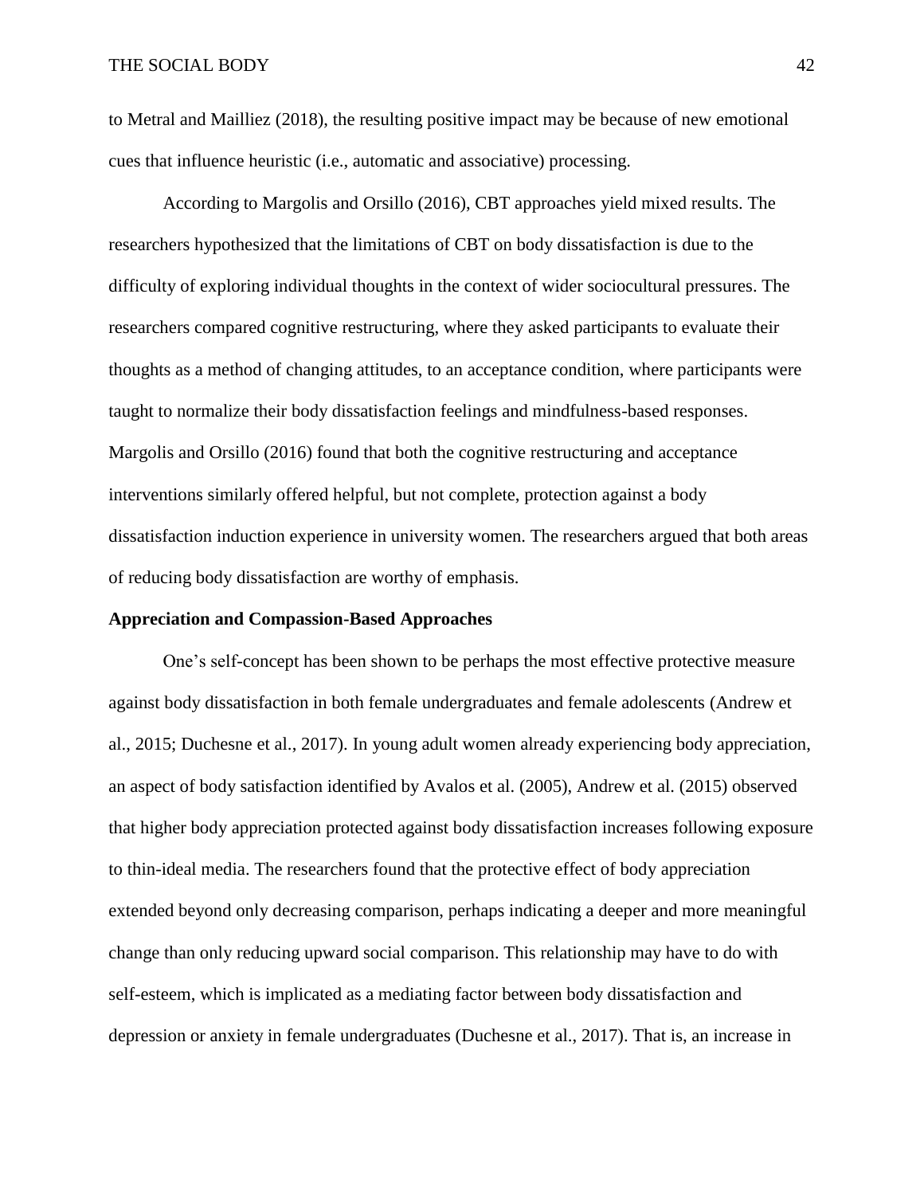to Metral and Mailliez (2018), the resulting positive impact may be because of new emotional cues that influence heuristic (i.e., automatic and associative) processing.

According to Margolis and Orsillo (2016), CBT approaches yield mixed results. The researchers hypothesized that the limitations of CBT on body dissatisfaction is due to the difficulty of exploring individual thoughts in the context of wider sociocultural pressures. The researchers compared cognitive restructuring, where they asked participants to evaluate their thoughts as a method of changing attitudes, to an acceptance condition, where participants were taught to normalize their body dissatisfaction feelings and mindfulness-based responses. Margolis and Orsillo (2016) found that both the cognitive restructuring and acceptance interventions similarly offered helpful, but not complete, protection against a body dissatisfaction induction experience in university women. The researchers argued that both areas of reducing body dissatisfaction are worthy of emphasis.

**Appreciation and Compassion-Based Approaches**

One's self-concept has been shown to be perhaps the most effective protective measure against body dissatisfaction in both female undergraduates and female adolescents (Andrew et al., 2015; Duchesne et al., 2017). In young adult women already experiencing body appreciation, an aspect of body satisfaction identified by Avalos et al. (2005), Andrew et al. (2015) observed that higher body appreciation protected against body dissatisfaction increases following exposure to thin-ideal media. The researchers found that the protective effect of body appreciation extended beyond only decreasing comparison, perhaps indicating a deeper and more meaningful change than only reducing upward social comparison. This relationship may have to do with self-esteem, which is implicated as a mediating factor between body dissatisfaction and depression or anxiety in female undergraduates (Duchesne et al., 2017). That is, an increase in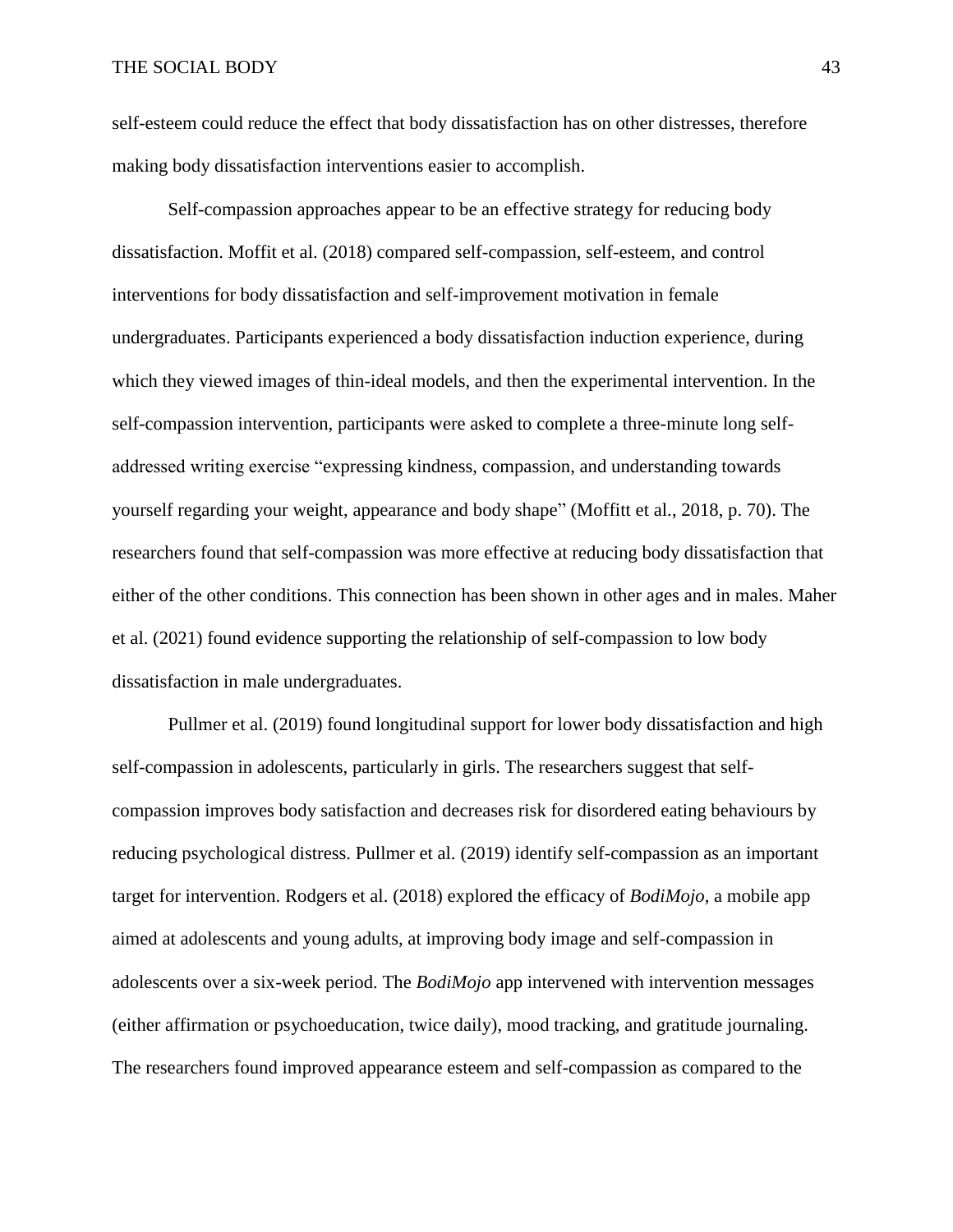self-esteem could reduce the effect that body dissatisfaction has on other distresses, therefore making body dissatisfaction interventions easier to accomplish.

Self-compassion approaches appear to be an effective strategy for reducing body dissatisfaction. Moffit et al. (2018) compared self-compassion, self-esteem, and control interventions for body dissatisfaction and self-improvement motivation in female undergraduates. Participants experienced a body dissatisfaction induction experience, during which they viewed images of thin-ideal models, and then the experimental intervention. In the self-compassion intervention, participants were asked to complete a three-minute long self-addressed writing exercise "expressing kindness, compassion, and understanding towards yourself regarding your weight, appearance and body shape" (Moffitt et al., 2018, p. 70). The researchers found that self-compassion was more effective at reducing body dissatisfaction that either of the other conditions. This connection has been shown in other ages and in males. Maher et al. (2021) found evidence supporting the relationship of self-compassion to low body dissatisfaction in male undergraduates.

Pullmer et al. (2019) found longitudinal support for lower body dissatisfaction and high self-compassion in adolescents, particularly in girls. The researchers suggest that self-compassion improves body satisfaction and decreases risk for disordered eating behaviours by reducing psychological distress. Pullmer et al. (2019) identify self-compassion as an important target for intervention. Rodgers et al. (2018) explored the efficacy of *BodiMojo*, a mobile app aimed at adolescents and young adults, at improving body image and self-compassion in adolescents over a six-week period. The *BodiMojo* app intervened with intervention messages (either affirmation or psychoeducation, twice daily), mood tracking, and gratitude journaling. The researchers found improved appearance esteem and self-compassion as compared to the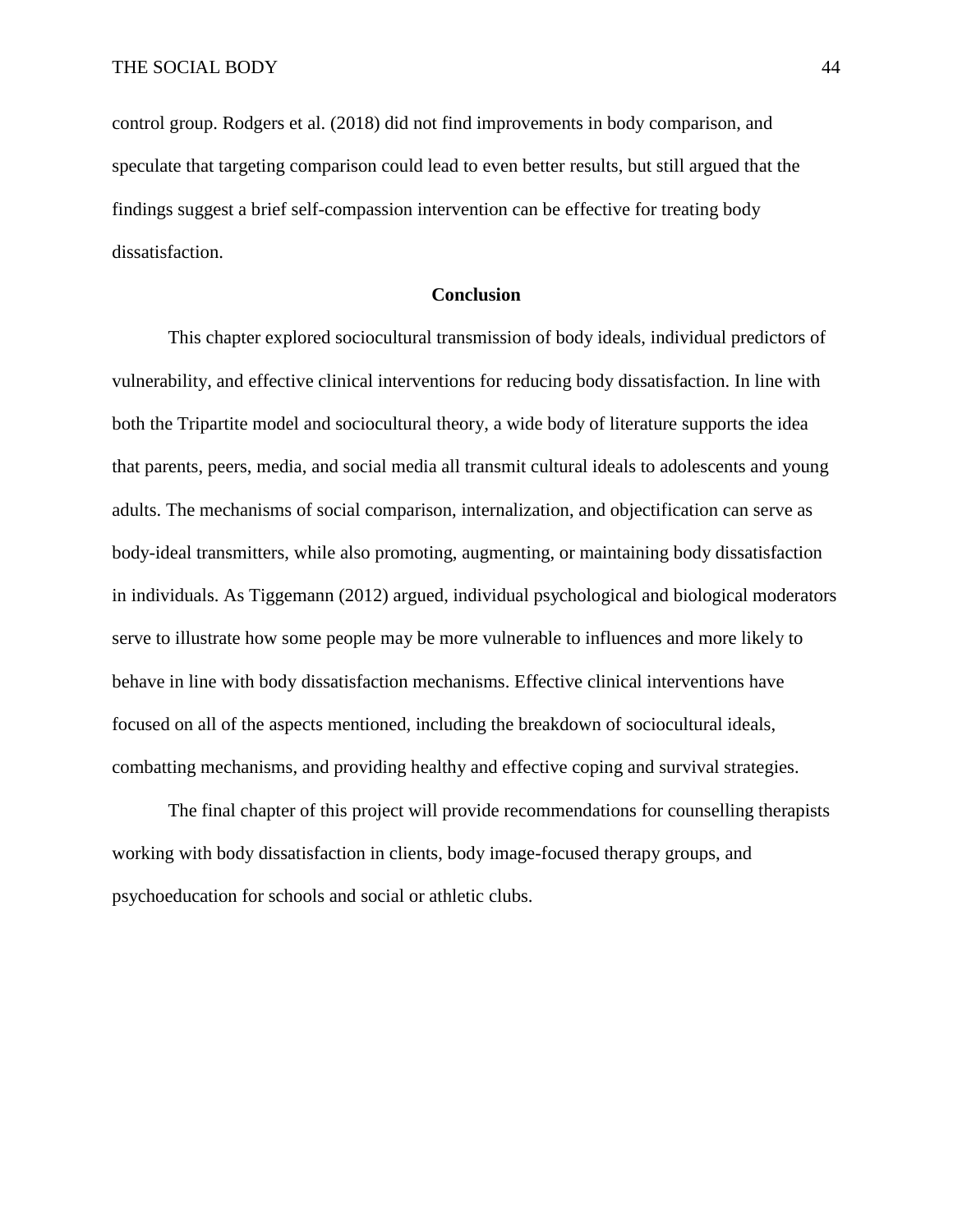control group. Rodgers et al. (2018) did not find improvements in body comparison, and speculate that targeting comparison could lead to even better results, but still argued that the findings suggest a brief self-compassion intervention can be effective for treating body dissatisfaction.

## Conclusion

This chapter explored sociocultural transmission of body ideals, individual predictors of vulnerability, and effective clinical interventions for reducing body dissatisfaction. In line with both the Tripartite model and sociocultural theory, a wide body of literature supports the idea that parents, peers, media, and social media all transmit cultural ideals to adolescents and young adults. The mechanisms of social comparison, internalization, and objectification can serve as body-ideal transmitters, while also promoting, augmenting, or maintaining body dissatisfaction in individuals. As Tiggemann (2012) argued, individual psychological and biological moderators serve to illustrate how some people may be more vulnerable to influences and more likely to behave in line with body dissatisfaction mechanisms. Effective clinical interventions have focused on all of the aspects mentioned, including the breakdown of sociocultural ideals, combatting mechanisms, and providing healthy and effective coping and survival strategies.

The final chapter of this project will provide recommendations for counselling therapists working with body dissatisfaction in clients, body image-focused therapy groups, and psychoeducation for schools and social or athletic clubs.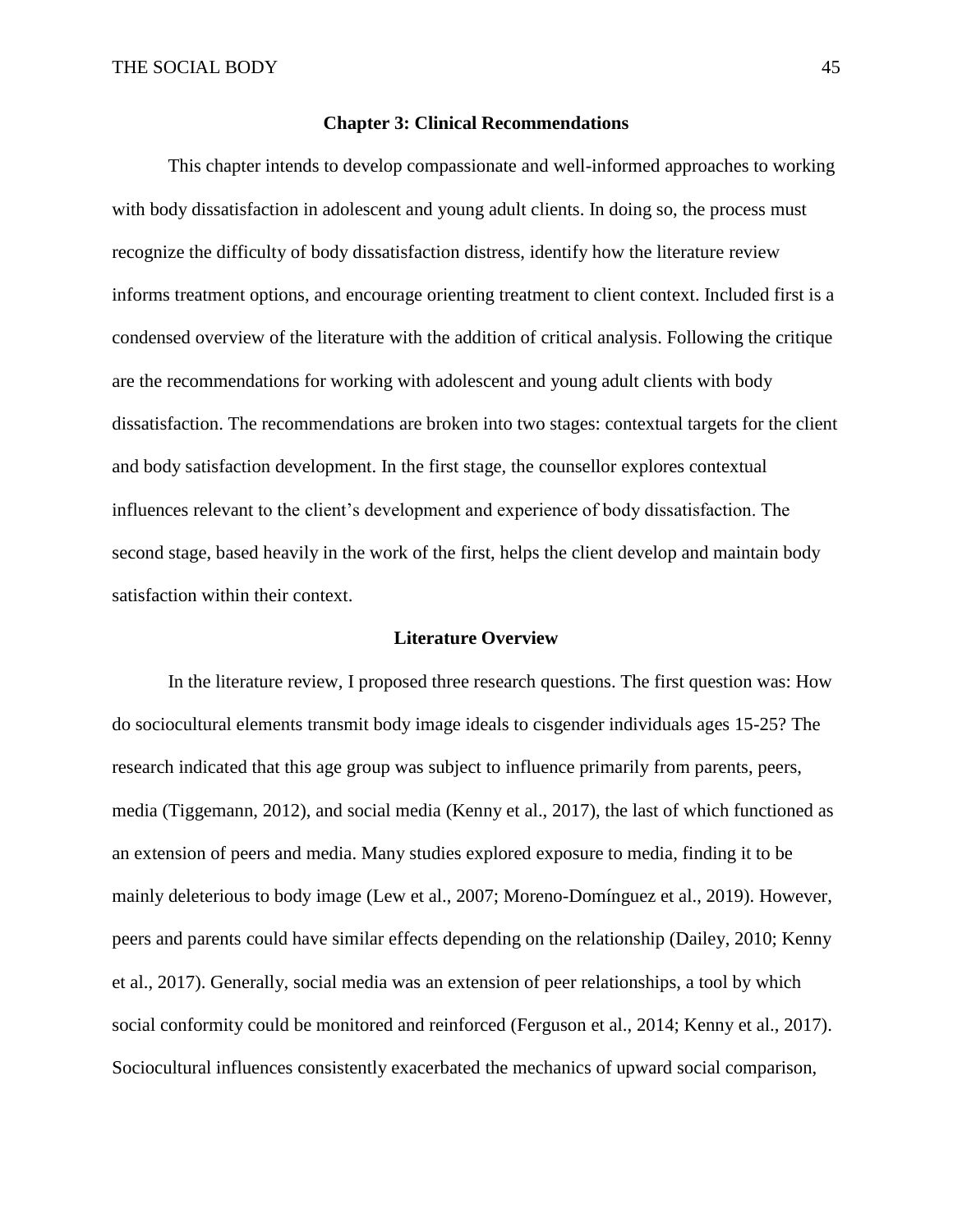## Chapter 3: Clinical Recommendations

This chapter intends to develop compassionate and well-informed approaches to working with body dissatisfaction in adolescent and young adult clients. In doing so, the process must recognize the difficulty of body dissatisfaction distress, identify how the literature review informs treatment options, and encourage orienting treatment to client context. Included first is a condensed overview of the literature with the addition of critical analysis. Following the critique are the recommendations for working with adolescent and young adult clients with body dissatisfaction. The recommendations are broken into two stages: contextual targets for the client and body satisfaction development. In the first stage, the counsellor explores contextual influences relevant to the client's development and experience of body dissatisfaction. The second stage, based heavily in the work of the first, helps the client develop and maintain body satisfaction within their context.

### Literature Overview

In the literature review, I proposed three research questions. The first question was: How do sociocultural elements transmit body image ideals to cisgender individuals ages 15-25? The research indicated that this age group was subject to influence primarily from parents, peers, media (Tiggemann, 2012), and social media (Kenny et al., 2017), the last of which functioned as an extension of peers and media. Many studies explored exposure to media, finding it to be mainly deleterious to body image (Lew et al., 2007; Moreno-Domínguez et al., 2019). However, peers and parents could have similar effects depending on the relationship (Dailey, 2010; Kenny et al., 2017). Generally, social media was an extension of peer relationships, a tool by which social conformity could be monitored and reinforced (Ferguson et al., 2014; Kenny et al., 2017). Sociocultural influences consistently exacerbated the mechanics of upward social comparison,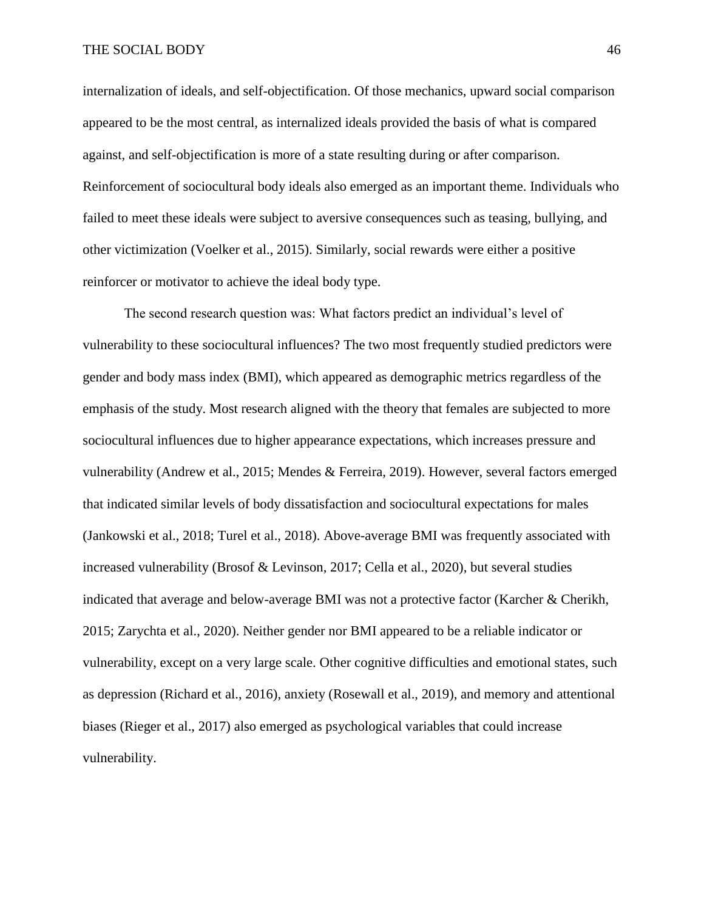internalization of ideals, and self-objectification. Of those mechanics, upward social comparison appeared to be the most central, as internalized ideals provided the basis of what is compared against, and self-objectification is more of a state resulting during or after comparison. Reinforcement of sociocultural body ideals also emerged as an important theme. Individuals who failed to meet these ideals were subject to aversive consequences such as teasing, bullying, and other victimization (Voelker et al., 2015). Similarly, social rewards were either a positive reinforcer or motivator to achieve the ideal body type.

The second research question was: What factors predict an individual's level of vulnerability to these sociocultural influences? The two most frequently studied predictors were gender and body mass index (BMI), which appeared as demographic metrics regardless of the emphasis of the study. Most research aligned with the theory that females are subjected to more sociocultural influences due to higher appearance expectations, which increases pressure and vulnerability (Andrew et al., 2015; Mendes & Ferreira, 2019). However, several factors emerged that indicated similar levels of body dissatisfaction and sociocultural expectations for males (Jankowski et al., 2018; Turel et al., 2018). Above-average BMI was frequently associated with increased vulnerability (Brosof & Levinson, 2017; Cella et al., 2020), but several studies indicated that average and below-average BMI was not a protective factor (Karcher & Cherikh, 2015; Zarychta et al., 2020). Neither gender nor BMI appeared to be a reliable indicator or vulnerability, except on a very large scale. Other cognitive difficulties and emotional states, such as depression (Richard et al., 2016), anxiety (Rosewall et al., 2019), and memory and attentional biases (Rieger et al., 2017) also emerged as psychological variables that could increase vulnerability.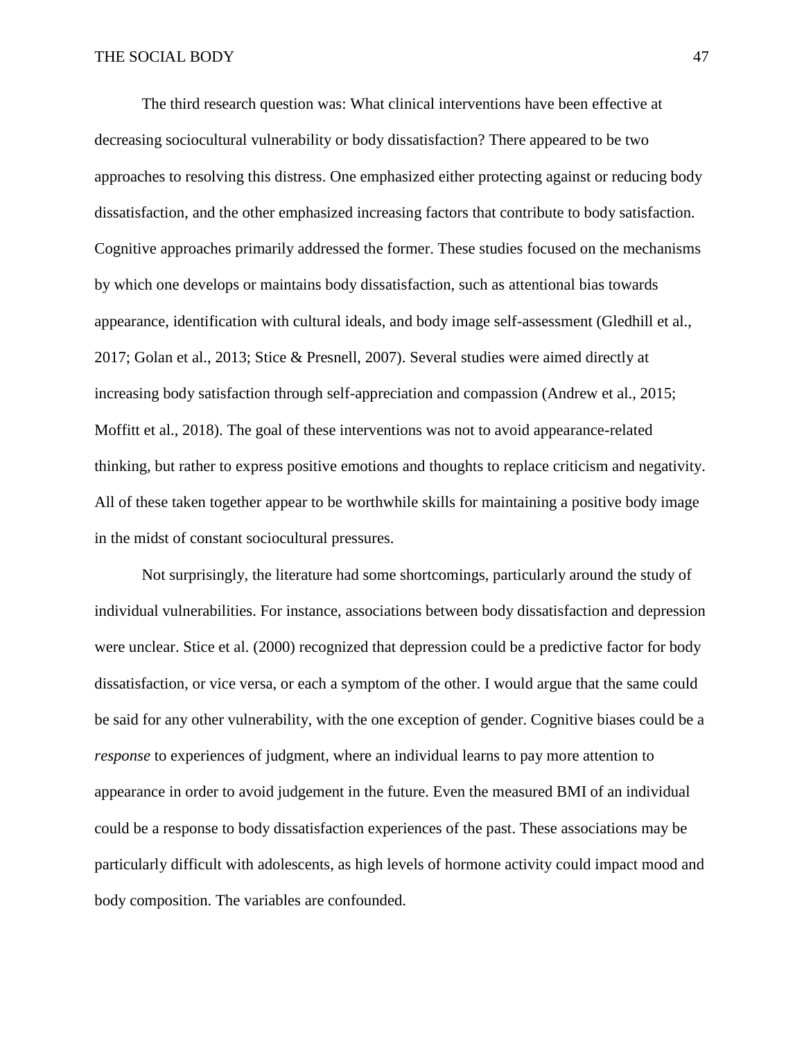The third research question was: What clinical interventions have been effective at decreasing sociocultural vulnerability or body dissatisfaction? There appeared to be two approaches to resolving this distress. One emphasized either protecting against or reducing body dissatisfaction, and the other emphasized increasing factors that contribute to body satisfaction. Cognitive approaches primarily addressed the former. These studies focused on the mechanisms by which one develops or maintains body dissatisfaction, such as attentional bias towards appearance, identification with cultural ideals, and body image self-assessment (Gledhill et al., 2017; Golan et al., 2013; Stice & Presnell, 2007). Several studies were aimed directly at increasing body satisfaction through self-appreciation and compassion (Andrew et al., 2015; Moffitt et al., 2018). The goal of these interventions was not to avoid appearance-related thinking, but rather to express positive emotions and thoughts to replace criticism and negativity. All of these taken together appear to be worthwhile skills for maintaining a positive body image in the midst of constant sociocultural pressures.

Not surprisingly, the literature had some shortcomings, particularly around the study of individual vulnerabilities. For instance, associations between body dissatisfaction and depression were unclear. Stice et al. (2000) recognized that depression could be a predictive factor for body dissatisfaction, or vice versa, or each a symptom of the other. I would argue that the same could be said for any other vulnerability, with the one exception of gender. Cognitive biases could be a *response* to experiences of judgment, where an individual learns to pay more attention to appearance in order to avoid judgement in the future. Even the measured BMI of an individual could be a response to body dissatisfaction experiences of the past. These associations may be particularly difficult with adolescents, as high levels of hormone activity could impact mood and body composition. The variables are confounded.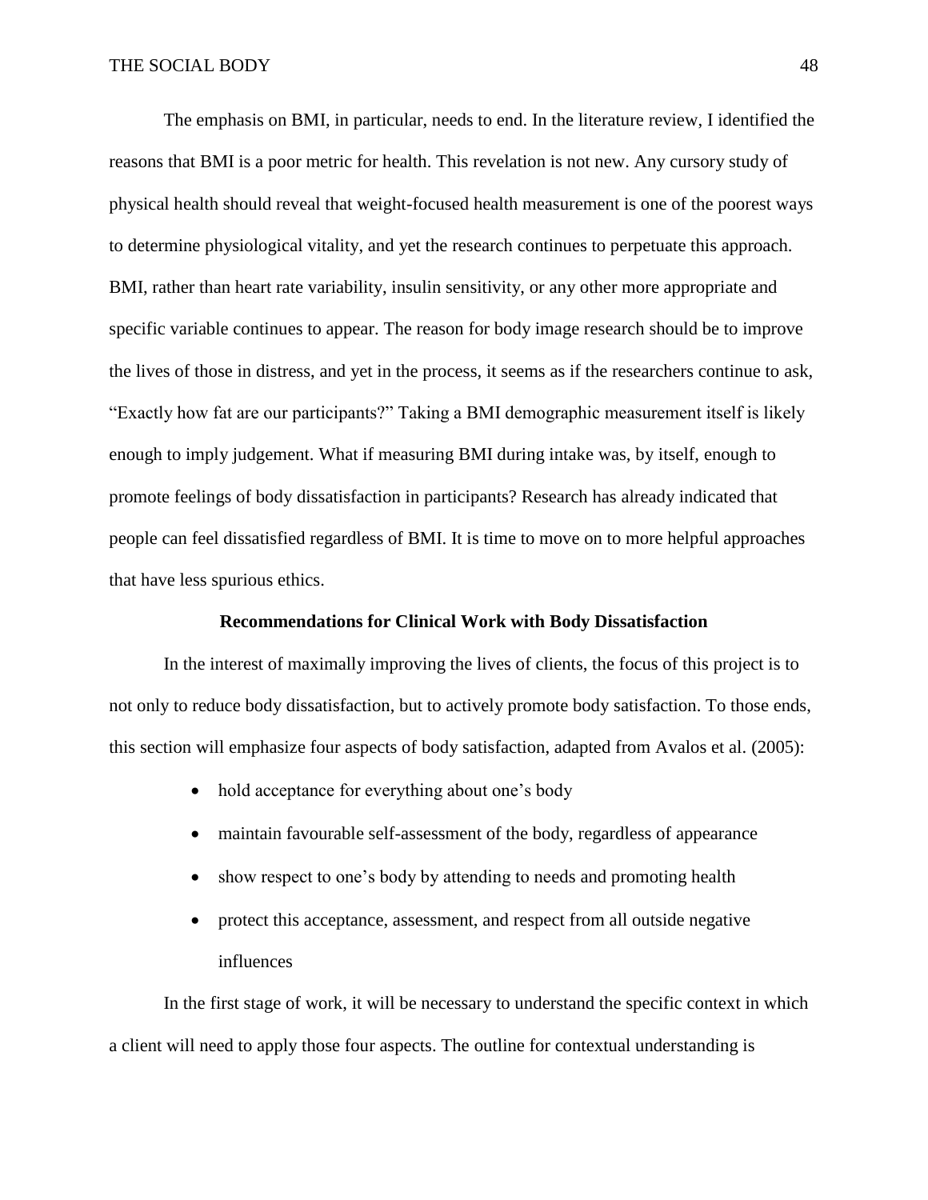The emphasis on BMI, in particular, needs to end. In the literature review, I identified the reasons that BMI is a poor metric for health. This revelation is not new. Any cursory study of physical health should reveal that weight-focused health measurement is one of the poorest ways to determine physiological vitality, and yet the research continues to perpetuate this approach. BMI, rather than heart rate variability, insulin sensitivity, or any other more appropriate and specific variable continues to appear. The reason for body image research should be to improve the lives of those in distress, and yet in the process, it seems as if the researchers continue to ask, "Exactly how fat are our participants?" Taking a BMI demographic measurement itself is likely enough to imply judgement. What if measuring BMI during intake was, by itself, enough to promote feelings of body dissatisfaction in participants? Research has already indicated that people can feel dissatisfied regardless of BMI. It is time to move on to more helpful approaches that have less spurious ethics.

## Recommendations for Clinical Work with Body Dissatisfaction

In the interest of maximally improving the lives of clients, the focus of this project is to not only to reduce body dissatisfaction, but to actively promote body satisfaction. To those ends, this section will emphasize four aspects of body satisfaction, adapted from Avalos et al. (2005):

- hold acceptance for everything about one's body
- maintain favourable self-assessment of the body, regardless of appearance
- show respect to one's body by attending to needs and promoting health
- protect this acceptance, assessment, and respect from all outside negative influences

In the first stage of work, it will be necessary to understand the specific context in which a client will need to apply those four aspects. The outline for contextual understanding is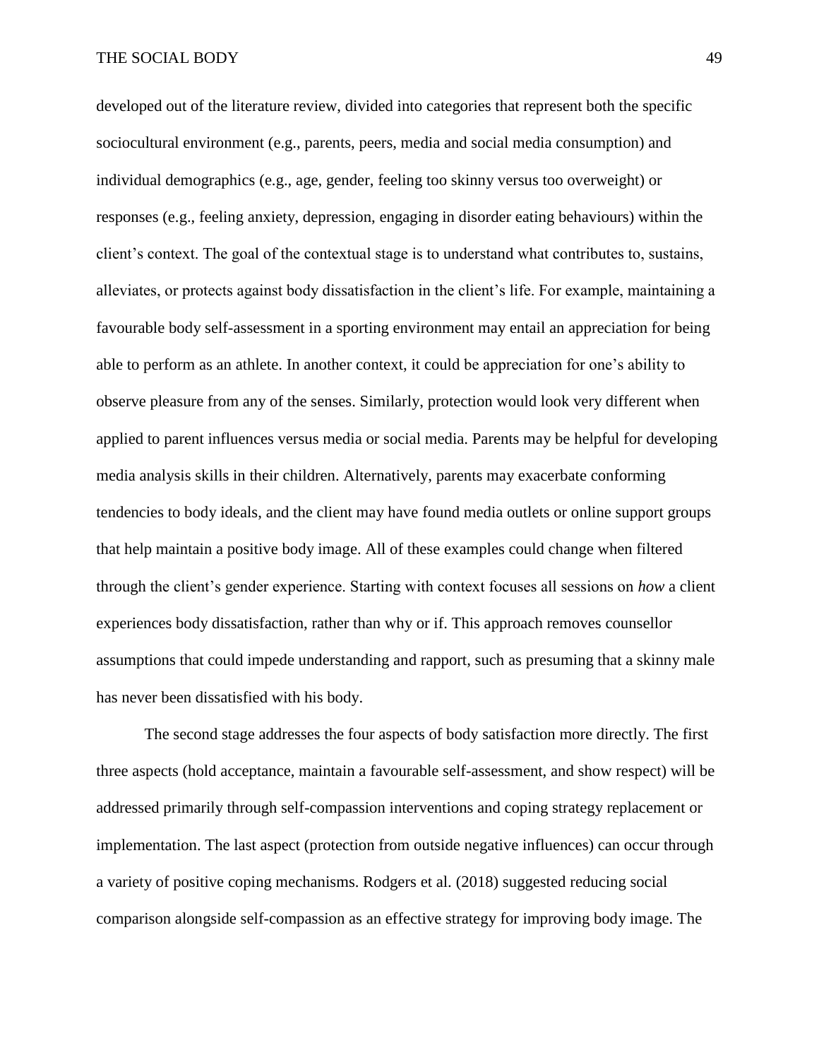developed out of the literature review, divided into categories that represent both the specific sociocultural environment (e.g., parents, peers, media and social media consumption) and individual demographics (e.g., age, gender, feeling too skinny versus too overweight) or responses (e.g., feeling anxiety, depression, engaging in disorder eating behaviours) within the client's context. The goal of the contextual stage is to understand what contributes to, sustains, alleviates, or protects against body dissatisfaction in the client's life. For example, maintaining a favourable body self-assessment in a sporting environment may entail an appreciation for being able to perform as an athlete. In another context, it could be appreciation for one's ability to observe pleasure from any of the senses. Similarly, protection would look very different when applied to parent influences versus media or social media. Parents may be helpful for developing media analysis skills in their children. Alternatively, parents may exacerbate conforming tendencies to body ideals, and the client may have found media outlets or online support groups that help maintain a positive body image. All of these examples could change when filtered through the client's gender experience. Starting with context focuses all sessions on *how* a client experiences body dissatisfaction, rather than why or if. This approach removes counsellor assumptions that could impede understanding and rapport, such as presuming that a skinny male has never been dissatisfied with his body.

The second stage addresses the four aspects of body satisfaction more directly. The first three aspects (hold acceptance, maintain a favourable self-assessment, and show respect) will be addressed primarily through self-compassion interventions and coping strategy replacement or implementation. The last aspect (protection from outside negative influences) can occur through a variety of positive coping mechanisms. Rodgers et al. (2018) suggested reducing social comparison alongside self-compassion as an effective strategy for improving body image. The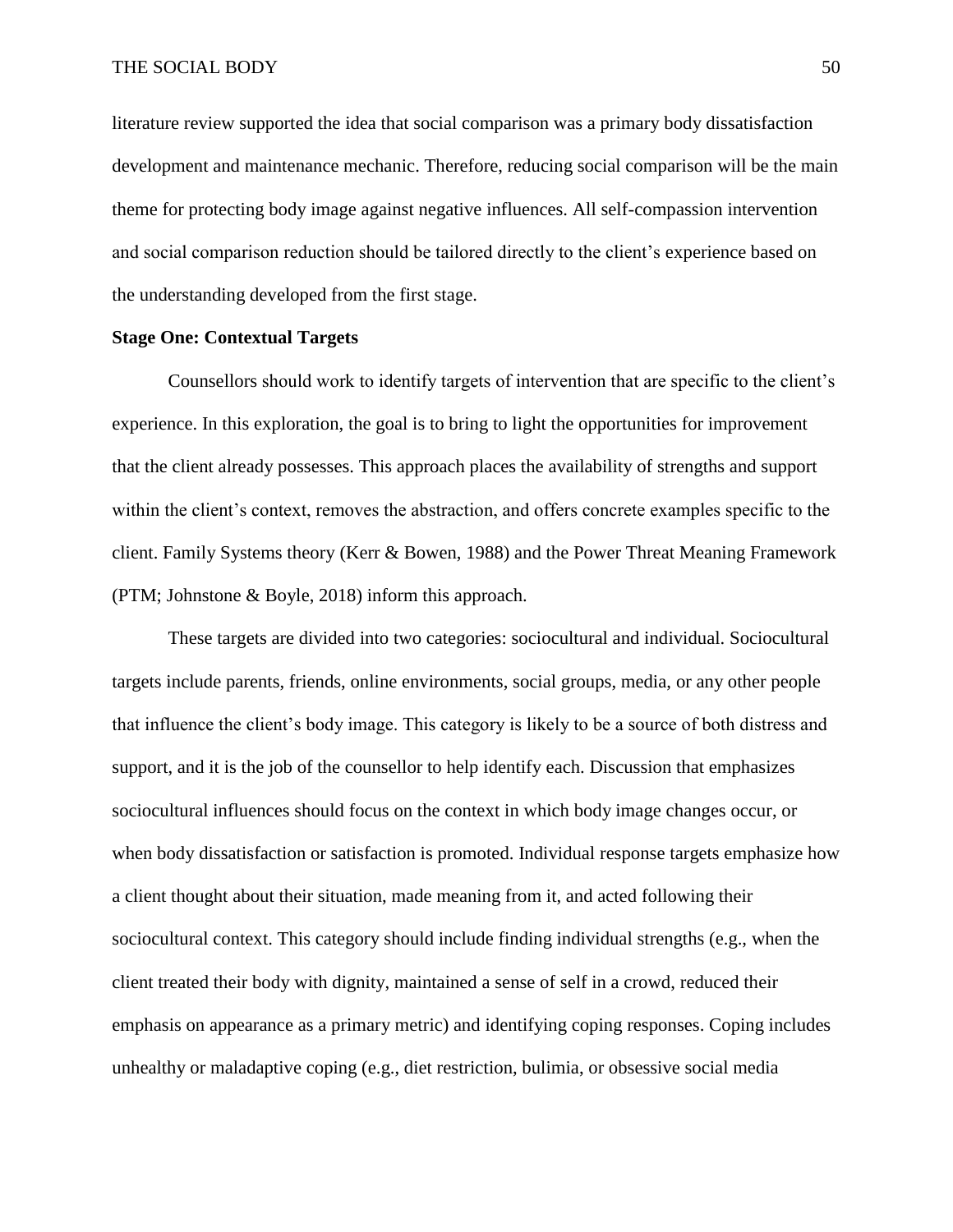literature review supported the idea that social comparison was a primary body dissatisfaction development and maintenance mechanic. Therefore, reducing social comparison will be the main theme for protecting body image against negative influences. All self-compassion intervention and social comparison reduction should be tailored directly to the client's experience based on the understanding developed from the first stage.

**Stage One: Contextual Targets**

Counsellors should work to identify targets of intervention that are specific to the client's experience. In this exploration, the goal is to bring to light the opportunities for improvement that the client already possesses. This approach places the availability of strengths and support within the client's context, removes the abstraction, and offers concrete examples specific to the client. Family Systems theory (Kerr & Bowen, 1988) and the Power Threat Meaning Framework (PTM; Johnstone & Boyle, 2018) inform this approach.

These targets are divided into two categories: sociocultural and individual. Sociocultural targets include parents, friends, online environments, social groups, media, or any other people that influence the client's body image. This category is likely to be a source of both distress and support, and it is the job of the counsellor to help identify each. Discussion that emphasizes sociocultural influences should focus on the context in which body image changes occur, or when body dissatisfaction or satisfaction is promoted. Individual response targets emphasize how a client thought about their situation, made meaning from it, and acted following their sociocultural context. This category should include finding individual strengths (e.g., when the client treated their body with dignity, maintained a sense of self in a crowd, reduced their emphasis on appearance as a primary metric) and identifying coping responses. Coping includes unhealthy or maladaptive coping (e.g., diet restriction, bulimia, or obsessive social media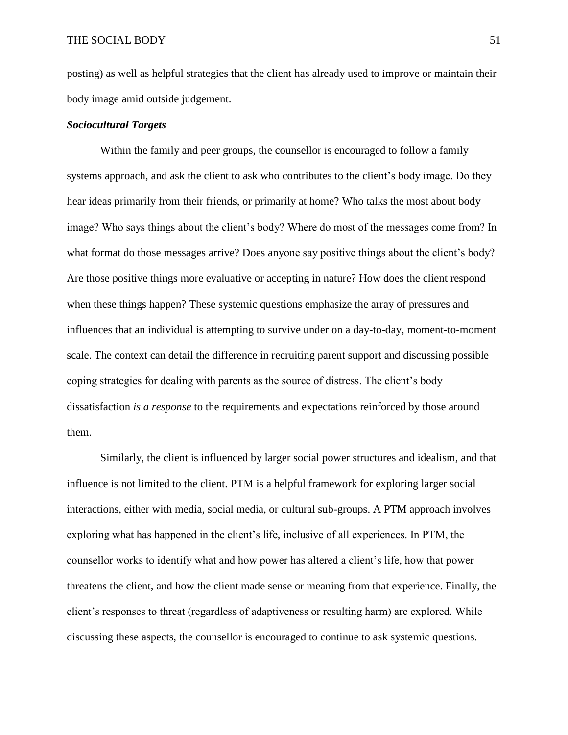posting) as well as helpful strategies that the client has already used to improve or maintain their body image amid outside judgement.

### ***Sociocultural Targets***

Within the family and peer groups, the counsellor is encouraged to follow a family systems approach, and ask the client to ask who contributes to the client's body image. Do they hear ideas primarily from their friends, or primarily at home? Who talks the most about body image? Who says things about the client's body? Where do most of the messages come from? In what format do those messages arrive? Does anyone say positive things about the client's body? Are those positive things more evaluative or accepting in nature? How does the client respond when these things happen? These systemic questions emphasize the array of pressures and influences that an individual is attempting to survive under on a day-to-day, moment-to-moment scale. The context can detail the difference in recruiting parent support and discussing possible coping strategies for dealing with parents as the source of distress. The client's body dissatisfaction *is a response* to the requirements and expectations reinforced by those around them.

Similarly, the client is influenced by larger social power structures and idealism, and that influence is not limited to the client. PTM is a helpful framework for exploring larger social interactions, either with media, social media, or cultural sub-groups. A PTM approach involves exploring what has happened in the client's life, inclusive of all experiences. In PTM, the counsellor works to identify what and how power has altered a client's life, how that power threatens the client, and how the client made sense or meaning from that experience. Finally, the client's responses to threat (regardless of adaptiveness or resulting harm) are explored. While discussing these aspects, the counsellor is encouraged to continue to ask systemic questions.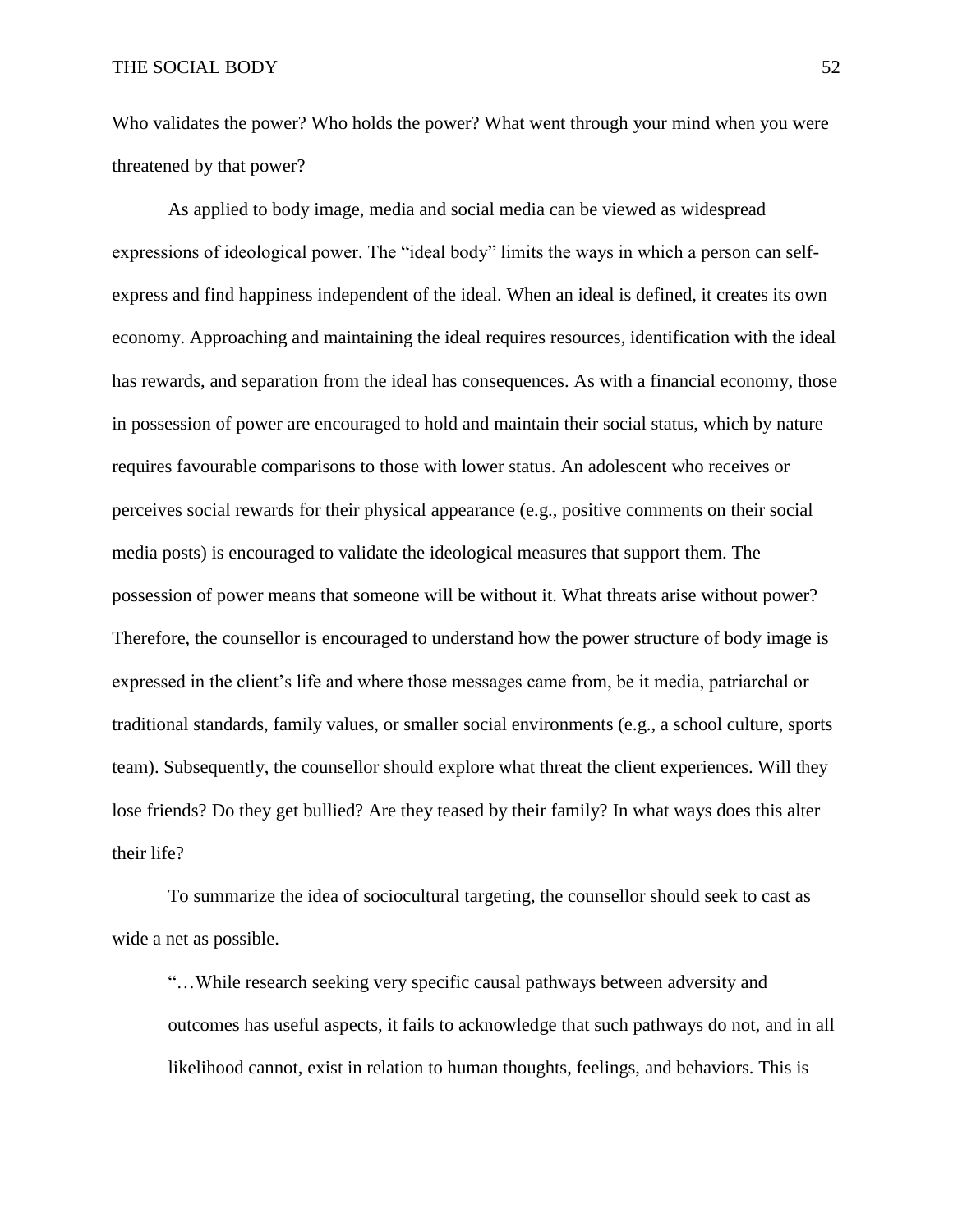Who validates the power? Who holds the power? What went through your mind when you were threatened by that power?

As applied to body image, media and social media can be viewed as widespread expressions of ideological power. The "ideal body" limits the ways in which a person can self-express and find happiness independent of the ideal. When an ideal is defined, it creates its own economy. Approaching and maintaining the ideal requires resources, identification with the ideal has rewards, and separation from the ideal has consequences. As with a financial economy, those in possession of power are encouraged to hold and maintain their social status, which by nature requires favourable comparisons to those with lower status. An adolescent who receives or perceives social rewards for their physical appearance (e.g., positive comments on their social media posts) is encouraged to validate the ideological measures that support them. The possession of power means that someone will be without it. What threats arise without power? Therefore, the counsellor is encouraged to understand how the power structure of body image is expressed in the client's life and where those messages came from, be it media, patriarchal or traditional standards, family values, or smaller social environments (e.g., a school culture, sports team). Subsequently, the counsellor should explore what threat the client experiences. Will they lose friends? Do they get bullied? Are they teased by their family? In what ways does this alter their life?

To summarize the idea of sociocultural targeting, the counsellor should seek to cast as wide a net as possible.

> "…While research seeking very specific causal pathways between adversity and outcomes has useful aspects, it fails to acknowledge that such pathways do not, and in all likelihood cannot, exist in relation to human thoughts, feelings, and behaviors. This is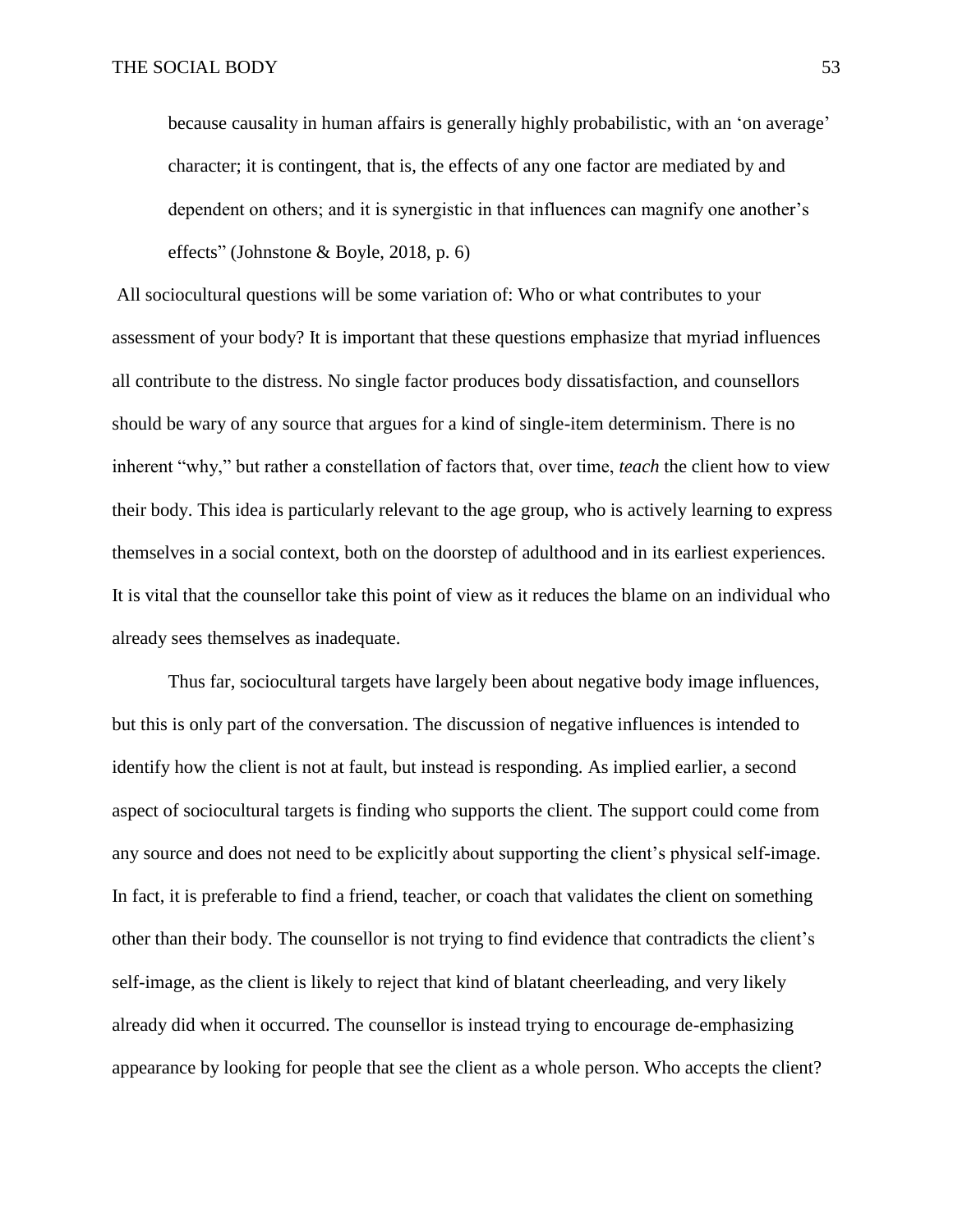> because causality in human affairs is generally highly probabilistic, with an 'on average' character; it is contingent, that is, the effects of any one factor are mediated by and dependent on others; and it is synergistic in that influences can magnify one another's effects" (Johnstone & Boyle, 2018, p. 6)

All sociocultural questions will be some variation of: Who or what contributes to your assessment of your body? It is important that these questions emphasize that myriad influences all contribute to the distress. No single factor produces body dissatisfaction, and counsellors should be wary of any source that argues for a kind of single-item determinism. There is no inherent "why," but rather a constellation of factors that, over time, *teach* the client how to view their body. This idea is particularly relevant to the age group, who is actively learning to express themselves in a social context, both on the doorstep of adulthood and in its earliest experiences. It is vital that the counsellor take this point of view as it reduces the blame on an individual who already sees themselves as inadequate.

Thus far, sociocultural targets have largely been about negative body image influences, but this is only part of the conversation. The discussion of negative influences is intended to identify how the client is not at fault, but instead is responding. As implied earlier, a second aspect of sociocultural targets is finding who supports the client. The support could come from any source and does not need to be explicitly about supporting the client's physical self-image. In fact, it is preferable to find a friend, teacher, or coach that validates the client on something other than their body. The counsellor is not trying to find evidence that contradicts the client's self-image, as the client is likely to reject that kind of blatant cheerleading, and very likely already did when it occurred. The counsellor is instead trying to encourage de-emphasizing appearance by looking for people that see the client as a whole person. Who accepts the client?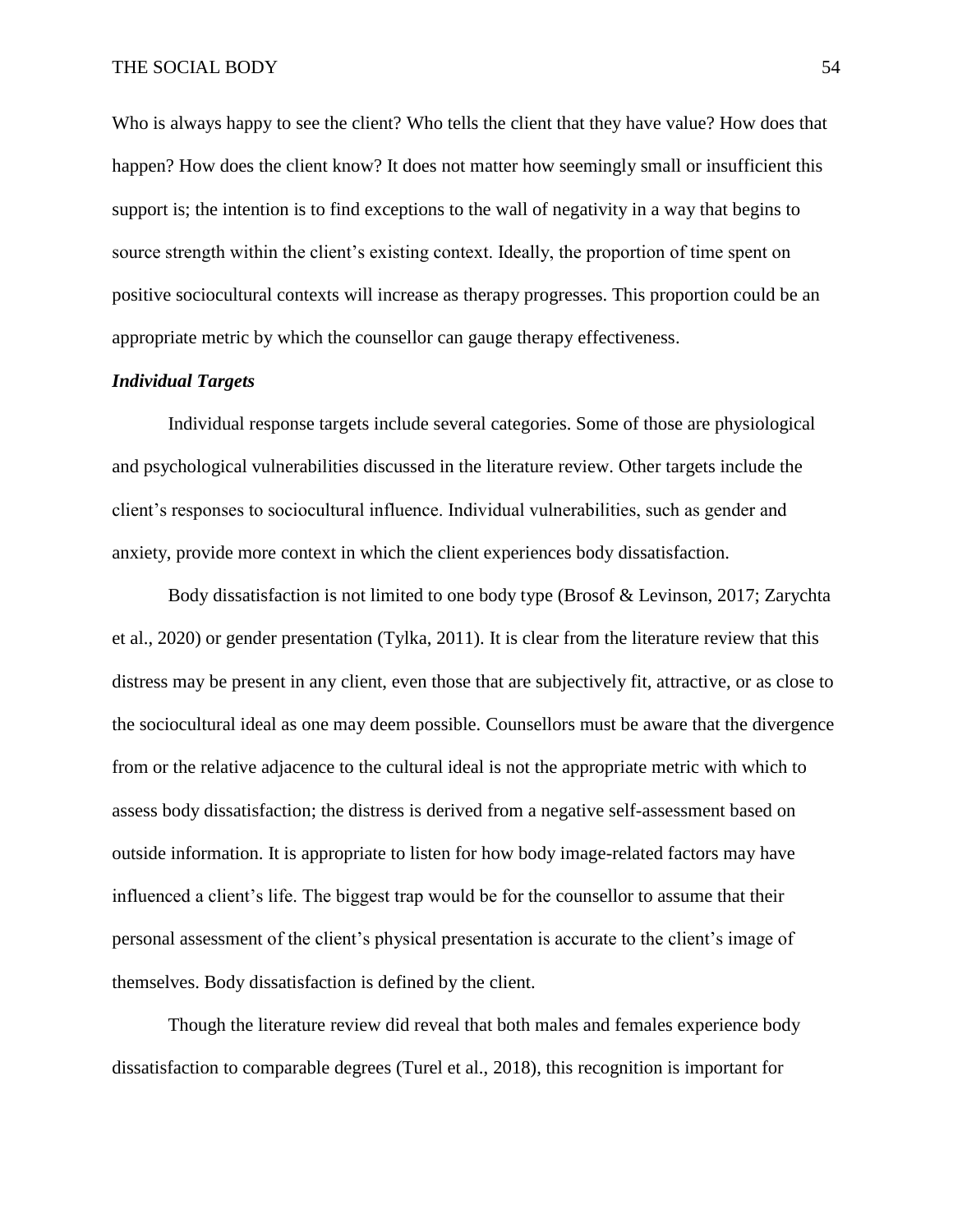Who is always happy to see the client? Who tells the client that they have value? How does that happen? How does the client know? It does not matter how seemingly small or insufficient this support is; the intention is to find exceptions to the wall of negativity in a way that begins to source strength within the client's existing context. Ideally, the proportion of time spent on positive sociocultural contexts will increase as therapy progresses. This proportion could be an appropriate metric by which the counsellor can gauge therapy effectiveness.

### *Individual Targets*

Individual response targets include several categories. Some of those are physiological and psychological vulnerabilities discussed in the literature review. Other targets include the client's responses to sociocultural influence. Individual vulnerabilities, such as gender and anxiety, provide more context in which the client experiences body dissatisfaction.

Body dissatisfaction is not limited to one body type (Brosof & Levinson, 2017; Zarychta et al., 2020) or gender presentation (Tylka, 2011). It is clear from the literature review that this distress may be present in any client, even those that are subjectively fit, attractive, or as close to the sociocultural ideal as one may deem possible. Counsellors must be aware that the divergence from or the relative adjacence to the cultural ideal is not the appropriate metric with which to assess body dissatisfaction; the distress is derived from a negative self-assessment based on outside information. It is appropriate to listen for how body image-related factors may have influenced a client's life. The biggest trap would be for the counsellor to assume that their personal assessment of the client's physical presentation is accurate to the client's image of themselves. Body dissatisfaction is defined by the client.

Though the literature review did reveal that both males and females experience body dissatisfaction to comparable degrees (Turel et al., 2018), this recognition is important for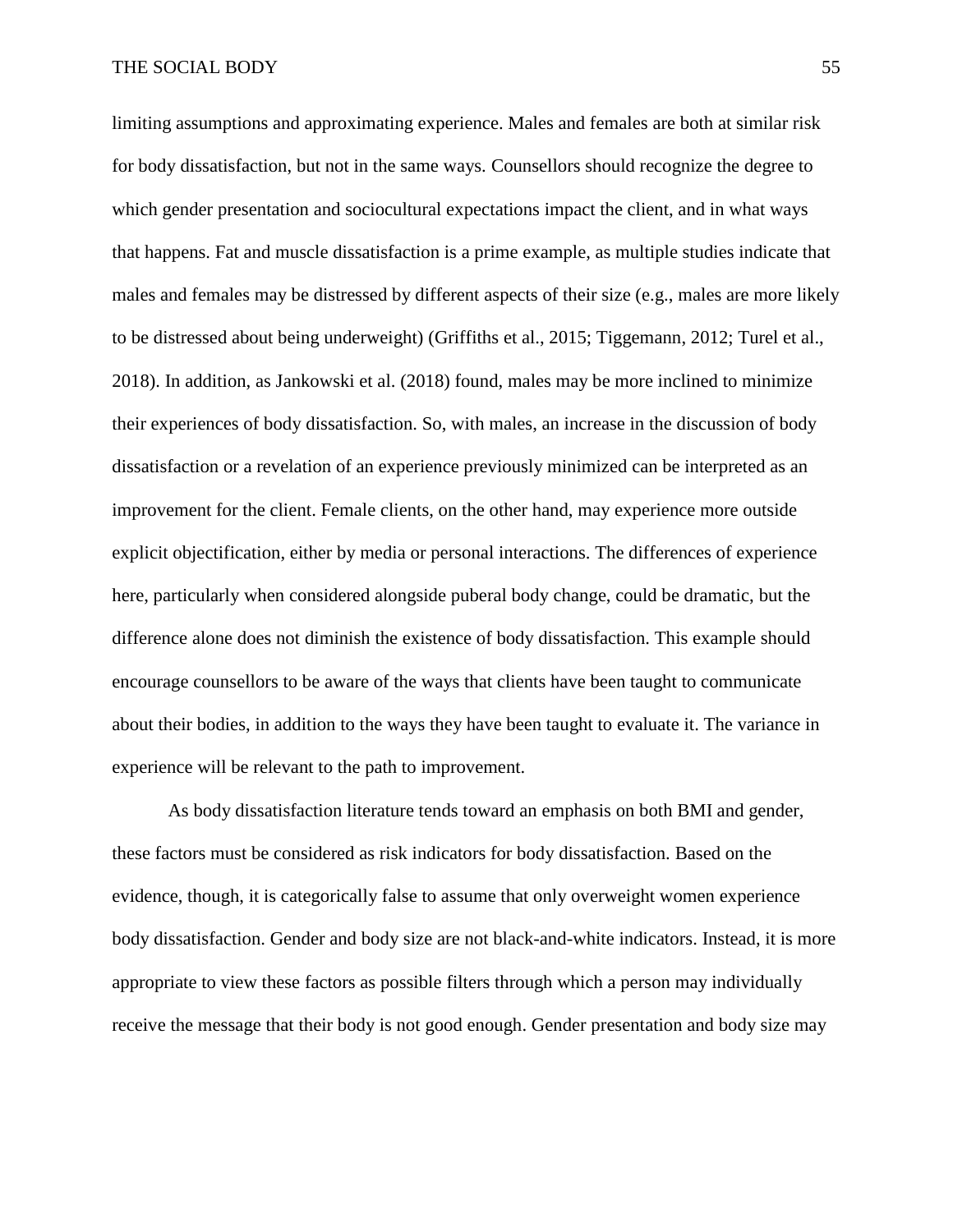limiting assumptions and approximating experience. Males and females are both at similar risk for body dissatisfaction, but not in the same ways. Counsellors should recognize the degree to which gender presentation and sociocultural expectations impact the client, and in what ways that happens. Fat and muscle dissatisfaction is a prime example, as multiple studies indicate that males and females may be distressed by different aspects of their size (e.g., males are more likely to be distressed about being underweight) (Griffiths et al., 2015; Tiggemann, 2012; Turel et al., 2018). In addition, as Jankowski et al. (2018) found, males may be more inclined to minimize their experiences of body dissatisfaction. So, with males, an increase in the discussion of body dissatisfaction or a revelation of an experience previously minimized can be interpreted as an improvement for the client. Female clients, on the other hand, may experience more outside explicit objectification, either by media or personal interactions. The differences of experience here, particularly when considered alongside puberal body change, could be dramatic, but the difference alone does not diminish the existence of body dissatisfaction. This example should encourage counsellors to be aware of the ways that clients have been taught to communicate about their bodies, in addition to the ways they have been taught to evaluate it. The variance in experience will be relevant to the path to improvement.

As body dissatisfaction literature tends toward an emphasis on both BMI and gender, these factors must be considered as risk indicators for body dissatisfaction. Based on the evidence, though, it is categorically false to assume that only overweight women experience body dissatisfaction. Gender and body size are not black-and-white indicators. Instead, it is more appropriate to view these factors as possible filters through which a person may individually receive the message that their body is not good enough. Gender presentation and body size may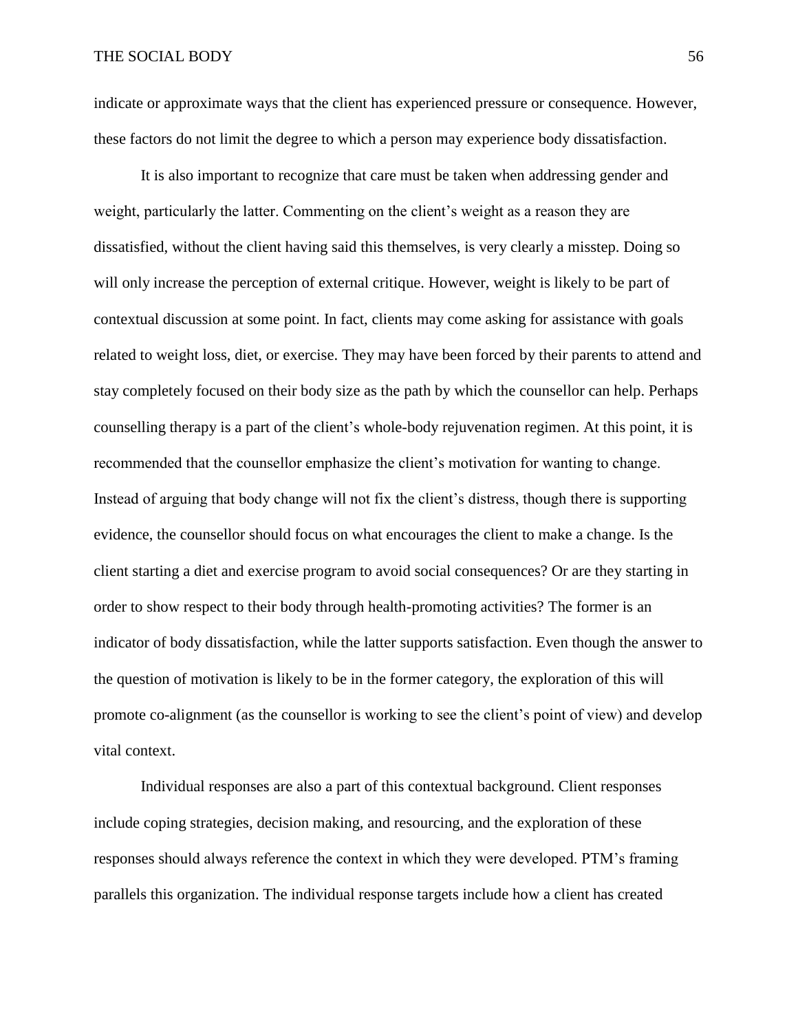indicate or approximate ways that the client has experienced pressure or consequence. However, these factors do not limit the degree to which a person may experience body dissatisfaction.

It is also important to recognize that care must be taken when addressing gender and weight, particularly the latter. Commenting on the client's weight as a reason they are dissatisfied, without the client having said this themselves, is very clearly a misstep. Doing so will only increase the perception of external critique. However, weight is likely to be part of contextual discussion at some point. In fact, clients may come asking for assistance with goals related to weight loss, diet, or exercise. They may have been forced by their parents to attend and stay completely focused on their body size as the path by which the counsellor can help. Perhaps counselling therapy is a part of the client's whole-body rejuvenation regimen. At this point, it is recommended that the counsellor emphasize the client's motivation for wanting to change. Instead of arguing that body change will not fix the client's distress, though there is supporting evidence, the counsellor should focus on what encourages the client to make a change. Is the client starting a diet and exercise program to avoid social consequences? Or are they starting in order to show respect to their body through health-promoting activities? The former is an indicator of body dissatisfaction, while the latter supports satisfaction. Even though the answer to the question of motivation is likely to be in the former category, the exploration of this will promote co-alignment (as the counsellor is working to see the client's point of view) and develop vital context.

Individual responses are also a part of this contextual background. Client responses include coping strategies, decision making, and resourcing, and the exploration of these responses should always reference the context in which they were developed. PTM's framing parallels this organization. The individual response targets include how a client has created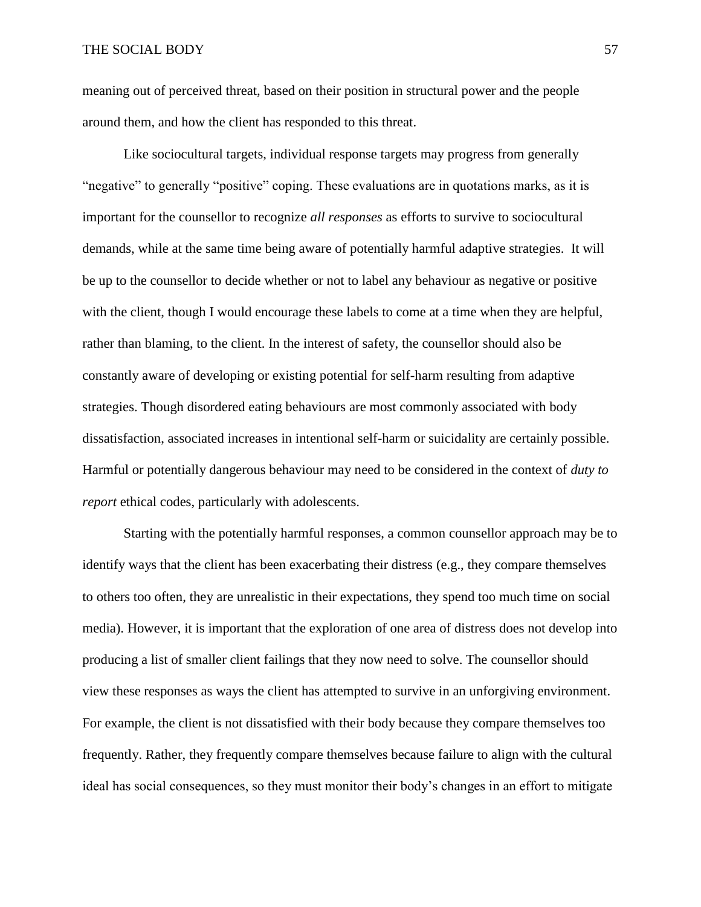meaning out of perceived threat, based on their position in structural power and the people around them, and how the client has responded to this threat.

Like sociocultural targets, individual response targets may progress from generally "negative" to generally "positive" coping. These evaluations are in quotations marks, as it is important for the counsellor to recognize *all responses* as efforts to survive to sociocultural demands, while at the same time being aware of potentially harmful adaptive strategies. It will be up to the counsellor to decide whether or not to label any behaviour as negative or positive with the client, though I would encourage these labels to come at a time when they are helpful, rather than blaming, to the client. In the interest of safety, the counsellor should also be constantly aware of developing or existing potential for self-harm resulting from adaptive strategies. Though disordered eating behaviours are most commonly associated with body dissatisfaction, associated increases in intentional self-harm or suicidality are certainly possible. Harmful or potentially dangerous behaviour may need to be considered in the context of *duty to report* ethical codes, particularly with adolescents.

Starting with the potentially harmful responses, a common counsellor approach may be to identify ways that the client has been exacerbating their distress (e.g., they compare themselves to others too often, they are unrealistic in their expectations, they spend too much time on social media). However, it is important that the exploration of one area of distress does not develop into producing a list of smaller client failings that they now need to solve. The counsellor should view these responses as ways the client has attempted to survive in an unforgiving environment. For example, the client is not dissatisfied with their body because they compare themselves too frequently. Rather, they frequently compare themselves because failure to align with the cultural ideal has social consequences, so they must monitor their body's changes in an effort to mitigate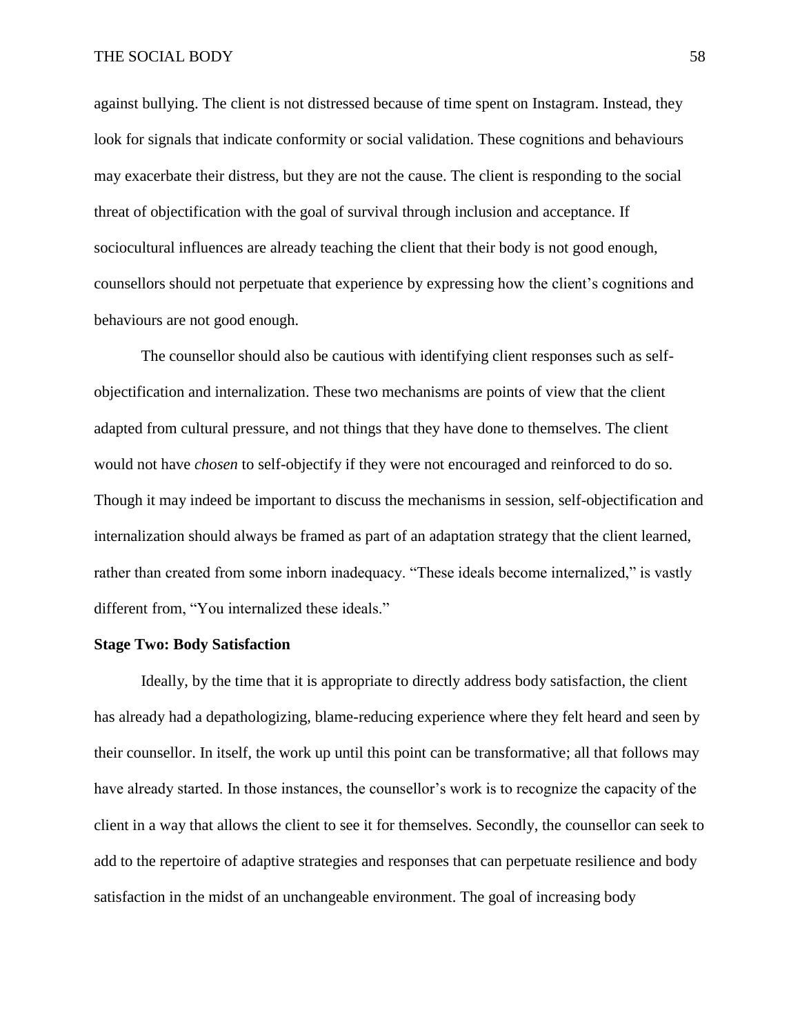against bullying. The client is not distressed because of time spent on Instagram. Instead, they look for signals that indicate conformity or social validation. These cognitions and behaviours may exacerbate their distress, but they are not the cause. The client is responding to the social threat of objectification with the goal of survival through inclusion and acceptance. If sociocultural influences are already teaching the client that their body is not good enough, counsellors should not perpetuate that experience by expressing how the client's cognitions and behaviours are not good enough.

The counsellor should also be cautious with identifying client responses such as self-objectification and internalization. These two mechanisms are points of view that the client adapted from cultural pressure, and not things that they have done to themselves. The client would not have *chosen* to self-objectify if they were not encouraged and reinforced to do so. Though it may indeed be important to discuss the mechanisms in session, self-objectification and internalization should always be framed as part of an adaptation strategy that the client learned, rather than created from some inborn inadequacy. "These ideals become internalized," is vastly different from, "You internalized these ideals."

**Stage Two: Body Satisfaction**

Ideally, by the time that it is appropriate to directly address body satisfaction, the client has already had a depathologizing, blame-reducing experience where they felt heard and seen by their counsellor. In itself, the work up until this point can be transformative; all that follows may have already started. In those instances, the counsellor's work is to recognize the capacity of the client in a way that allows the client to see it for themselves. Secondly, the counsellor can seek to add to the repertoire of adaptive strategies and responses that can perpetuate resilience and body satisfaction in the midst of an unchangeable environment. The goal of increasing body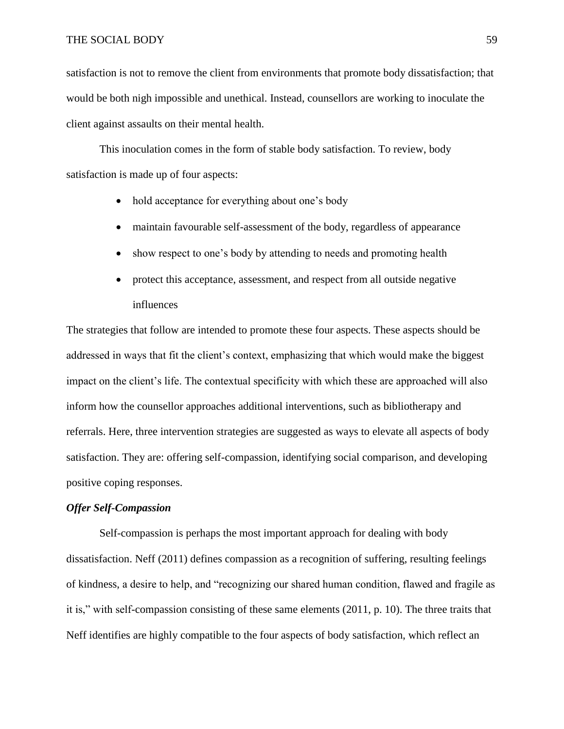satisfaction is not to remove the client from environments that promote body dissatisfaction; that would be both nigh impossible and unethical. Instead, counsellors are working to inoculate the client against assaults on their mental health.

This inoculation comes in the form of stable body satisfaction. To review, body satisfaction is made up of four aspects:

- hold acceptance for everything about one's body
- maintain favourable self-assessment of the body, regardless of appearance
- show respect to one's body by attending to needs and promoting health
- protect this acceptance, assessment, and respect from all outside negative influences

The strategies that follow are intended to promote these four aspects. These aspects should be addressed in ways that fit the client's context, emphasizing that which would make the biggest impact on the client's life. The contextual specificity with which these are approached will also inform how the counsellor approaches additional interventions, such as bibliotherapy and referrals. Here, three intervention strategies are suggested as ways to elevate all aspects of body satisfaction. They are: offering self-compassion, identifying social comparison, and developing positive coping responses.

***Offer Self-Compassion***

Self-compassion is perhaps the most important approach for dealing with body dissatisfaction. Neff (2011) defines compassion as a recognition of suffering, resulting feelings of kindness, a desire to help, and "recognizing our shared human condition, flawed and fragile as it is," with self-compassion consisting of these same elements (2011, p. 10). The three traits that Neff identifies are highly compatible to the four aspects of body satisfaction, which reflect an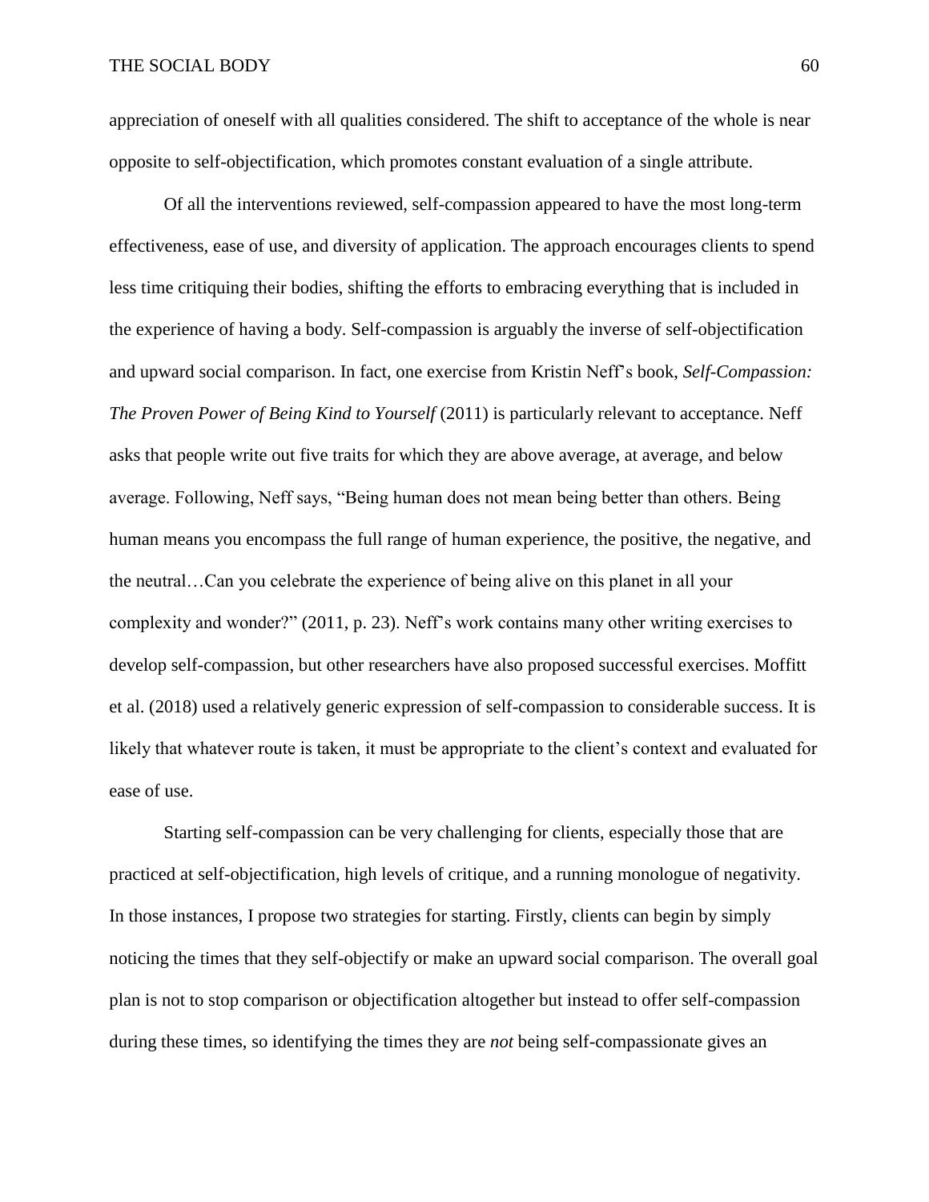appreciation of oneself with all qualities considered. The shift to acceptance of the whole is near opposite to self-objectification, which promotes constant evaluation of a single attribute.

Of all the interventions reviewed, self-compassion appeared to have the most long-term effectiveness, ease of use, and diversity of application. The approach encourages clients to spend less time critiquing their bodies, shifting the efforts to embracing everything that is included in the experience of having a body. Self-compassion is arguably the inverse of self-objectification and upward social comparison. In fact, one exercise from Kristin Neff's book, *Self-Compassion: The Proven Power of Being Kind to Yourself* (2011) is particularly relevant to acceptance. Neff asks that people write out five traits for which they are above average, at average, and below average. Following, Neff says, "Being human does not mean being better than others. Being human means you encompass the full range of human experience, the positive, the negative, and the neutral…Can you celebrate the experience of being alive on this planet in all your complexity and wonder?" (2011, p. 23). Neff's work contains many other writing exercises to develop self-compassion, but other researchers have also proposed successful exercises. Moffitt et al. (2018) used a relatively generic expression of self-compassion to considerable success. It is likely that whatever route is taken, it must be appropriate to the client's context and evaluated for ease of use.

Starting self-compassion can be very challenging for clients, especially those that are practiced at self-objectification, high levels of critique, and a running monologue of negativity. In those instances, I propose two strategies for starting. Firstly, clients can begin by simply noticing the times that they self-objectify or make an upward social comparison. The overall goal plan is not to stop comparison or objectification altogether but instead to offer self-compassion during these times, so identifying the times they are *not* being self-compassionate gives an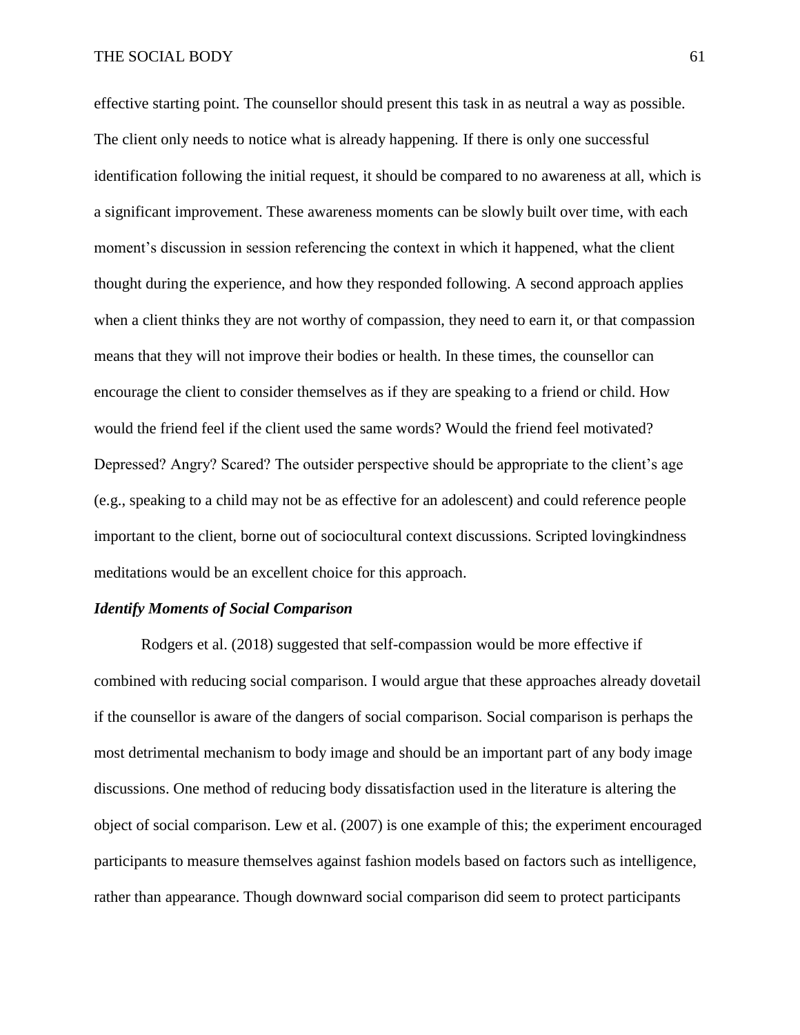effective starting point. The counsellor should present this task in as neutral a way as possible. The client only needs to notice what is already happening. If there is only one successful identification following the initial request, it should be compared to no awareness at all, which is a significant improvement. These awareness moments can be slowly built over time, with each moment's discussion in session referencing the context in which it happened, what the client thought during the experience, and how they responded following. A second approach applies when a client thinks they are not worthy of compassion, they need to earn it, or that compassion means that they will not improve their bodies or health. In these times, the counsellor can encourage the client to consider themselves as if they are speaking to a friend or child. How would the friend feel if the client used the same words? Would the friend feel motivated? Depressed? Angry? Scared? The outsider perspective should be appropriate to the client's age (e.g., speaking to a child may not be as effective for an adolescent) and could reference people important to the client, borne out of sociocultural context discussions. Scripted lovingkindness meditations would be an excellent choice for this approach.

### *Identify Moments of Social Comparison*

Rodgers et al. (2018) suggested that self-compassion would be more effective if combined with reducing social comparison. I would argue that these approaches already dovetail if the counsellor is aware of the dangers of social comparison. Social comparison is perhaps the most detrimental mechanism to body image and should be an important part of any body image discussions. One method of reducing body dissatisfaction used in the literature is altering the object of social comparison. Lew et al. (2007) is one example of this; the experiment encouraged participants to measure themselves against fashion models based on factors such as intelligence, rather than appearance. Though downward social comparison did seem to protect participants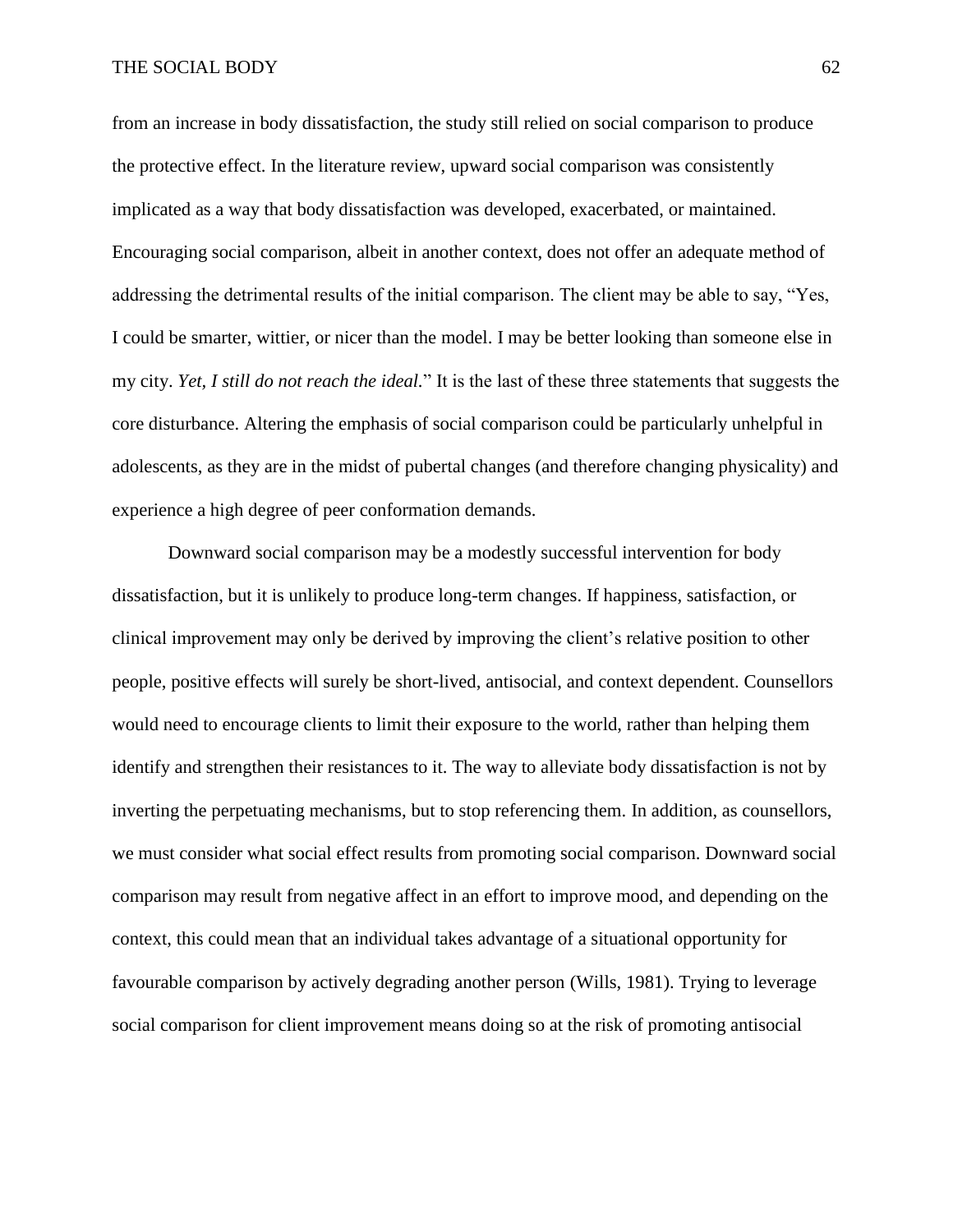from an increase in body dissatisfaction, the study still relied on social comparison to produce the protective effect. In the literature review, upward social comparison was consistently implicated as a way that body dissatisfaction was developed, exacerbated, or maintained. Encouraging social comparison, albeit in another context, does not offer an adequate method of addressing the detrimental results of the initial comparison. The client may be able to say, "Yes, I could be smarter, wittier, or nicer than the model. I may be better looking than someone else in my city. *Yet, I still do not reach the ideal.*" It is the last of these three statements that suggests the core disturbance. Altering the emphasis of social comparison could be particularly unhelpful in adolescents, as they are in the midst of pubertal changes (and therefore changing physicality) and experience a high degree of peer conformation demands.

Downward social comparison may be a modestly successful intervention for body dissatisfaction, but it is unlikely to produce long-term changes. If happiness, satisfaction, or clinical improvement may only be derived by improving the client's relative position to other people, positive effects will surely be short-lived, antisocial, and context dependent. Counsellors would need to encourage clients to limit their exposure to the world, rather than helping them identify and strengthen their resistances to it. The way to alleviate body dissatisfaction is not by inverting the perpetuating mechanisms, but to stop referencing them. In addition, as counsellors, we must consider what social effect results from promoting social comparison. Downward social comparison may result from negative affect in an effort to improve mood, and depending on the context, this could mean that an individual takes advantage of a situational opportunity for favourable comparison by actively degrading another person (Wills, 1981). Trying to leverage social comparison for client improvement means doing so at the risk of promoting antisocial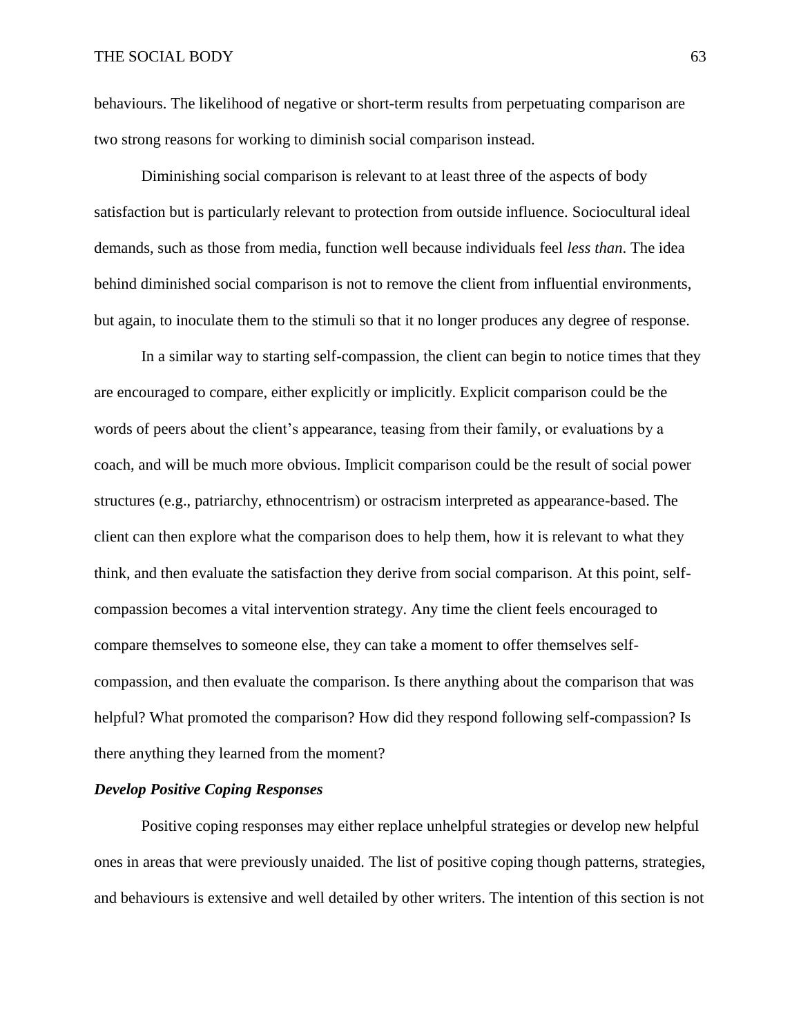behaviours. The likelihood of negative or short-term results from perpetuating comparison are two strong reasons for working to diminish social comparison instead.

Diminishing social comparison is relevant to at least three of the aspects of body satisfaction but is particularly relevant to protection from outside influence. Sociocultural ideal demands, such as those from media, function well because individuals feel *less than*. The idea behind diminished social comparison is not to remove the client from influential environments, but again, to inoculate them to the stimuli so that it no longer produces any degree of response.

In a similar way to starting self-compassion, the client can begin to notice times that they are encouraged to compare, either explicitly or implicitly. Explicit comparison could be the words of peers about the client's appearance, teasing from their family, or evaluations by a coach, and will be much more obvious. Implicit comparison could be the result of social power structures (e.g., patriarchy, ethnocentrism) or ostracism interpreted as appearance-based. The client can then explore what the comparison does to help them, how it is relevant to what they think, and then evaluate the satisfaction they derive from social comparison. At this point, self-compassion becomes a vital intervention strategy. Any time the client feels encouraged to compare themselves to someone else, they can take a moment to offer themselves self-compassion, and then evaluate the comparison. Is there anything about the comparison that was helpful? What promoted the comparison? How did they respond following self-compassion? Is there anything they learned from the moment?

### *Develop Positive Coping Responses*

Positive coping responses may either replace unhelpful strategies or develop new helpful ones in areas that were previously unaided. The list of positive coping though patterns, strategies, and behaviours is extensive and well detailed by other writers. The intention of this section is not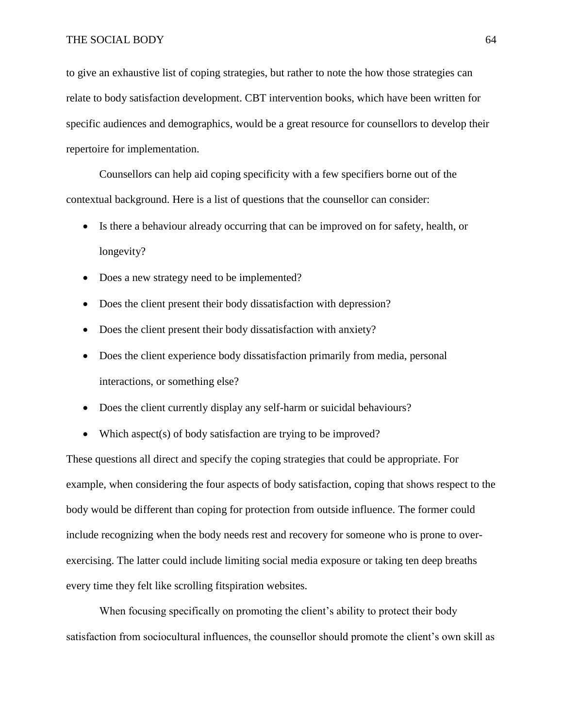to give an exhaustive list of coping strategies, but rather to note the how those strategies can relate to body satisfaction development. CBT intervention books, which have been written for specific audiences and demographics, would be a great resource for counsellors to develop their repertoire for implementation.

Counsellors can help aid coping specificity with a few specifiers borne out of the contextual background. Here is a list of questions that the counsellor can consider:

- Is there a behaviour already occurring that can be improved on for safety, health, or longevity?
- Does a new strategy need to be implemented?
- Does the client present their body dissatisfaction with depression?
- Does the client present their body dissatisfaction with anxiety?
- Does the client experience body dissatisfaction primarily from media, personal interactions, or something else?
- Does the client currently display any self-harm or suicidal behaviours?
- Which aspect(s) of body satisfaction are trying to be improved?

These questions all direct and specify the coping strategies that could be appropriate. For example, when considering the four aspects of body satisfaction, coping that shows respect to the body would be different than coping for protection from outside influence. The former could include recognizing when the body needs rest and recovery for someone who is prone to over-exercising. The latter could include limiting social media exposure or taking ten deep breaths every time they felt like scrolling fitspiration websites.

When focusing specifically on promoting the client's ability to protect their body satisfaction from sociocultural influences, the counsellor should promote the client's own skill as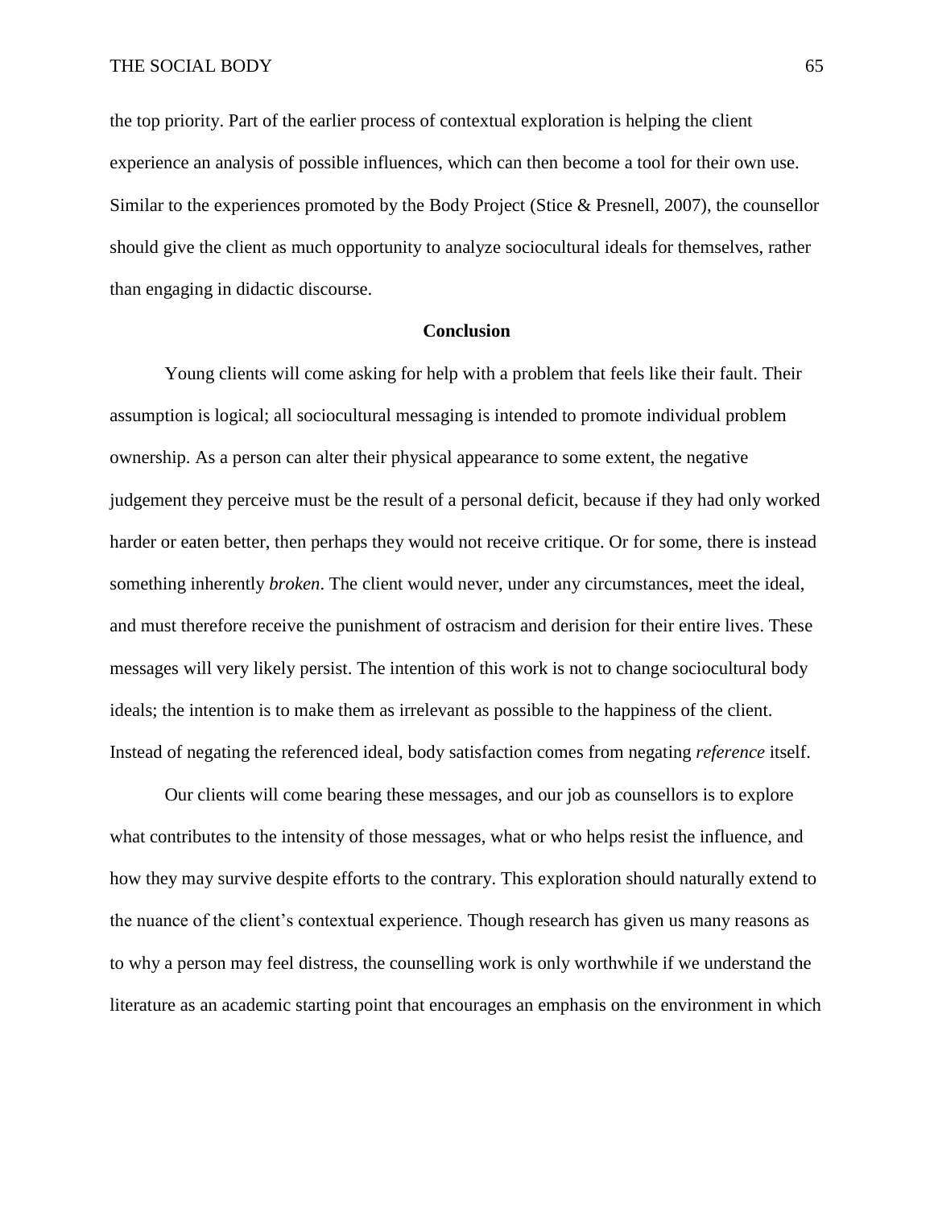the top priority. Part of the earlier process of contextual exploration is helping the client experience an analysis of possible influences, which can then become a tool for their own use. Similar to the experiences promoted by the Body Project (Stice & Presnell, 2007), the counsellor should give the client as much opportunity to analyze sociocultural ideals for themselves, rather than engaging in didactic discourse.

## Conclusion

Young clients will come asking for help with a problem that feels like their fault. Their assumption is logical; all sociocultural messaging is intended to promote individual problem ownership. As a person can alter their physical appearance to some extent, the negative judgement they perceive must be the result of a personal deficit, because if they had only worked harder or eaten better, then perhaps they would not receive critique. Or for some, there is instead something inherently *broken*. The client would never, under any circumstances, meet the ideal, and must therefore receive the punishment of ostracism and derision for their entire lives. These messages will very likely persist. The intention of this work is not to change sociocultural body ideals; the intention is to make them as irrelevant as possible to the happiness of the client. Instead of negating the referenced ideal, body satisfaction comes from negating *reference* itself.

Our clients will come bearing these messages, and our job as counsellors is to explore what contributes to the intensity of those messages, what or who helps resist the influence, and how they may survive despite efforts to the contrary. This exploration should naturally extend to the nuance of the client's contextual experience. Though research has given us many reasons as to why a person may feel distress, the counselling work is only worthwhile if we understand the literature as an academic starting point that encourages an emphasis on the environment in which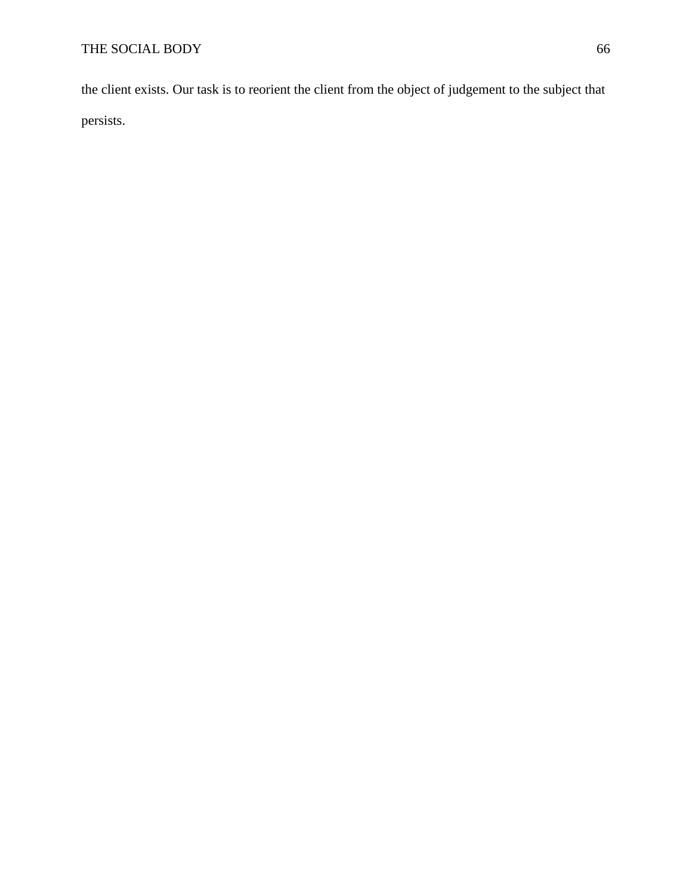the client exists. Our task is to reorient the client from the object of judgement to the subject that persists.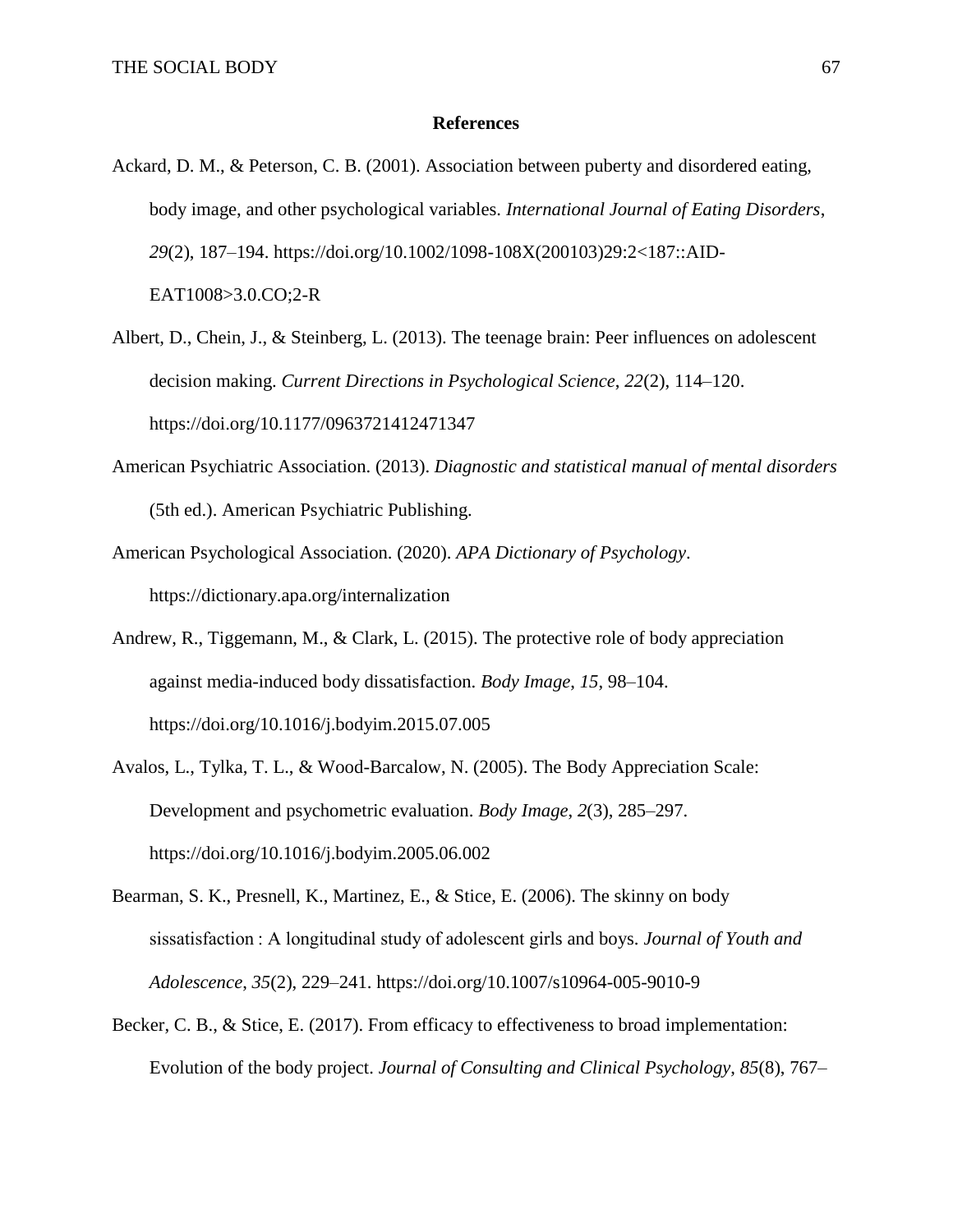**References**

Ackard, D. M., & Peterson, C. B. (2001). Association between puberty and disordered eating, body image, and other psychological variables. *International Journal of Eating Disorders*, *29*(2), 187–194. https://doi.org/10.1002/1098-108X(200103)29:2<187::AID-EAT1008>3.0.CO;2-R

Albert, D., Chein, J., & Steinberg, L. (2013). The teenage brain: Peer influences on adolescent decision making. *Current Directions in Psychological Science*, *22*(2), 114–120. https://doi.org/10.1177/0963721412471347

American Psychiatric Association. (2013). *Diagnostic and statistical manual of mental disorders* (5th ed.). American Psychiatric Publishing.

American Psychological Association. (2020). *APA Dictionary of Psychology*. https://dictionary.apa.org/internalization

Andrew, R., Tiggemann, M., & Clark, L. (2015). The protective role of body appreciation against media-induced body dissatisfaction. *Body Image*, *15*, 98–104. https://doi.org/10.1016/j.bodyim.2015.07.005

Avalos, L., Tylka, T. L., & Wood-Barcalow, N. (2005). The Body Appreciation Scale: Development and psychometric evaluation. *Body Image*, *2*(3), 285–297. https://doi.org/10.1016/j.bodyim.2005.06.002

Bearman, S. K., Presnell, K., Martinez, E., & Stice, E. (2006). The skinny on body sissatisfaction : A longitudinal study of adolescent girls and boys. *Journal of Youth and Adolescence*, *35*(2), 229–241. https://doi.org/10.1007/s10964-005-9010-9

Becker, C. B., & Stice, E. (2017). From efficacy to effectiveness to broad implementation: Evolution of the body project. *Journal of Consulting and Clinical Psychology*, *85*(8), 767–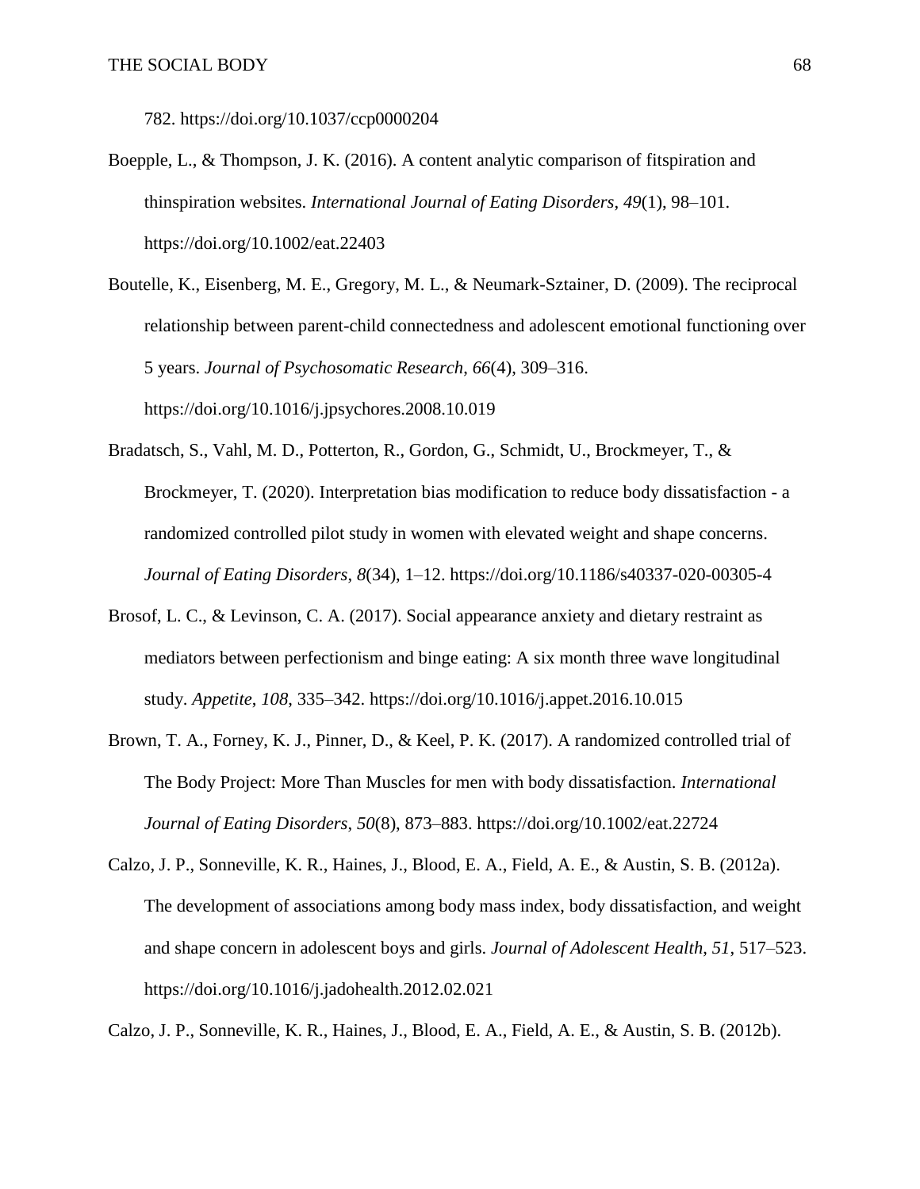782. https://doi.org/10.1037/ccp0000204

Boepple, L., & Thompson, J. K. (2016). A content analytic comparison of fitspiration and thinspiration websites. *International Journal of Eating Disorders*, *49*(1), 98–101. https://doi.org/10.1002/eat.22403

Boutelle, K., Eisenberg, M. E., Gregory, M. L., & Neumark-Sztainer, D. (2009). The reciprocal relationship between parent-child connectedness and adolescent emotional functioning over 5 years. *Journal of Psychosomatic Research*, *66*(4), 309–316. https://doi.org/10.1016/j.jpsychores.2008.10.019

Bradatsch, S., Vahl, M. D., Potterton, R., Gordon, G., Schmidt, U., Brockmeyer, T., & Brockmeyer, T. (2020). Interpretation bias modification to reduce body dissatisfaction - a randomized controlled pilot study in women with elevated weight and shape concerns. *Journal of Eating Disorders*, *8*(34), 1–12. https://doi.org/10.1186/s40337-020-00305-4

Brosof, L. C., & Levinson, C. A. (2017). Social appearance anxiety and dietary restraint as mediators between perfectionism and binge eating: A six month three wave longitudinal study. *Appetite*, *108*, 335–342. https://doi.org/10.1016/j.appet.2016.10.015

Brown, T. A., Forney, K. J., Pinner, D., & Keel, P. K. (2017). A randomized controlled trial of The Body Project: More Than Muscles for men with body dissatisfaction. *International Journal of Eating Disorders*, *50*(8), 873–883. https://doi.org/10.1002/eat.22724

Calzo, J. P., Sonneville, K. R., Haines, J., Blood, E. A., Field, A. E., & Austin, S. B. (2012a). The development of associations among body mass index, body dissatisfaction, and weight and shape concern in adolescent boys and girls. *Journal of Adolescent Health*, *51*, 517–523. https://doi.org/10.1016/j.jadohealth.2012.02.021

Calzo, J. P., Sonneville, K. R., Haines, J., Blood, E. A., Field, A. E., & Austin, S. B. (2012b).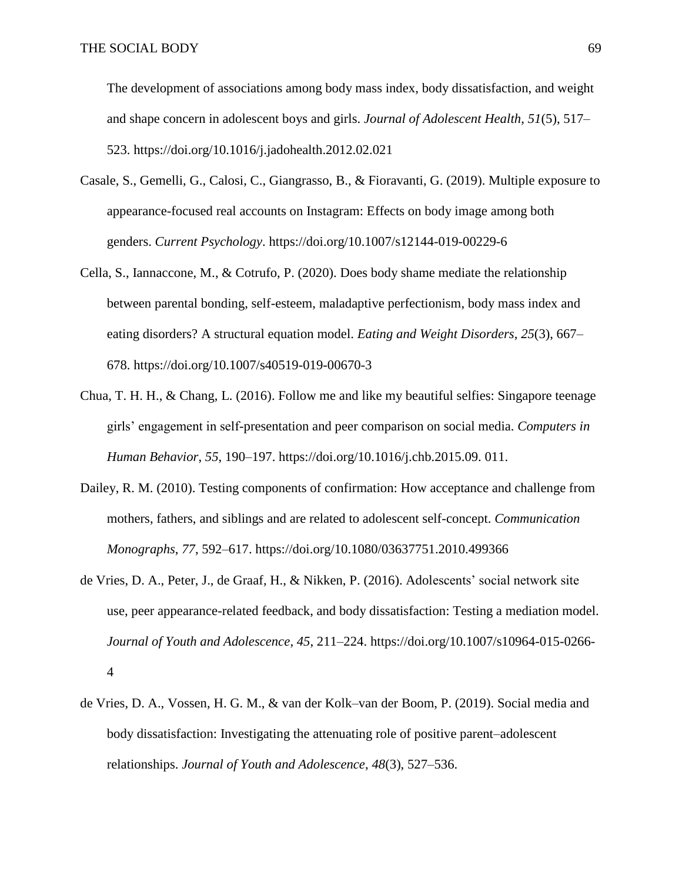The development of associations among body mass index, body dissatisfaction, and weight and shape concern in adolescent boys and girls. *Journal of Adolescent Health*, *51*(5), 517–523. https://doi.org/10.1016/j.jadohealth.2012.02.021

Casale, S., Gemelli, G., Calosi, C., Giangrasso, B., & Fioravanti, G. (2019). Multiple exposure to appearance-focused real accounts on Instagram: Effects on body image among both genders. *Current Psychology*. https://doi.org/10.1007/s12144-019-00229-6

Cella, S., Iannaccone, M., & Cotrufo, P. (2020). Does body shame mediate the relationship between parental bonding, self-esteem, maladaptive perfectionism, body mass index and eating disorders? A structural equation model. *Eating and Weight Disorders*, *25*(3), 667–678. https://doi.org/10.1007/s40519-019-00670-3

Chua, T. H. H., & Chang, L. (2016). Follow me and like my beautiful selfies: Singapore teenage girls' engagement in self-presentation and peer comparison on social media. *Computers in Human Behavior*, *55*, 190–197. https://doi.org/10.1016/j.chb.2015.09. 011.

Dailey, R. M. (2010). Testing components of confirmation: How acceptance and challenge from mothers, fathers, and siblings and are related to adolescent self-concept. *Communication Monographs*, *77*, 592–617. https://doi.org/10.1080/03637751.2010.499366

de Vries, D. A., Peter, J., de Graaf, H., & Nikken, P. (2016). Adolescents' social network site use, peer appearance-related feedback, and body dissatisfaction: Testing a mediation model. *Journal of Youth and Adolescence*, *45*, 211–224. https://doi.org/10.1007/s10964-015-0266-4

de Vries, D. A., Vossen, H. G. M., & van der Kolk–van der Boom, P. (2019). Social media and body dissatisfaction: Investigating the attenuating role of positive parent–adolescent relationships. *Journal of Youth and Adolescence*, *48*(3), 527–536.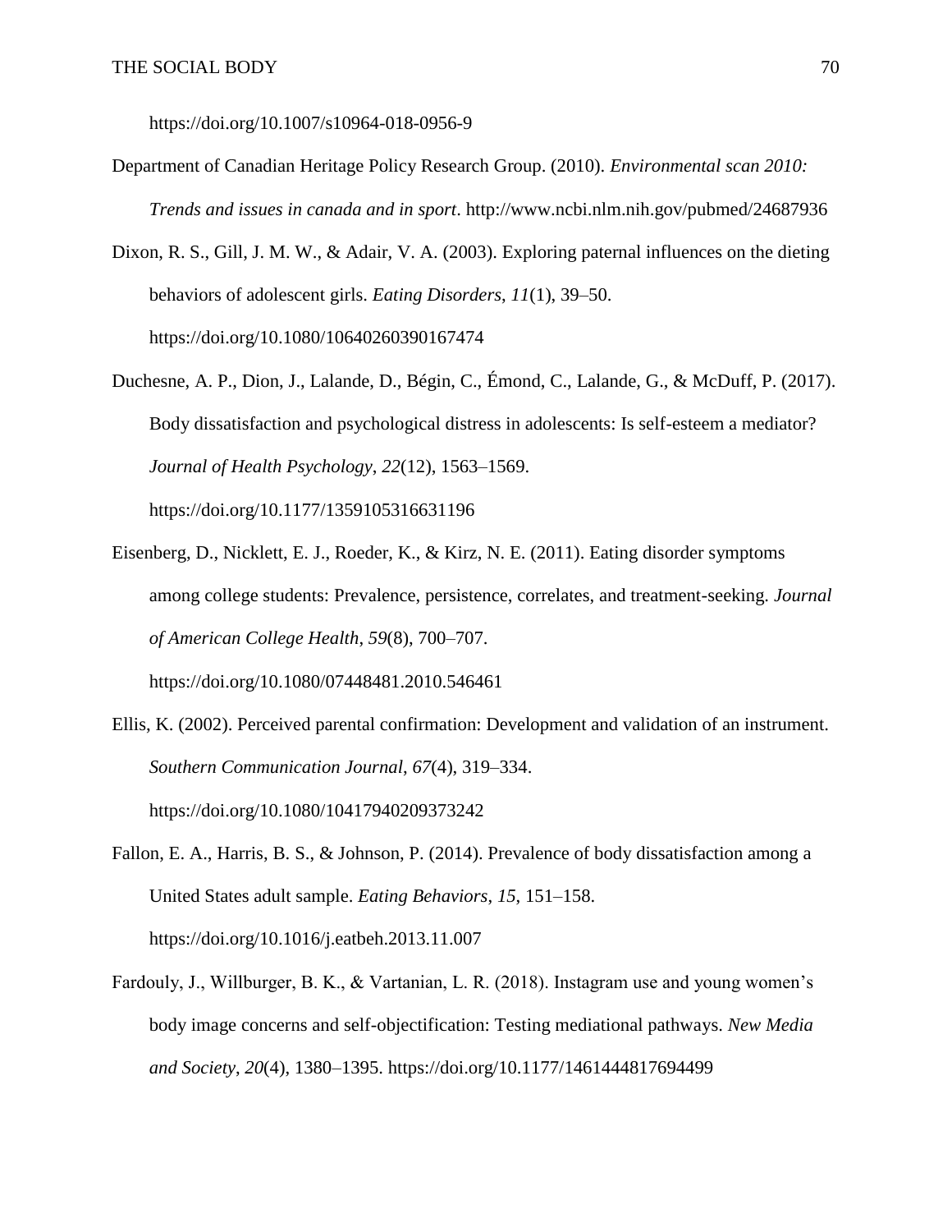https://doi.org/10.1007/s10964-018-0956-9

Department of Canadian Heritage Policy Research Group. (2010). *Environmental scan 2010: Trends and issues in canada and in sport*. http://www.ncbi.nlm.nih.gov/pubmed/24687936

Dixon, R. S., Gill, J. M. W., & Adair, V. A. (2003). Exploring paternal influences on the dieting behaviors of adolescent girls. *Eating Disorders*, *11*(1), 39–50. https://doi.org/10.1080/10640260390167474

Duchesne, A. P., Dion, J., Lalande, D., Bégin, C., Émond, C., Lalande, G., & McDuff, P. (2017). Body dissatisfaction and psychological distress in adolescents: Is self-esteem a mediator? *Journal of Health Psychology*, *22*(12), 1563–1569. https://doi.org/10.1177/1359105316631196

Eisenberg, D., Nicklett, E. J., Roeder, K., & Kirz, N. E. (2011). Eating disorder symptoms among college students: Prevalence, persistence, correlates, and treatment-seeking. *Journal of American College Health*, *59*(8), 700–707. https://doi.org/10.1080/07448481.2010.546461

Ellis, K. (2002). Perceived parental confirmation: Development and validation of an instrument. *Southern Communication Journal*, *67*(4), 319–334. https://doi.org/10.1080/10417940209373242

Fallon, E. A., Harris, B. S., & Johnson, P. (2014). Prevalence of body dissatisfaction among a United States adult sample. *Eating Behaviors*, *15*, 151–158. https://doi.org/10.1016/j.eatbeh.2013.11.007

Fardouly, J., Willburger, B. K., & Vartanian, L. R. (2018). Instagram use and young women's body image concerns and self-objectification: Testing mediational pathways. *New Media and Society*, *20*(4), 1380–1395. https://doi.org/10.1177/1461444817694499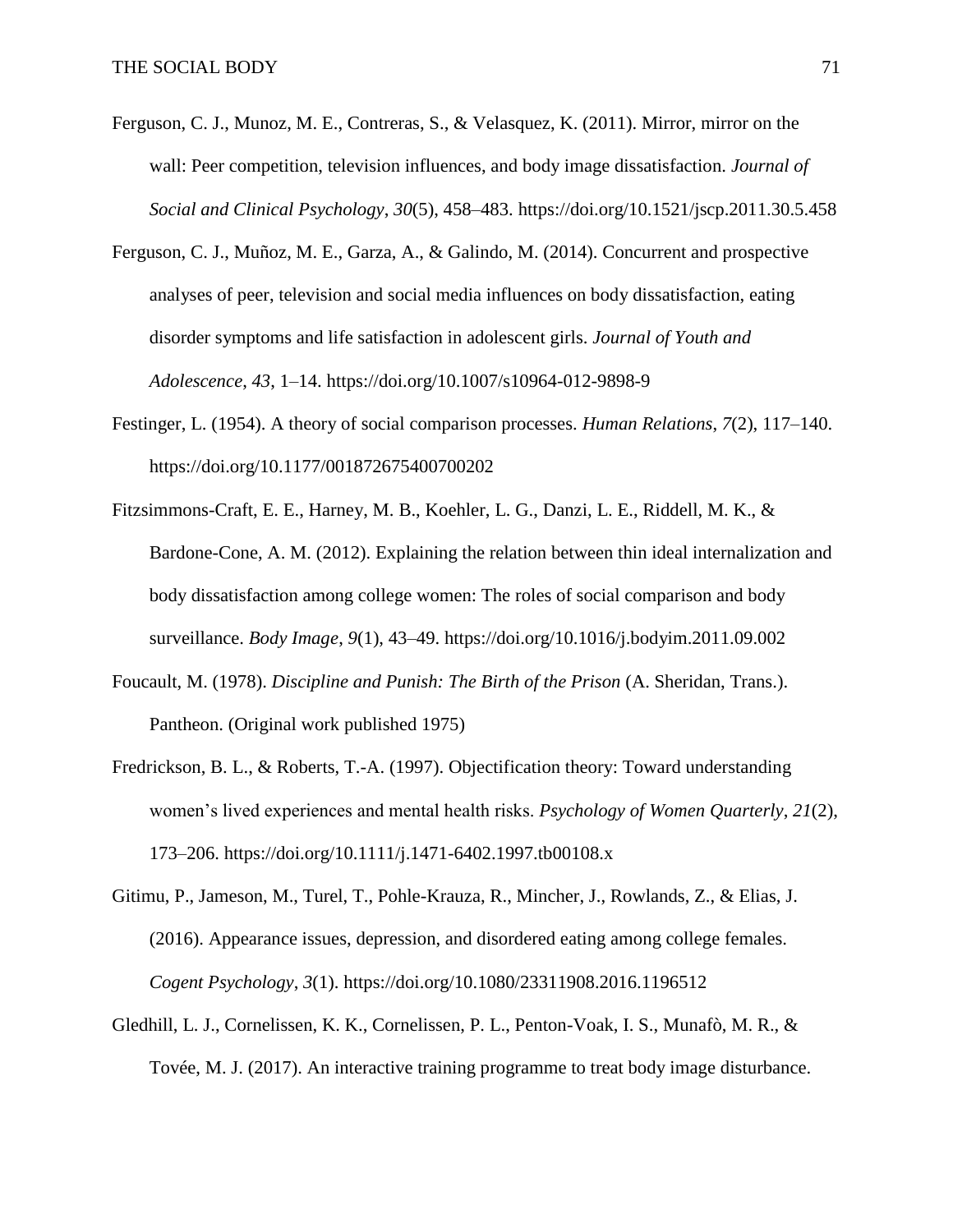Ferguson, C. J., Munoz, M. E., Contreras, S., & Velasquez, K. (2011). Mirror, mirror on the wall: Peer competition, television influences, and body image dissatisfaction. *Journal of Social and Clinical Psychology*, *30*(5), 458–483. https://doi.org/10.1521/jscp.2011.30.5.458

Ferguson, C. J., Muñoz, M. E., Garza, A., & Galindo, M. (2014). Concurrent and prospective analyses of peer, television and social media influences on body dissatisfaction, eating disorder symptoms and life satisfaction in adolescent girls. *Journal of Youth and Adolescence*, *43*, 1–14. https://doi.org/10.1007/s10964-012-9898-9

Festinger, L. (1954). A theory of social comparison processes. *Human Relations*, *7*(2), 117–140. https://doi.org/10.1177/001872675400700202

Fitzsimmons-Craft, E. E., Harney, M. B., Koehler, L. G., Danzi, L. E., Riddell, M. K., & Bardone-Cone, A. M. (2012). Explaining the relation between thin ideal internalization and body dissatisfaction among college women: The roles of social comparison and body surveillance. *Body Image*, *9*(1), 43–49. https://doi.org/10.1016/j.bodyim.2011.09.002

Foucault, M. (1978). *Discipline and Punish: The Birth of the Prison* (A. Sheridan, Trans.). Pantheon. (Original work published 1975)

Fredrickson, B. L., & Roberts, T.-A. (1997). Objectification theory: Toward understanding women's lived experiences and mental health risks. *Psychology of Women Quarterly*, *21*(2), 173–206. https://doi.org/10.1111/j.1471-6402.1997.tb00108.x

Gitimu, P., Jameson, M., Turel, T., Pohle-Krauza, R., Mincher, J., Rowlands, Z., & Elias, J. (2016). Appearance issues, depression, and disordered eating among college females. *Cogent Psychology*, *3*(1). https://doi.org/10.1080/23311908.2016.1196512

Gledhill, L. J., Cornelissen, K. K., Cornelissen, P. L., Penton-Voak, I. S., Munafò, M. R., & Tovée, M. J. (2017). An interactive training programme to treat body image disturbance.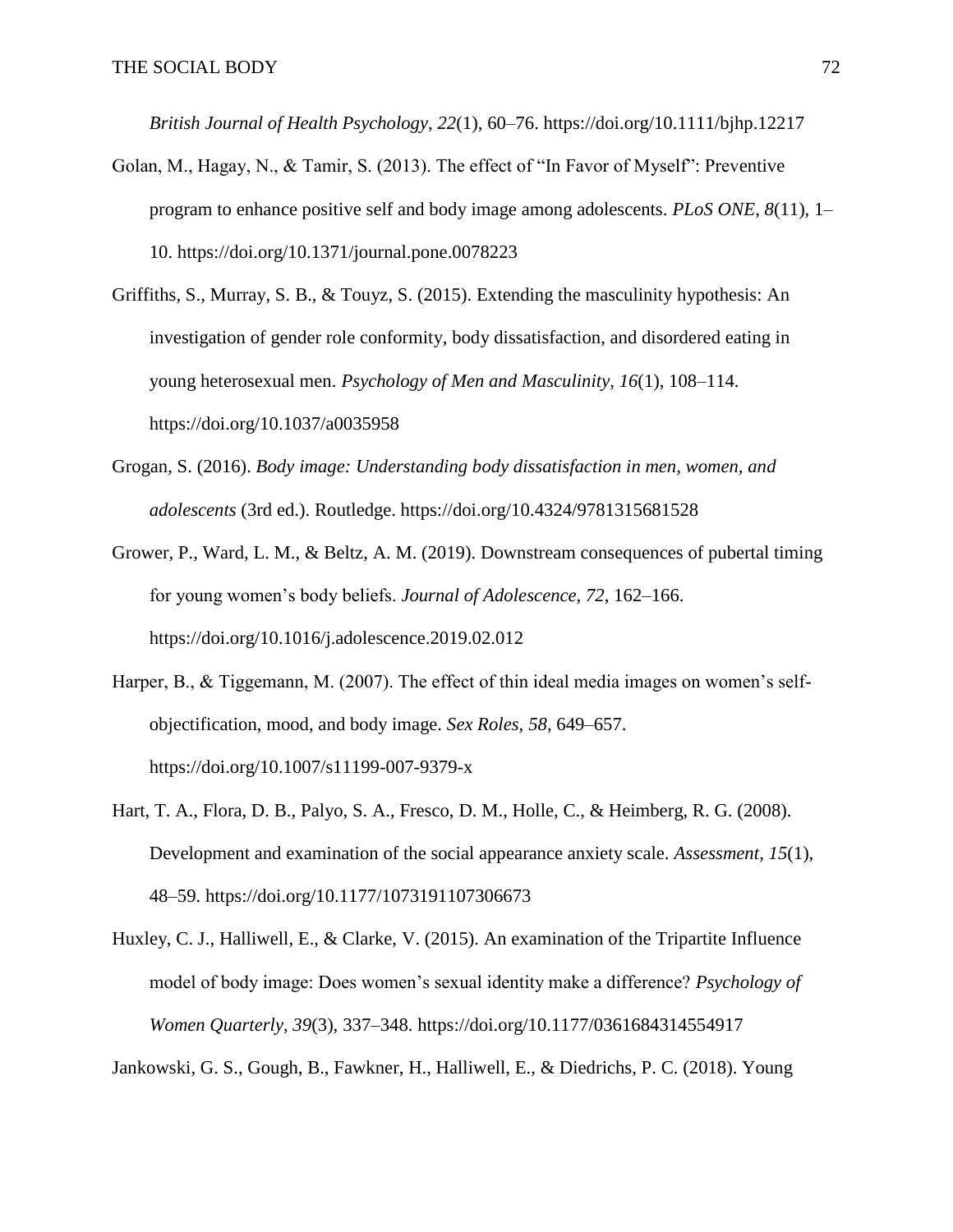*British Journal of Health Psychology*, *22*(1), 60–76. https://doi.org/10.1111/bjhp.12217

Golan, M., Hagay, N., & Tamir, S. (2013). The effect of "In Favor of Myself": Preventive program to enhance positive self and body image among adolescents. *PLoS ONE*, *8*(11), 1–10. https://doi.org/10.1371/journal.pone.0078223

Griffiths, S., Murray, S. B., & Touyz, S. (2015). Extending the masculinity hypothesis: An investigation of gender role conformity, body dissatisfaction, and disordered eating in young heterosexual men. *Psychology of Men and Masculinity*, *16*(1), 108–114. https://doi.org/10.1037/a0035958

Grogan, S. (2016). *Body image: Understanding body dissatisfaction in men, women, and adolescents* (3rd ed.). Routledge. https://doi.org/10.4324/9781315681528

Grower, P., Ward, L. M., & Beltz, A. M. (2019). Downstream consequences of pubertal timing for young women's body beliefs. *Journal of Adolescence*, *72*, 162–166. https://doi.org/10.1016/j.adolescence.2019.02.012

Harper, B., & Tiggemann, M. (2007). The effect of thin ideal media images on women's self-objectification, mood, and body image. *Sex Roles*, *58*, 649–657. https://doi.org/10.1007/s11199-007-9379-x

Hart, T. A., Flora, D. B., Palyo, S. A., Fresco, D. M., Holle, C., & Heimberg, R. G. (2008). Development and examination of the social appearance anxiety scale. *Assessment*, *15*(1), 48–59. https://doi.org/10.1177/1073191107306673

Huxley, C. J., Halliwell, E., & Clarke, V. (2015). An examination of the Tripartite Influence model of body image: Does women's sexual identity make a difference? *Psychology of Women Quarterly*, *39*(3), 337–348. https://doi.org/10.1177/0361684314554917

Jankowski, G. S., Gough, B., Fawkner, H., Halliwell, E., & Diedrichs, P. C. (2018). Young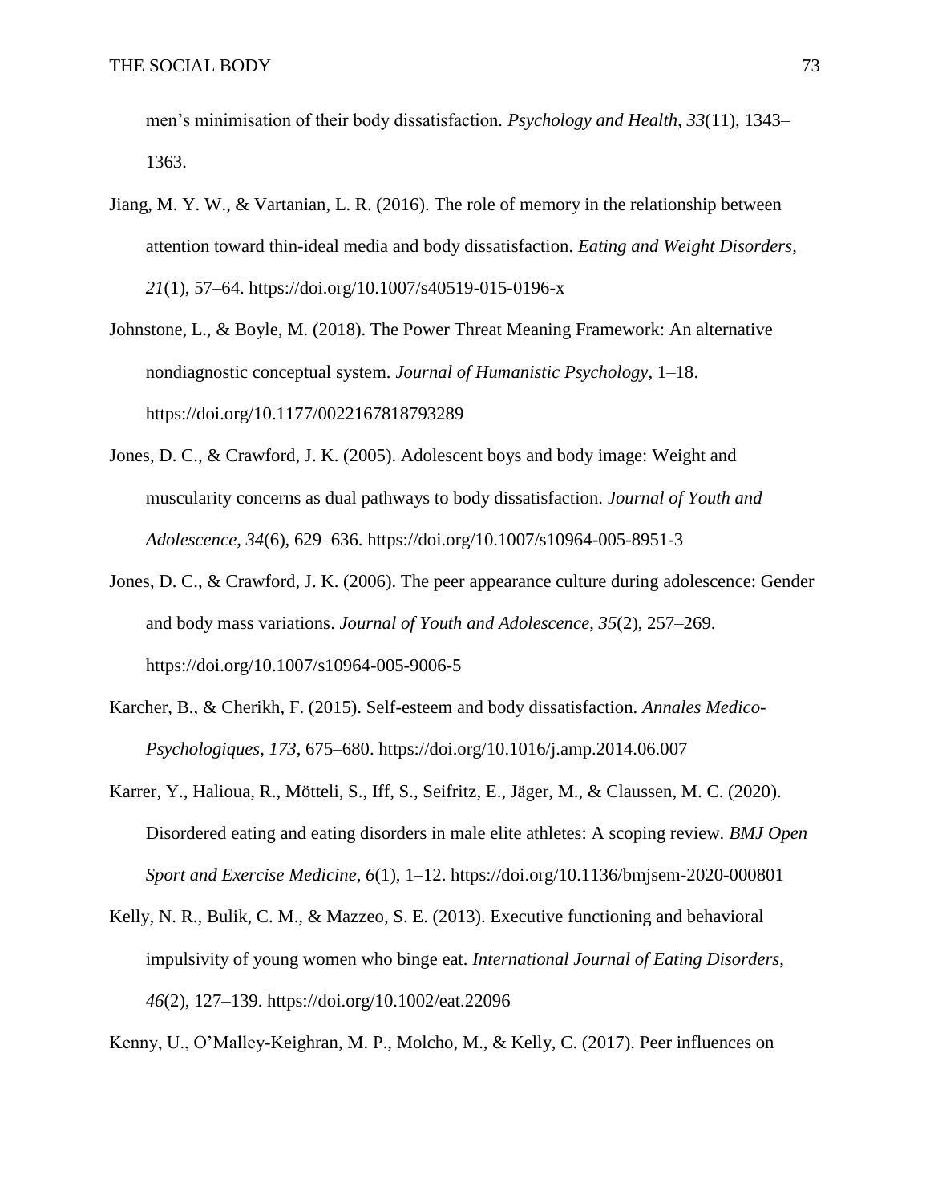men's minimisation of their body dissatisfaction. *Psychology and Health*, *33*(11), 1343–1363.

Jiang, M. Y. W., & Vartanian, L. R. (2016). The role of memory in the relationship between attention toward thin-ideal media and body dissatisfaction. *Eating and Weight Disorders*, *21*(1), 57–64. https://doi.org/10.1007/s40519-015-0196-x

Johnstone, L., & Boyle, M. (2018). The Power Threat Meaning Framework: An alternative nondiagnostic conceptual system. *Journal of Humanistic Psychology*, 1–18. https://doi.org/10.1177/0022167818793289

Jones, D. C., & Crawford, J. K. (2005). Adolescent boys and body image: Weight and muscularity concerns as dual pathways to body dissatisfaction. *Journal of Youth and Adolescence*, *34*(6), 629–636. https://doi.org/10.1007/s10964-005-8951-3

Jones, D. C., & Crawford, J. K. (2006). The peer appearance culture during adolescence: Gender and body mass variations. *Journal of Youth and Adolescence*, *35*(2), 257–269. https://doi.org/10.1007/s10964-005-9006-5

Karcher, B., & Cherikh, F. (2015). Self-esteem and body dissatisfaction. *Annales Medico-Psychologiques*, *173*, 675–680. https://doi.org/10.1016/j.amp.2014.06.007

Karrer, Y., Halioua, R., Mötteli, S., Iff, S., Seifritz, E., Jäger, M., & Claussen, M. C. (2020). Disordered eating and eating disorders in male elite athletes: A scoping review. *BMJ Open Sport and Exercise Medicine*, *6*(1), 1–12. https://doi.org/10.1136/bmjsem-2020-000801

Kelly, N. R., Bulik, C. M., & Mazzeo, S. E. (2013). Executive functioning and behavioral impulsivity of young women who binge eat. *International Journal of Eating Disorders*, *46*(2), 127–139. https://doi.org/10.1002/eat.22096

Kenny, U., O'Malley-Keighran, M. P., Molcho, M., & Kelly, C. (2017). Peer influences on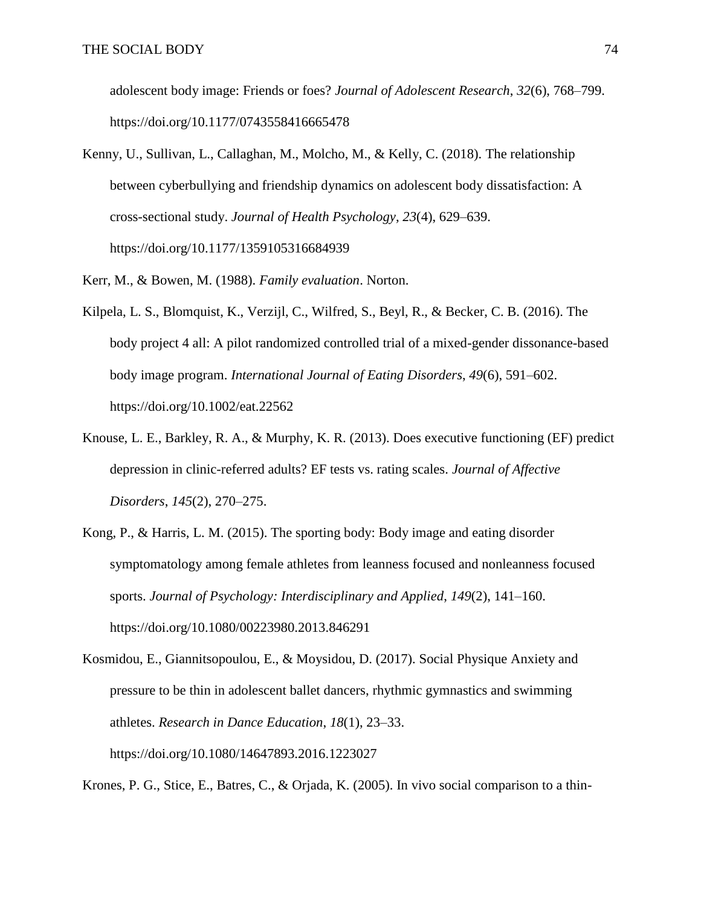adolescent body image: Friends or foes? *Journal of Adolescent Research*, *32*(6), 768–799. https://doi.org/10.1177/0743558416665478

Kenny, U., Sullivan, L., Callaghan, M., Molcho, M., & Kelly, C. (2018). The relationship between cyberbullying and friendship dynamics on adolescent body dissatisfaction: A cross-sectional study. *Journal of Health Psychology*, *23*(4), 629–639. https://doi.org/10.1177/1359105316684939

Kerr, M., & Bowen, M. (1988). *Family evaluation*. Norton.

Kilpela, L. S., Blomquist, K., Verzijl, C., Wilfred, S., Beyl, R., & Becker, C. B. (2016). The body project 4 all: A pilot randomized controlled trial of a mixed-gender dissonance-based body image program. *International Journal of Eating Disorders*, *49*(6), 591–602. https://doi.org/10.1002/eat.22562

Knouse, L. E., Barkley, R. A., & Murphy, K. R. (2013). Does executive functioning (EF) predict depression in clinic-referred adults? EF tests vs. rating scales. *Journal of Affective Disorders*, *145*(2), 270–275.

Kong, P., & Harris, L. M. (2015). The sporting body: Body image and eating disorder symptomatology among female athletes from leanness focused and nonleanness focused sports. *Journal of Psychology: Interdisciplinary and Applied*, *149*(2), 141–160. https://doi.org/10.1080/00223980.2013.846291

Kosmidou, E., Giannitsopoulou, E., & Moysidou, D. (2017). Social Physique Anxiety and pressure to be thin in adolescent ballet dancers, rhythmic gymnastics and swimming athletes. *Research in Dance Education*, *18*(1), 23–33. https://doi.org/10.1080/14647893.2016.1223027

Krones, P. G., Stice, E., Batres, C., & Orjada, K. (2005). In vivo social comparison to a thin-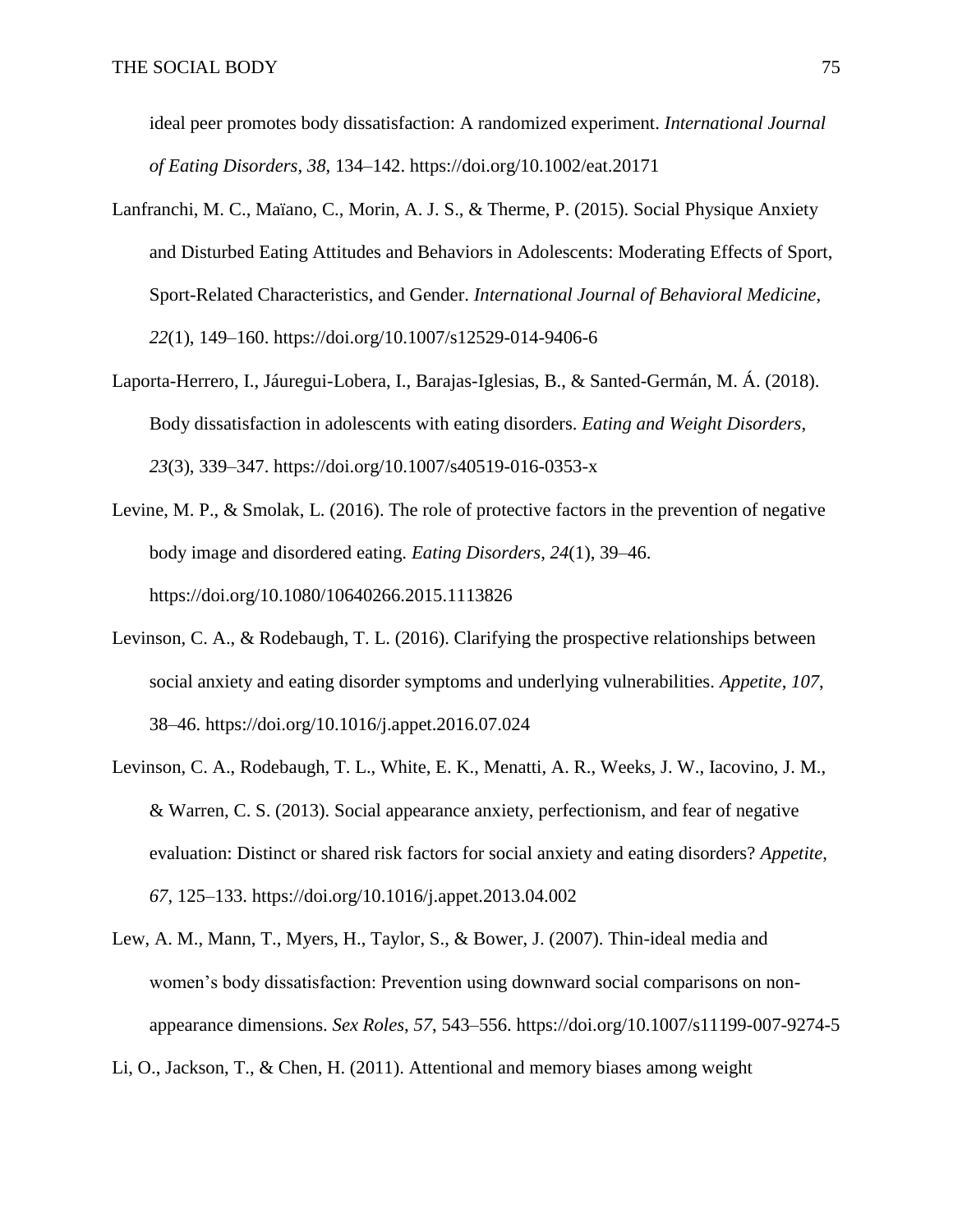ideal peer promotes body dissatisfaction: A randomized experiment. *International Journal of Eating Disorders*, *38*, 134–142. https://doi.org/10.1002/eat.20171

Lanfranchi, M. C., Maïano, C., Morin, A. J. S., & Therme, P. (2015). Social Physique Anxiety and Disturbed Eating Attitudes and Behaviors in Adolescents: Moderating Effects of Sport, Sport-Related Characteristics, and Gender. *International Journal of Behavioral Medicine*, *22*(1), 149–160. https://doi.org/10.1007/s12529-014-9406-6

Laporta-Herrero, I., Jáuregui-Lobera, I., Barajas-Iglesias, B., & Santed-Germán, M. Á. (2018). Body dissatisfaction in adolescents with eating disorders. *Eating and Weight Disorders*, *23*(3), 339–347. https://doi.org/10.1007/s40519-016-0353-x

Levine, M. P., & Smolak, L. (2016). The role of protective factors in the prevention of negative body image and disordered eating. *Eating Disorders*, *24*(1), 39–46. https://doi.org/10.1080/10640266.2015.1113826

Levinson, C. A., & Rodebaugh, T. L. (2016). Clarifying the prospective relationships between social anxiety and eating disorder symptoms and underlying vulnerabilities. *Appetite*, *107*, 38–46. https://doi.org/10.1016/j.appet.2016.07.024

Levinson, C. A., Rodebaugh, T. L., White, E. K., Menatti, A. R., Weeks, J. W., Iacovino, J. M., & Warren, C. S. (2013). Social appearance anxiety, perfectionism, and fear of negative evaluation: Distinct or shared risk factors for social anxiety and eating disorders? *Appetite*, *67*, 125–133. https://doi.org/10.1016/j.appet.2013.04.002

Lew, A. M., Mann, T., Myers, H., Taylor, S., & Bower, J. (2007). Thin-ideal media and women's body dissatisfaction: Prevention using downward social comparisons on non-appearance dimensions. *Sex Roles*, *57*, 543–556. https://doi.org/10.1007/s11199-007-9274-5

Li, O., Jackson, T., & Chen, H. (2011). Attentional and memory biases among weight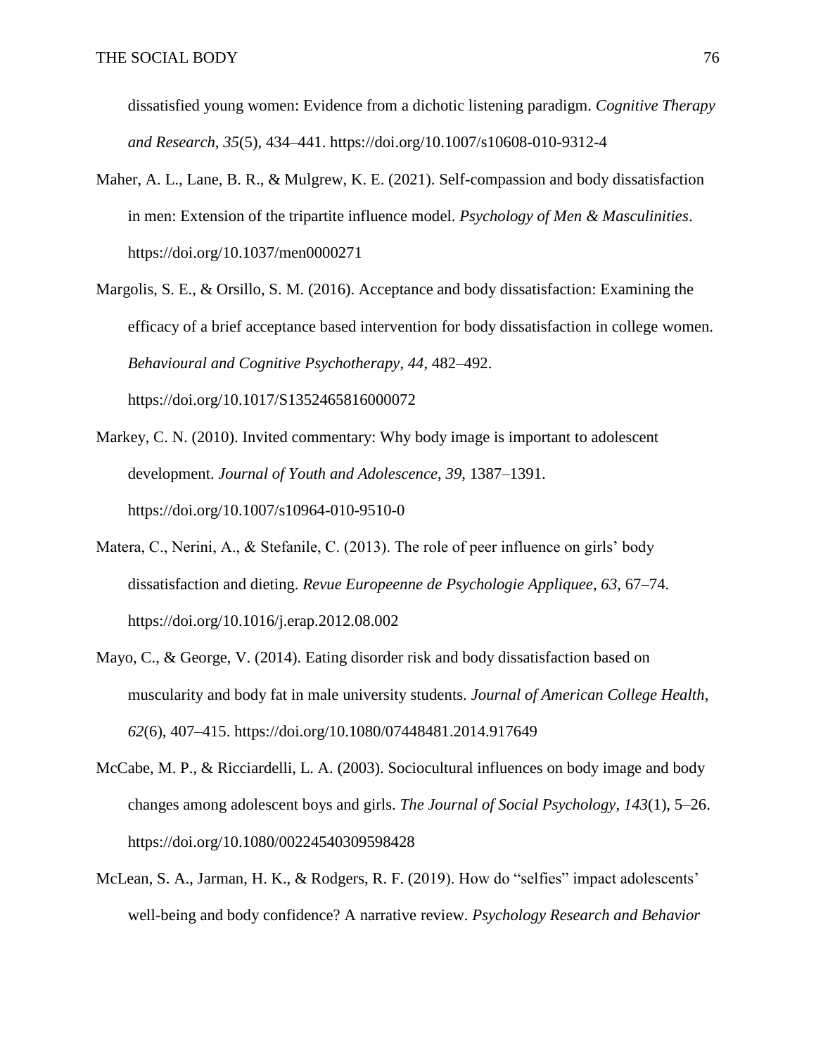dissatisfied young women: Evidence from a dichotic listening paradigm. *Cognitive Therapy and Research*, *35*(5), 434–441. https://doi.org/10.1007/s10608-010-9312-4

Maher, A. L., Lane, B. R., & Mulgrew, K. E. (2021). Self-compassion and body dissatisfaction in men: Extension of the tripartite influence model. *Psychology of Men & Masculinities*. https://doi.org/10.1037/men0000271

Margolis, S. E., & Orsillo, S. M. (2016). Acceptance and body dissatisfaction: Examining the efficacy of a brief acceptance based intervention for body dissatisfaction in college women. *Behavioural and Cognitive Psychotherapy*, *44*, 482–492. https://doi.org/10.1017/S1352465816000072

Markey, C. N. (2010). Invited commentary: Why body image is important to adolescent development. *Journal of Youth and Adolescence*, *39*, 1387–1391. https://doi.org/10.1007/s10964-010-9510-0

Matera, C., Nerini, A., & Stefanile, C. (2013). The role of peer influence on girls' body dissatisfaction and dieting. *Revue Europeenne de Psychologie Appliquee*, *63*, 67–74. https://doi.org/10.1016/j.erap.2012.08.002

Mayo, C., & George, V. (2014). Eating disorder risk and body dissatisfaction based on muscularity and body fat in male university students. *Journal of American College Health*, *62*(6), 407–415. https://doi.org/10.1080/07448481.2014.917649

McCabe, M. P., & Ricciardelli, L. A. (2003). Sociocultural influences on body image and body changes among adolescent boys and girls. *The Journal of Social Psychology*, *143*(1), 5–26. https://doi.org/10.1080/00224540309598428

McLean, S. A., Jarman, H. K., & Rodgers, R. F. (2019). How do "selfies" impact adolescents' well-being and body confidence? A narrative review. *Psychology Research and Behavior*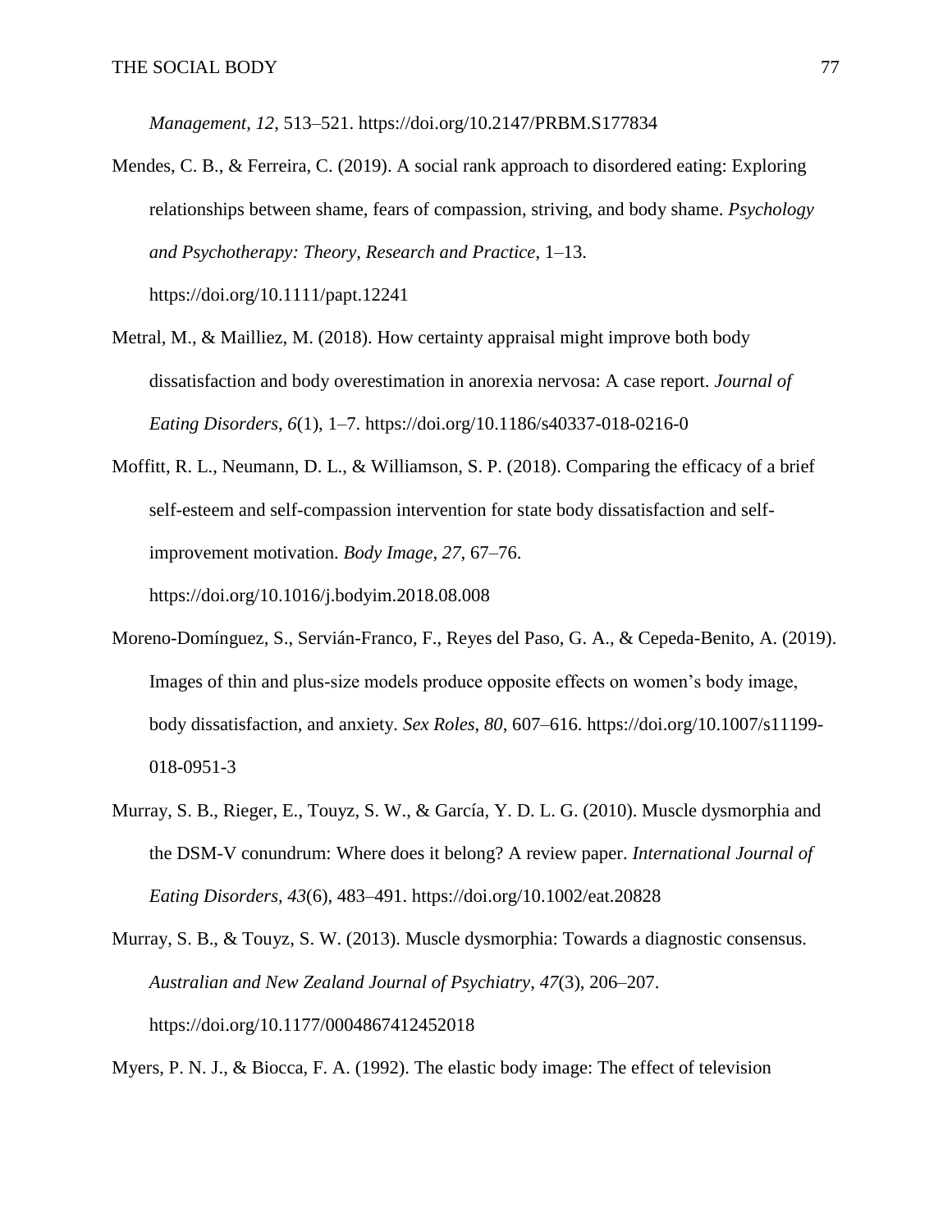*Management*, *12*, 513–521. https://doi.org/10.2147/PRBM.S177834

Mendes, C. B., & Ferreira, C. (2019). A social rank approach to disordered eating: Exploring relationships between shame, fears of compassion, striving, and body shame. *Psychology and Psychotherapy: Theory, Research and Practice*, 1–13. https://doi.org/10.1111/papt.12241

Metral, M., & Mailliez, M. (2018). How certainty appraisal might improve both body dissatisfaction and body overestimation in anorexia nervosa: A case report. *Journal of Eating Disorders*, *6*(1), 1–7. https://doi.org/10.1186/s40337-018-0216-0

Moffitt, R. L., Neumann, D. L., & Williamson, S. P. (2018). Comparing the efficacy of a brief self-esteem and self-compassion intervention for state body dissatisfaction and self-improvement motivation. *Body Image*, *27*, 67–76. https://doi.org/10.1016/j.bodyim.2018.08.008

Moreno-Domínguez, S., Servián-Franco, F., Reyes del Paso, G. A., & Cepeda-Benito, A. (2019). Images of thin and plus-size models produce opposite effects on women's body image, body dissatisfaction, and anxiety. *Sex Roles*, *80*, 607–616. https://doi.org/10.1007/s11199-018-0951-3

Murray, S. B., Rieger, E., Touyz, S. W., & García, Y. D. L. G. (2010). Muscle dysmorphia and the DSM-V conundrum: Where does it belong? A review paper. *International Journal of Eating Disorders*, *43*(6), 483–491. https://doi.org/10.1002/eat.20828

Murray, S. B., & Touyz, S. W. (2013). Muscle dysmorphia: Towards a diagnostic consensus. *Australian and New Zealand Journal of Psychiatry*, *47*(3), 206–207. https://doi.org/10.1177/0004867412452018

Myers, P. N. J., & Biocca, F. A. (1992). The elastic body image: The effect of television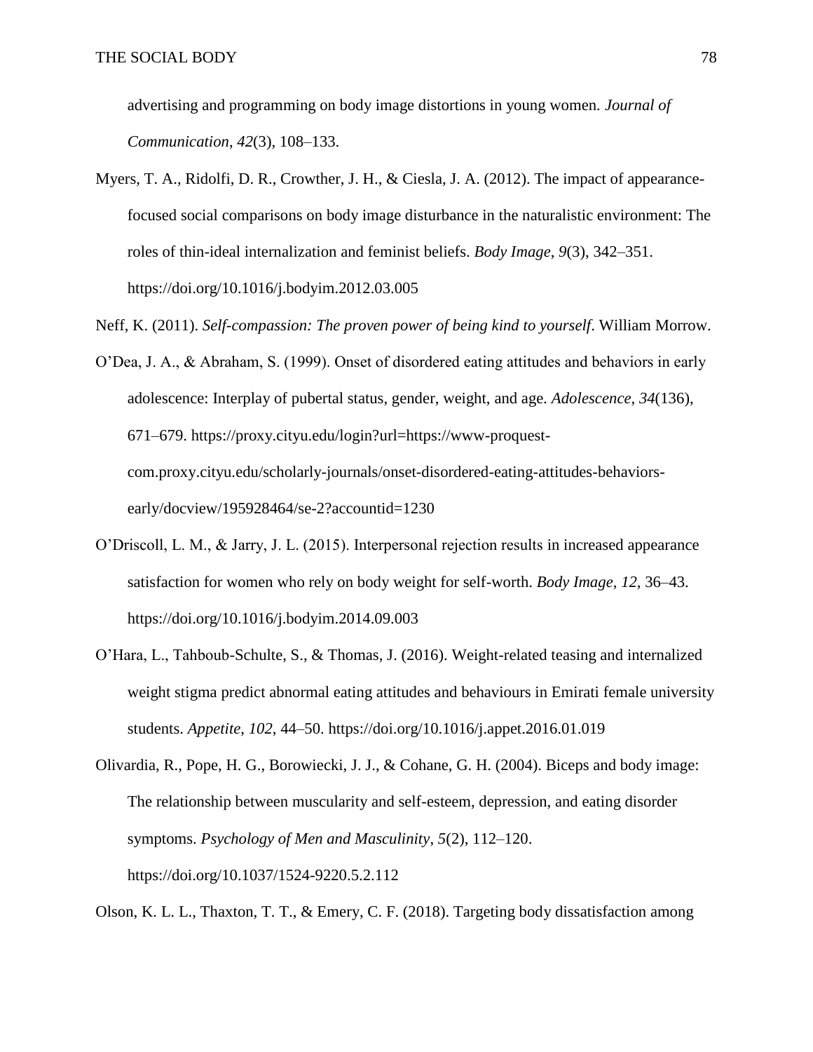advertising and programming on body image distortions in young women. *Journal of Communication*, *42*(3), 108–133.

Myers, T. A., Ridolfi, D. R., Crowther, J. H., & Ciesla, J. A. (2012). The impact of appearance-focused social comparisons on body image disturbance in the naturalistic environment: The roles of thin-ideal internalization and feminist beliefs. *Body Image*, *9*(3), 342–351. https://doi.org/10.1016/j.bodyim.2012.03.005

Neff, K. (2011). *Self-compassion: The proven power of being kind to yourself*. William Morrow.

O'Dea, J. A., & Abraham, S. (1999). Onset of disordered eating attitudes and behaviors in early adolescence: Interplay of pubertal status, gender, weight, and age. *Adolescence*, *34*(136), 671–679. https://proxy.cityu.edu/login?url=https://www-proquest-com.proxy.cityu.edu/scholarly-journals/onset-disordered-eating-attitudes-behaviors-early/docview/195928464/se-2?accountid=1230

O'Driscoll, L. M., & Jarry, J. L. (2015). Interpersonal rejection results in increased appearance satisfaction for women who rely on body weight for self-worth. *Body Image*, *12*, 36–43. https://doi.org/10.1016/j.bodyim.2014.09.003

O'Hara, L., Tahboub-Schulte, S., & Thomas, J. (2016). Weight-related teasing and internalized weight stigma predict abnormal eating attitudes and behaviours in Emirati female university students. *Appetite*, *102*, 44–50. https://doi.org/10.1016/j.appet.2016.01.019

Olivardia, R., Pope, H. G., Borowiecki, J. J., & Cohane, G. H. (2004). Biceps and body image: The relationship between muscularity and self-esteem, depression, and eating disorder symptoms. *Psychology of Men and Masculinity*, *5*(2), 112–120. https://doi.org/10.1037/1524-9220.5.2.112

Olson, K. L. L., Thaxton, T. T., & Emery, C. F. (2018). Targeting body dissatisfaction among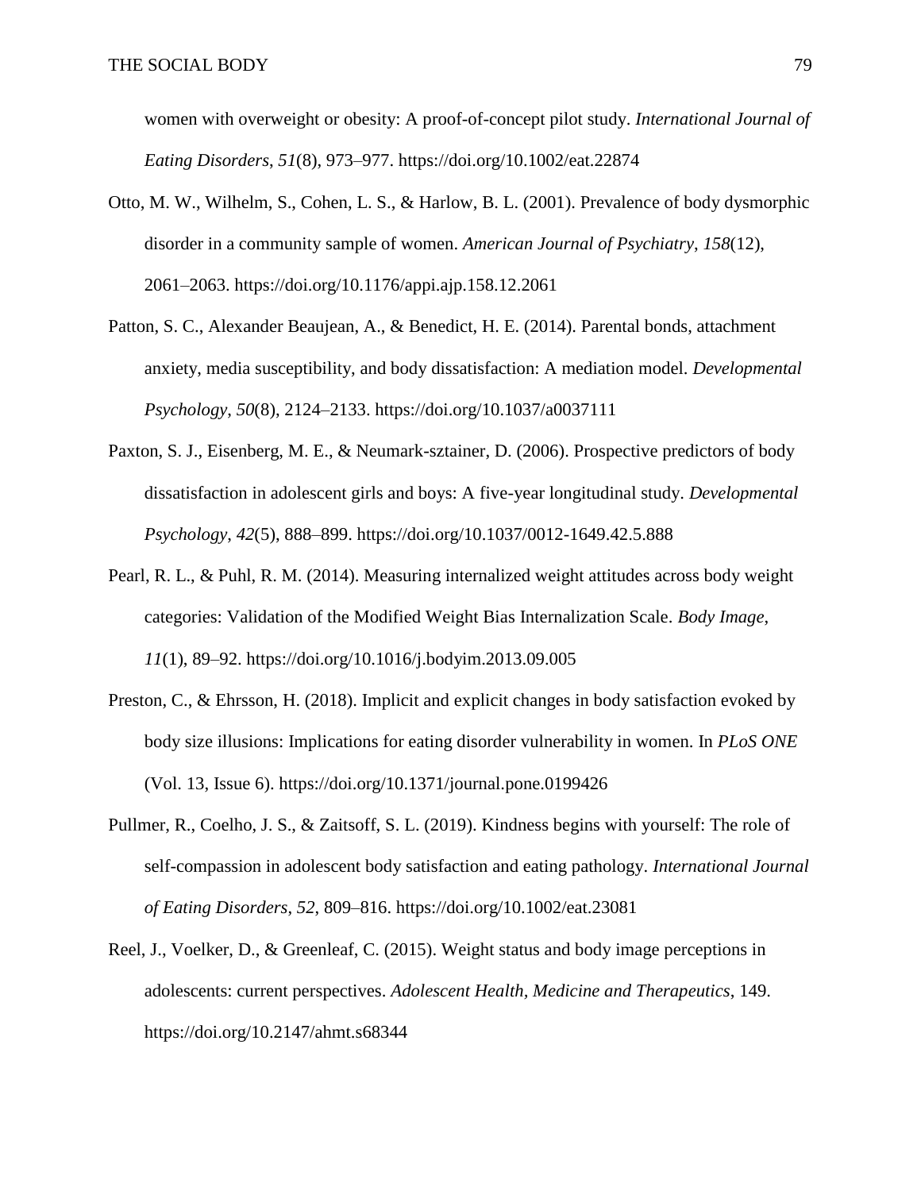women with overweight or obesity: A proof-of-concept pilot study. *International Journal of Eating Disorders*, *51*(8), 973–977. https://doi.org/10.1002/eat.22874

Otto, M. W., Wilhelm, S., Cohen, L. S., & Harlow, B. L. (2001). Prevalence of body dysmorphic disorder in a community sample of women. *American Journal of Psychiatry*, *158*(12), 2061–2063. https://doi.org/10.1176/appi.ajp.158.12.2061

Patton, S. C., Alexander Beaujean, A., & Benedict, H. E. (2014). Parental bonds, attachment anxiety, media susceptibility, and body dissatisfaction: A mediation model. *Developmental Psychology*, *50*(8), 2124–2133. https://doi.org/10.1037/a0037111

Paxton, S. J., Eisenberg, M. E., & Neumark-sztainer, D. (2006). Prospective predictors of body dissatisfaction in adolescent girls and boys: A five-year longitudinal study. *Developmental Psychology*, *42*(5), 888–899. https://doi.org/10.1037/0012-1649.42.5.888

Pearl, R. L., & Puhl, R. M. (2014). Measuring internalized weight attitudes across body weight categories: Validation of the Modified Weight Bias Internalization Scale. *Body Image*, *11*(1), 89–92. https://doi.org/10.1016/j.bodyim.2013.09.005

Preston, C., & Ehrsson, H. (2018). Implicit and explicit changes in body satisfaction evoked by body size illusions: Implications for eating disorder vulnerability in women. In *PLoS ONE* (Vol. 13, Issue 6). https://doi.org/10.1371/journal.pone.0199426

Pullmer, R., Coelho, J. S., & Zaitsoff, S. L. (2019). Kindness begins with yourself: The role of self-compassion in adolescent body satisfaction and eating pathology. *International Journal of Eating Disorders*, *52*, 809–816. https://doi.org/10.1002/eat.23081

Reel, J., Voelker, D., & Greenleaf, C. (2015). Weight status and body image perceptions in adolescents: current perspectives. *Adolescent Health, Medicine and Therapeutics*, 149. https://doi.org/10.2147/ahmt.s68344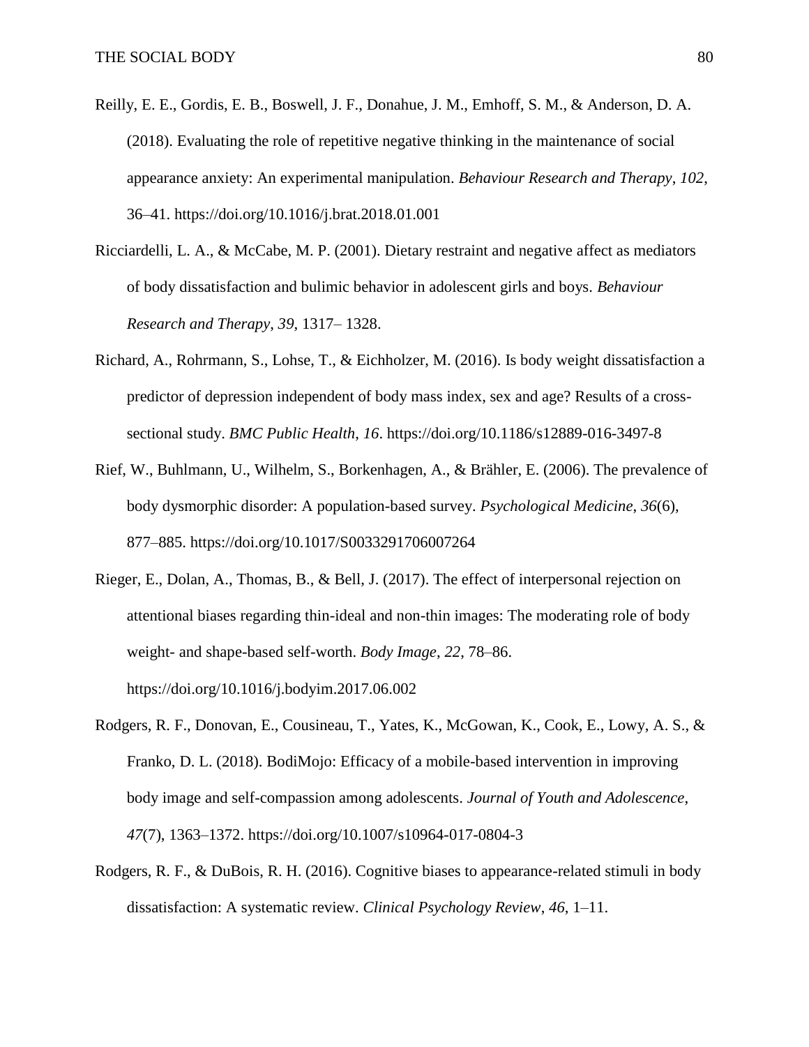Reilly, E. E., Gordis, E. B., Boswell, J. F., Donahue, J. M., Emhoff, S. M., & Anderson, D. A. (2018). Evaluating the role of repetitive negative thinking in the maintenance of social appearance anxiety: An experimental manipulation. *Behaviour Research and Therapy*, *102*, 36–41. https://doi.org/10.1016/j.brat.2018.01.001

Ricciardelli, L. A., & McCabe, M. P. (2001). Dietary restraint and negative affect as mediators of body dissatisfaction and bulimic behavior in adolescent girls and boys. *Behaviour Research and Therapy*, *39*, 1317– 1328.

Richard, A., Rohrmann, S., Lohse, T., & Eichholzer, M. (2016). Is body weight dissatisfaction a predictor of depression independent of body mass index, sex and age? Results of a cross-sectional study. *BMC Public Health*, *16*. https://doi.org/10.1186/s12889-016-3497-8

Rief, W., Buhlmann, U., Wilhelm, S., Borkenhagen, A., & Brähler, E. (2006). The prevalence of body dysmorphic disorder: A population-based survey. *Psychological Medicine*, *36*(6), 877–885. https://doi.org/10.1017/S0033291706007264

Rieger, E., Dolan, A., Thomas, B., & Bell, J. (2017). The effect of interpersonal rejection on attentional biases regarding thin-ideal and non-thin images: The moderating role of body weight- and shape-based self-worth. *Body Image*, *22*, 78–86. https://doi.org/10.1016/j.bodyim.2017.06.002

Rodgers, R. F., Donovan, E., Cousineau, T., Yates, K., McGowan, K., Cook, E., Lowy, A. S., & Franko, D. L. (2018). BodiMojo: Efficacy of a mobile-based intervention in improving body image and self-compassion among adolescents. *Journal of Youth and Adolescence*, *47*(7), 1363–1372. https://doi.org/10.1007/s10964-017-0804-3

Rodgers, R. F., & DuBois, R. H. (2016). Cognitive biases to appearance-related stimuli in body dissatisfaction: A systematic review. *Clinical Psychology Review*, *46*, 1–11.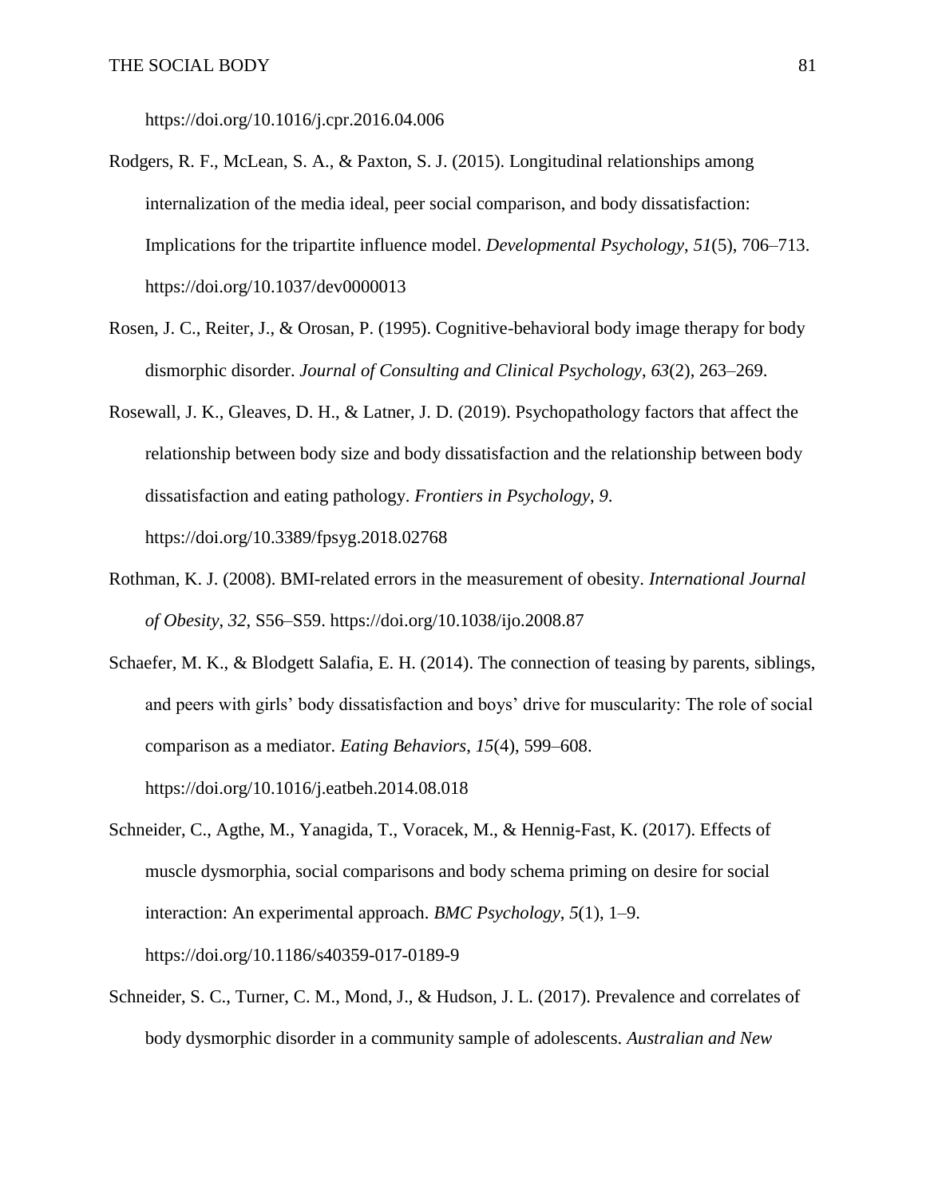https://doi.org/10.1016/j.cpr.2016.04.006

Rodgers, R. F., McLean, S. A., & Paxton, S. J. (2015). Longitudinal relationships among internalization of the media ideal, peer social comparison, and body dissatisfaction: Implications for the tripartite influence model. *Developmental Psychology*, *51*(5), 706–713. https://doi.org/10.1037/dev0000013

Rosen, J. C., Reiter, J., & Orosan, P. (1995). Cognitive-behavioral body image therapy for body dismorphic disorder. *Journal of Consulting and Clinical Psychology*, *63*(2), 263–269.

Rosewall, J. K., Gleaves, D. H., & Latner, J. D. (2019). Psychopathology factors that affect the relationship between body size and body dissatisfaction and the relationship between body dissatisfaction and eating pathology. *Frontiers in Psychology*, *9*. https://doi.org/10.3389/fpsyg.2018.02768

Rothman, K. J. (2008). BMI-related errors in the measurement of obesity. *International Journal of Obesity*, *32*, S56–S59. https://doi.org/10.1038/ijo.2008.87

Schaefer, M. K., & Blodgett Salafia, E. H. (2014). The connection of teasing by parents, siblings, and peers with girls' body dissatisfaction and boys' drive for muscularity: The role of social comparison as a mediator. *Eating Behaviors*, *15*(4), 599–608. https://doi.org/10.1016/j.eatbeh.2014.08.018

Schneider, C., Agthe, M., Yanagida, T., Voracek, M., & Hennig-Fast, K. (2017). Effects of muscle dysmorphia, social comparisons and body schema priming on desire for social interaction: An experimental approach. *BMC Psychology*, *5*(1), 1–9. https://doi.org/10.1186/s40359-017-0189-9

Schneider, S. C., Turner, C. M., Mond, J., & Hudson, J. L. (2017). Prevalence and correlates of body dysmorphic disorder in a community sample of adolescents. *Australian and New*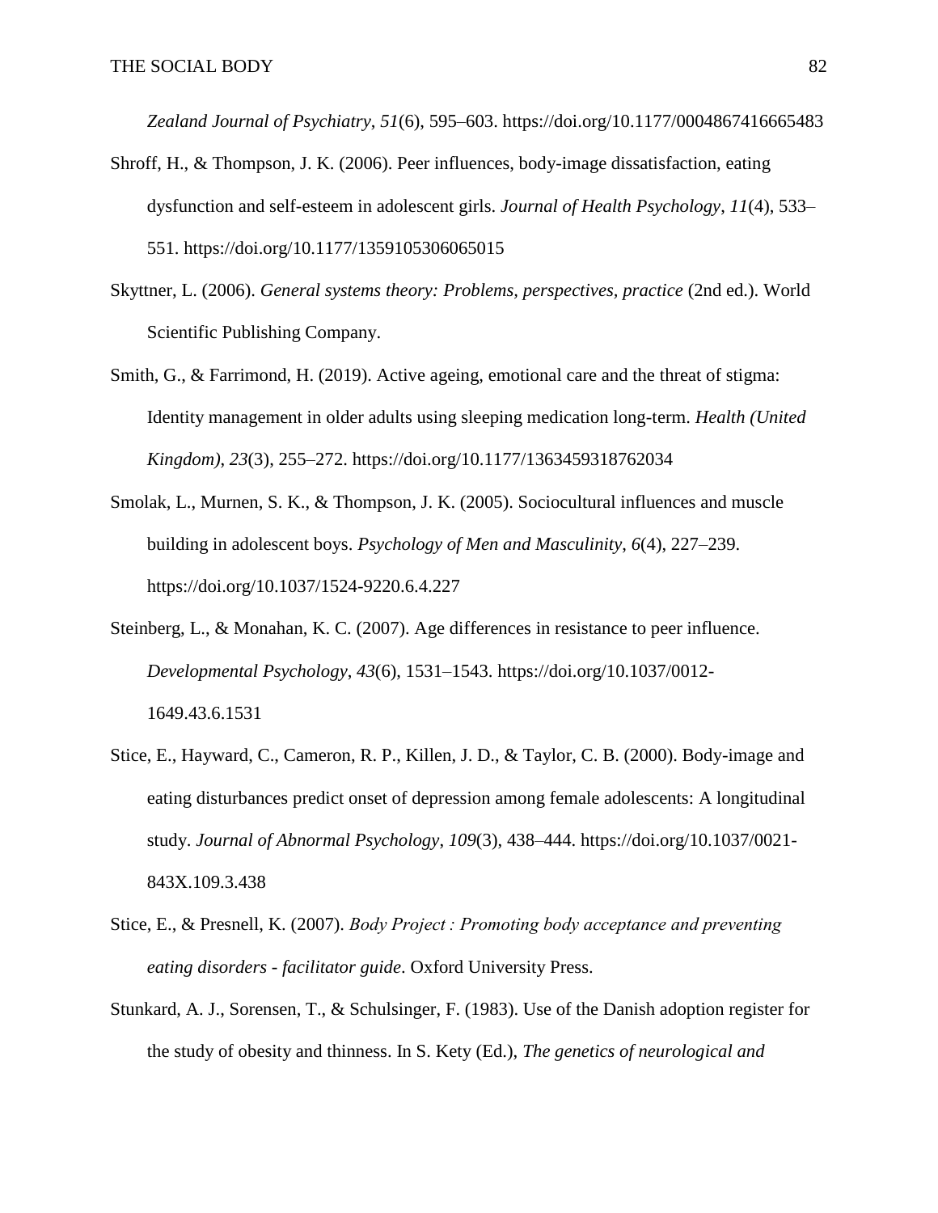*Zealand Journal of Psychiatry*, *51*(6), 595–603. https://doi.org/10.1177/0004867416665483

Shroff, H., & Thompson, J. K. (2006). Peer influences, body-image dissatisfaction, eating dysfunction and self-esteem in adolescent girls. *Journal of Health Psychology*, *11*(4), 533–551. https://doi.org/10.1177/1359105306065015

Skyttner, L. (2006). *General systems theory: Problems, perspectives, practice* (2nd ed.). World Scientific Publishing Company.

Smith, G., & Farrimond, H. (2019). Active ageing, emotional care and the threat of stigma: Identity management in older adults using sleeping medication long-term. *Health (United Kingdom)*, *23*(3), 255–272. https://doi.org/10.1177/1363459318762034

Smolak, L., Murnen, S. K., & Thompson, J. K. (2005). Sociocultural influences and muscle building in adolescent boys. *Psychology of Men and Masculinity*, *6*(4), 227–239. https://doi.org/10.1037/1524-9220.6.4.227

Steinberg, L., & Monahan, K. C. (2007). Age differences in resistance to peer influence. *Developmental Psychology*, *43*(6), 1531–1543. https://doi.org/10.1037/0012-1649.43.6.1531

Stice, E., Hayward, C., Cameron, R. P., Killen, J. D., & Taylor, C. B. (2000). Body-image and eating disturbances predict onset of depression among female adolescents: A longitudinal study. *Journal of Abnormal Psychology*, *109*(3), 438–444. https://doi.org/10.1037/0021-843X.109.3.438

Stice, E., & Presnell, K. (2007). *Body Project : Promoting body acceptance and preventing eating disorders - facilitator guide*. Oxford University Press.

Stunkard, A. J., Sorensen, T., & Schulsinger, F. (1983). Use of the Danish adoption register for the study of obesity and thinness. In S. Kety (Ed.), *The genetics of neurological and*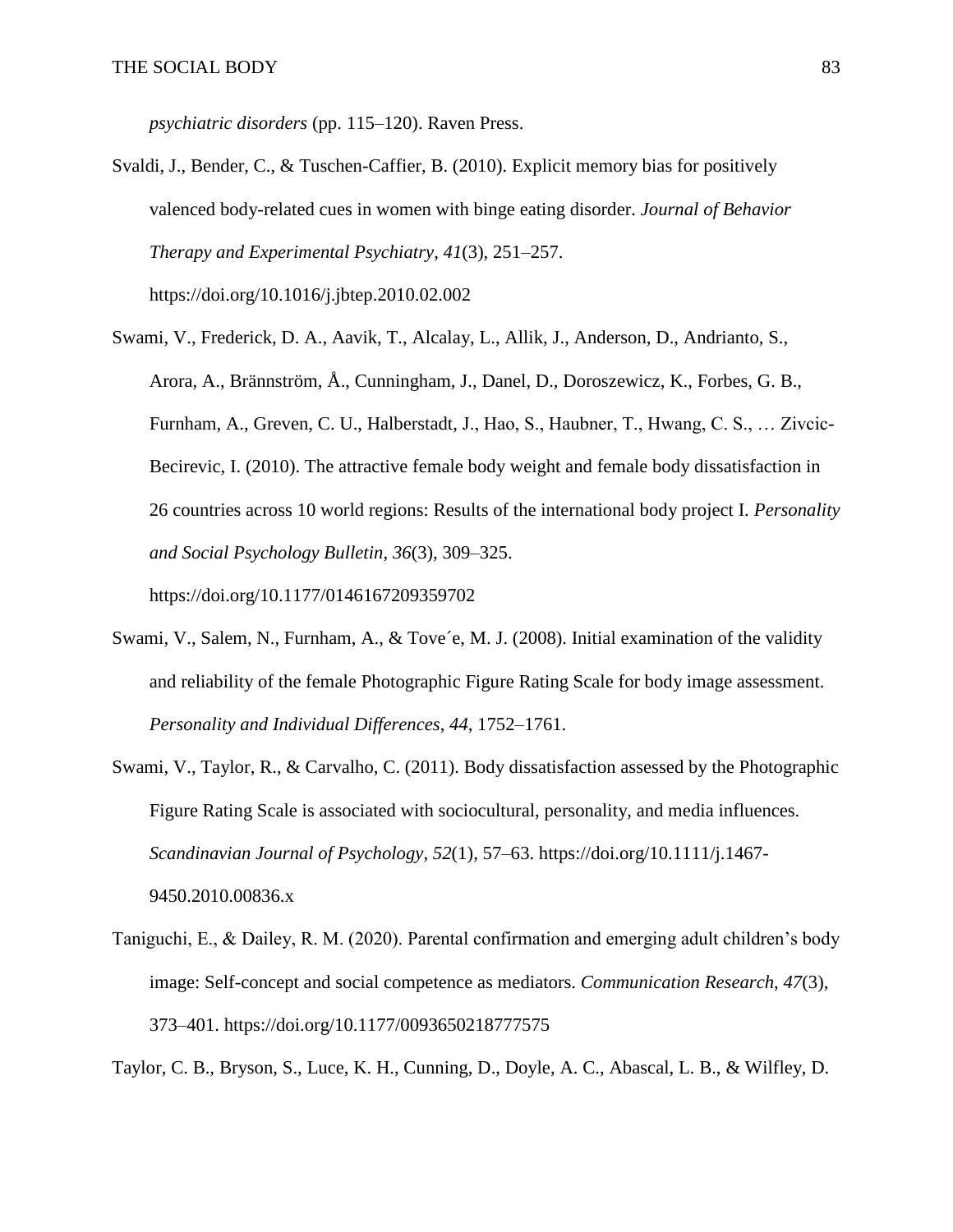*psychiatric disorders* (pp. 115–120). Raven Press.

Svaldi, J., Bender, C., & Tuschen-Caffier, B. (2010). Explicit memory bias for positively valenced body-related cues in women with binge eating disorder. *Journal of Behavior Therapy and Experimental Psychiatry*, *41*(3), 251–257. https://doi.org/10.1016/j.jbtep.2010.02.002

Swami, V., Frederick, D. A., Aavik, T., Alcalay, L., Allik, J., Anderson, D., Andrianto, S., Arora, A., Brännström, Å., Cunningham, J., Danel, D., Doroszewicz, K., Forbes, G. B., Furnham, A., Greven, C. U., Halberstadt, J., Hao, S., Haubner, T., Hwang, C. S., … Zivcic-Becirevic, I. (2010). The attractive female body weight and female body dissatisfaction in 26 countries across 10 world regions: Results of the international body project I. *Personality and Social Psychology Bulletin*, *36*(3), 309–325. https://doi.org/10.1177/0146167209359702

Swami, V., Salem, N., Furnham, A., & Tove´e, M. J. (2008). Initial examination of the validity and reliability of the female Photographic Figure Rating Scale for body image assessment. *Personality and Individual Differences*, *44*, 1752–1761.

Swami, V., Taylor, R., & Carvalho, C. (2011). Body dissatisfaction assessed by the Photographic Figure Rating Scale is associated with sociocultural, personality, and media influences. *Scandinavian Journal of Psychology*, *52*(1), 57–63. https://doi.org/10.1111/j.1467-9450.2010.00836.x

Taniguchi, E., & Dailey, R. M. (2020). Parental confirmation and emerging adult children's body image: Self-concept and social competence as mediators. *Communication Research*, *47*(3), 373–401. https://doi.org/10.1177/0093650218777575

Taylor, C. B., Bryson, S., Luce, K. H., Cunning, D., Doyle, A. C., Abascal, L. B., & Wilfley, D.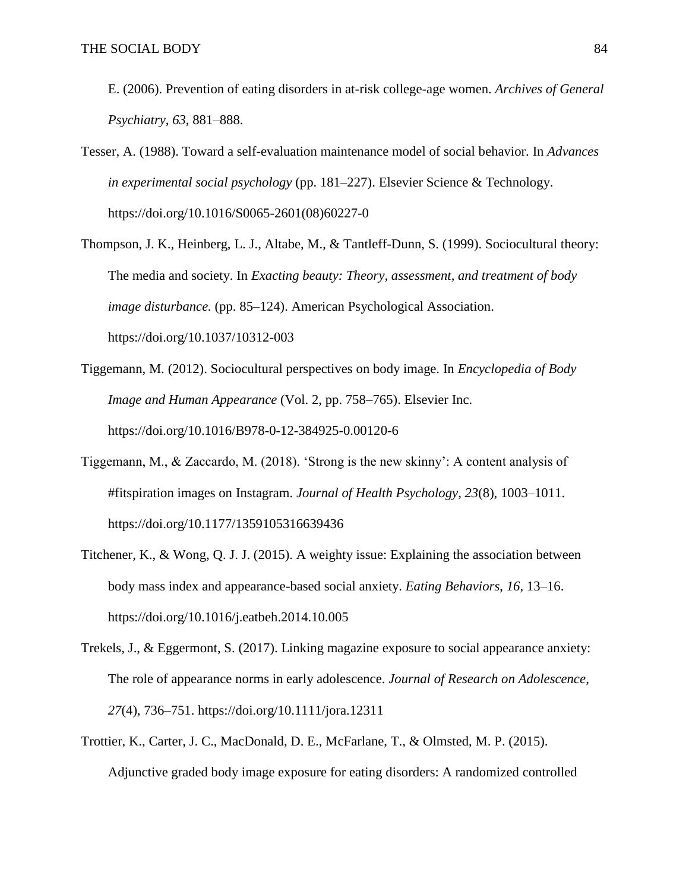E. (2006). Prevention of eating disorders in at-risk college-age women. *Archives of General Psychiatry*, *63*, 881–888.

Tesser, A. (1988). Toward a self-evaluation maintenance model of social behavior. In *Advances in experimental social psychology* (pp. 181–227). Elsevier Science & Technology. https://doi.org/10.1016/S0065-2601(08)60227-0

Thompson, J. K., Heinberg, L. J., Altabe, M., & Tantleff-Dunn, S. (1999). Sociocultural theory: The media and society. In *Exacting beauty: Theory, assessment, and treatment of body image disturbance.* (pp. 85–124). American Psychological Association. https://doi.org/10.1037/10312-003

Tiggemann, M. (2012). Sociocultural perspectives on body image. In *Encyclopedia of Body Image and Human Appearance* (Vol. 2, pp. 758–765). Elsevier Inc. https://doi.org/10.1016/B978-0-12-384925-0.00120-6

Tiggemann, M., & Zaccardo, M. (2018). 'Strong is the new skinny': A content analysis of #fitspiration images on Instagram. *Journal of Health Psychology*, *23*(8), 1003–1011. https://doi.org/10.1177/1359105316639436

Titchener, K., & Wong, Q. J. J. (2015). A weighty issue: Explaining the association between body mass index and appearance-based social anxiety. *Eating Behaviors*, *16*, 13–16. https://doi.org/10.1016/j.eatbeh.2014.10.005

Trekels, J., & Eggermont, S. (2017). Linking magazine exposure to social appearance anxiety: The role of appearance norms in early adolescence. *Journal of Research on Adolescence*, *27*(4), 736–751. https://doi.org/10.1111/jora.12311

Trottier, K., Carter, J. C., MacDonald, D. E., McFarlane, T., & Olmsted, M. P. (2015). Adjunctive graded body image exposure for eating disorders: A randomized controlled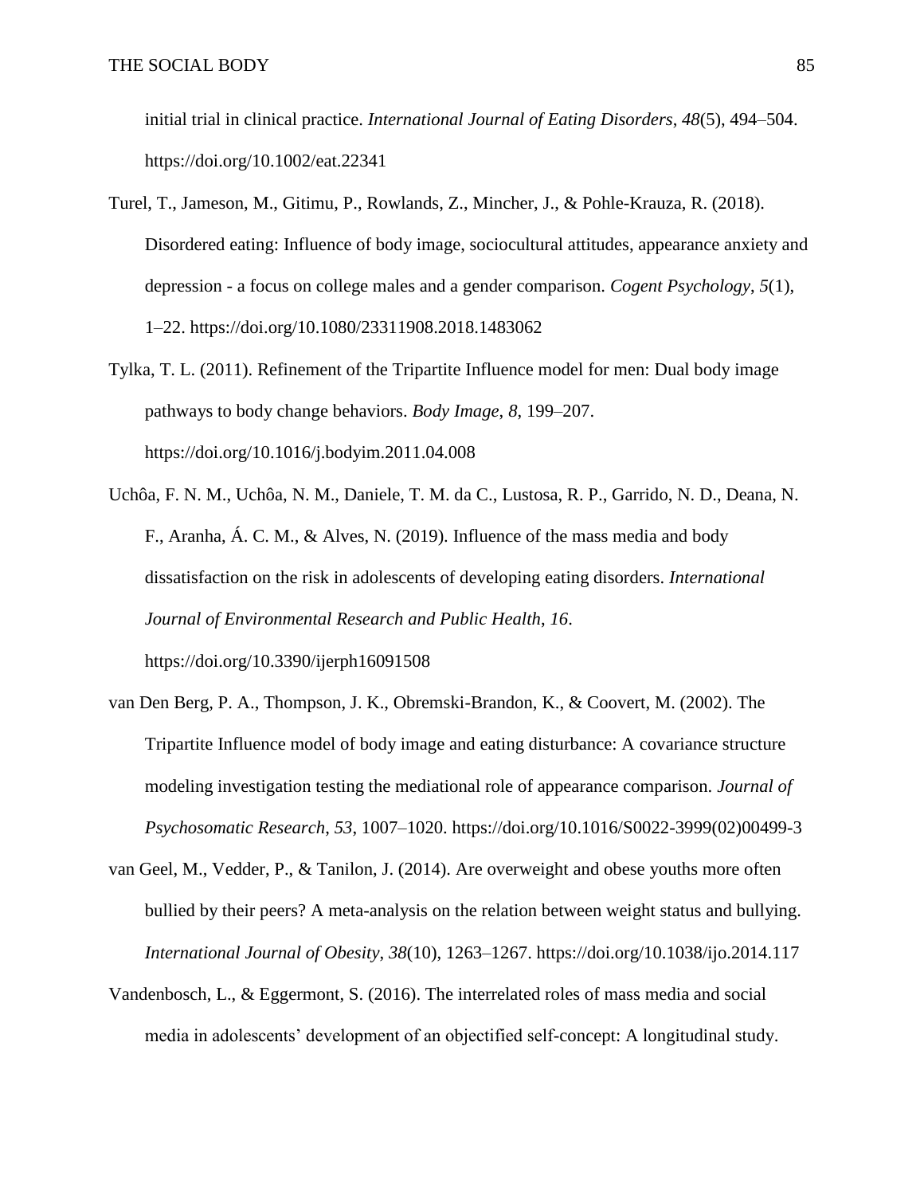initial trial in clinical practice. *International Journal of Eating Disorders*, *48*(5), 494–504. https://doi.org/10.1002/eat.22341

Turel, T., Jameson, M., Gitimu, P., Rowlands, Z., Mincher, J., & Pohle-Krauza, R. (2018). Disordered eating: Influence of body image, sociocultural attitudes, appearance anxiety and depression - a focus on college males and a gender comparison. *Cogent Psychology*, *5*(1), 1–22. https://doi.org/10.1080/23311908.2018.1483062

Tylka, T. L. (2011). Refinement of the Tripartite Influence model for men: Dual body image pathways to body change behaviors. *Body Image*, *8*, 199–207. https://doi.org/10.1016/j.bodyim.2011.04.008

Uchôa, F. N. M., Uchôa, N. M., Daniele, T. M. da C., Lustosa, R. P., Garrido, N. D., Deana, N. F., Aranha, Á. C. M., & Alves, N. (2019). Influence of the mass media and body dissatisfaction on the risk in adolescents of developing eating disorders. *International Journal of Environmental Research and Public Health*, *16*. https://doi.org/10.3390/ijerph16091508

van Den Berg, P. A., Thompson, J. K., Obremski-Brandon, K., & Coovert, M. (2002). The Tripartite Influence model of body image and eating disturbance: A covariance structure modeling investigation testing the mediational role of appearance comparison. *Journal of Psychosomatic Research*, *53*, 1007–1020. https://doi.org/10.1016/S0022-3999(02)00499-3

van Geel, M., Vedder, P., & Tanilon, J. (2014). Are overweight and obese youths more often bullied by their peers? A meta-analysis on the relation between weight status and bullying. *International Journal of Obesity*, *38*(10), 1263–1267. https://doi.org/10.1038/ijo.2014.117

Vandenbosch, L., & Eggermont, S. (2016). The interrelated roles of mass media and social media in adolescents' development of an objectified self-concept: A longitudinal study.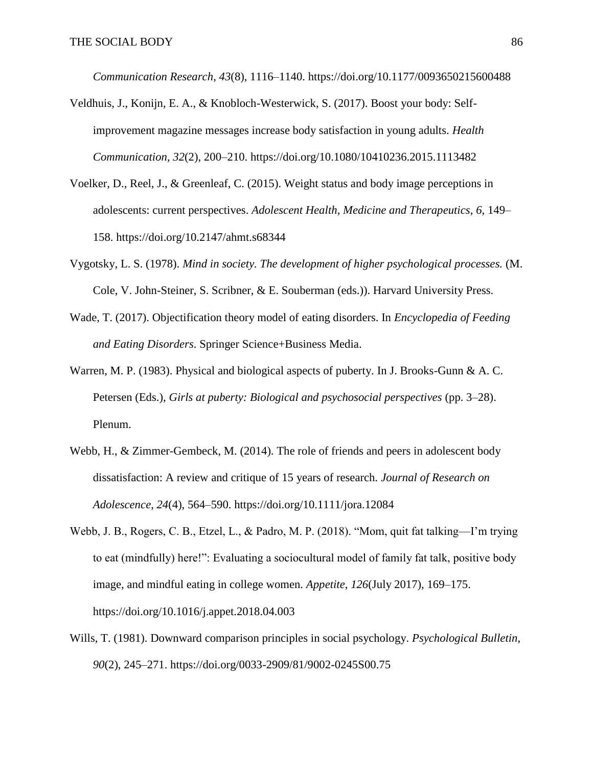*Communication Research*, *43*(8), 1116–1140. https://doi.org/10.1177/0093650215600488

Veldhuis, J., Konijn, E. A., & Knobloch-Westerwick, S. (2017). Boost your body: Self-improvement magazine messages increase body satisfaction in young adults. *Health Communication*, *32*(2), 200–210. https://doi.org/10.1080/10410236.2015.1113482

Voelker, D., Reel, J., & Greenleaf, C. (2015). Weight status and body image perceptions in adolescents: current perspectives. *Adolescent Health, Medicine and Therapeutics*, *6*, 149–158. https://doi.org/10.2147/ahmt.s68344

Vygotsky, L. S. (1978). *Mind in society. The development of higher psychological processes.* (M. Cole, V. John-Steiner, S. Scribner, & E. Souberman (eds.)). Harvard University Press.

Wade, T. (2017). Objectification theory model of eating disorders. In *Encyclopedia of Feeding and Eating Disorders*. Springer Science+Business Media.

Warren, M. P. (1983). Physical and biological aspects of puberty. In J. Brooks-Gunn & A. C. Petersen (Eds.), *Girls at puberty: Biological and psychosocial perspectives* (pp. 3–28). Plenum.

Webb, H., & Zimmer-Gembeck, M. (2014). The role of friends and peers in adolescent body dissatisfaction: A review and critique of 15 years of research. *Journal of Research on Adolescence*, *24*(4), 564–590. https://doi.org/10.1111/jora.12084

Webb, J. B., Rogers, C. B., Etzel, L., & Padro, M. P. (2018). "Mom, quit fat talking—I'm trying to eat (mindfully) here!": Evaluating a sociocultural model of family fat talk, positive body image, and mindful eating in college women. *Appetite*, *126*(July 2017), 169–175. https://doi.org/10.1016/j.appet.2018.04.003

Wills, T. (1981). Downward comparison principles in social psychology. *Psychological Bulletin*, *90*(2), 245–271. https://doi.org/0033-2909/81/9002-0245S00.75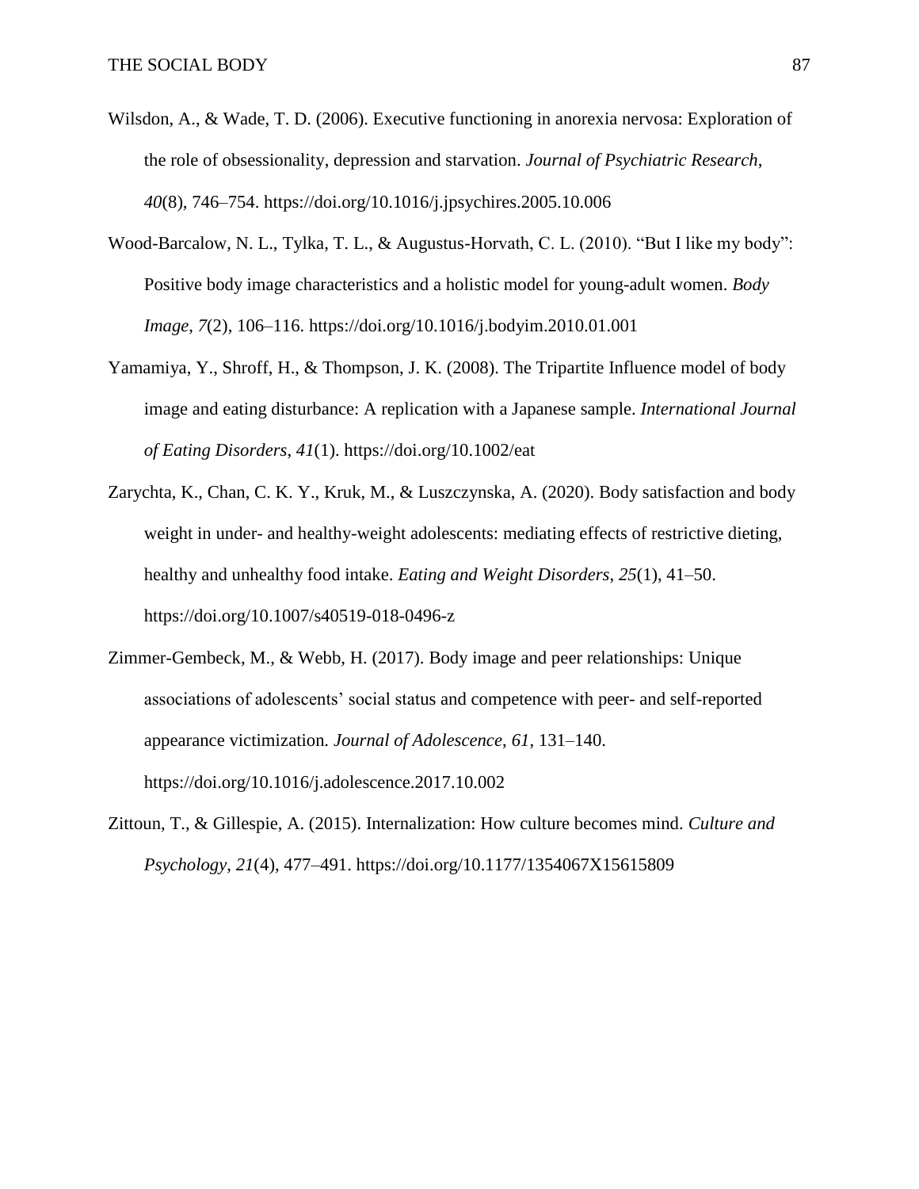Wilsdon, A., & Wade, T. D. (2006). Executive functioning in anorexia nervosa: Exploration of the role of obsessionality, depression and starvation. *Journal of Psychiatric Research*, *40*(8), 746–754. https://doi.org/10.1016/j.jpsychires.2005.10.006

Wood-Barcalow, N. L., Tylka, T. L., & Augustus-Horvath, C. L. (2010). "But I like my body": Positive body image characteristics and a holistic model for young-adult women. *Body Image*, *7*(2), 106–116. https://doi.org/10.1016/j.bodyim.2010.01.001

Yamamiya, Y., Shroff, H., & Thompson, J. K. (2008). The Tripartite Influence model of body image and eating disturbance: A replication with a Japanese sample. *International Journal of Eating Disorders*, *41*(1). https://doi.org/10.1002/eat

Zarychta, K., Chan, C. K. Y., Kruk, M., & Luszczynska, A. (2020). Body satisfaction and body weight in under- and healthy-weight adolescents: mediating effects of restrictive dieting, healthy and unhealthy food intake. *Eating and Weight Disorders*, *25*(1), 41–50. https://doi.org/10.1007/s40519-018-0496-z

Zimmer-Gembeck, M., & Webb, H. (2017). Body image and peer relationships: Unique associations of adolescents' social status and competence with peer- and self-reported appearance victimization. *Journal of Adolescence*, *61*, 131–140. https://doi.org/10.1016/j.adolescence.2017.10.002

Zittoun, T., & Gillespie, A. (2015). Internalization: How culture becomes mind. *Culture and Psychology*, *21*(4), 477–491. https://doi.org/10.1177/1354067X15615809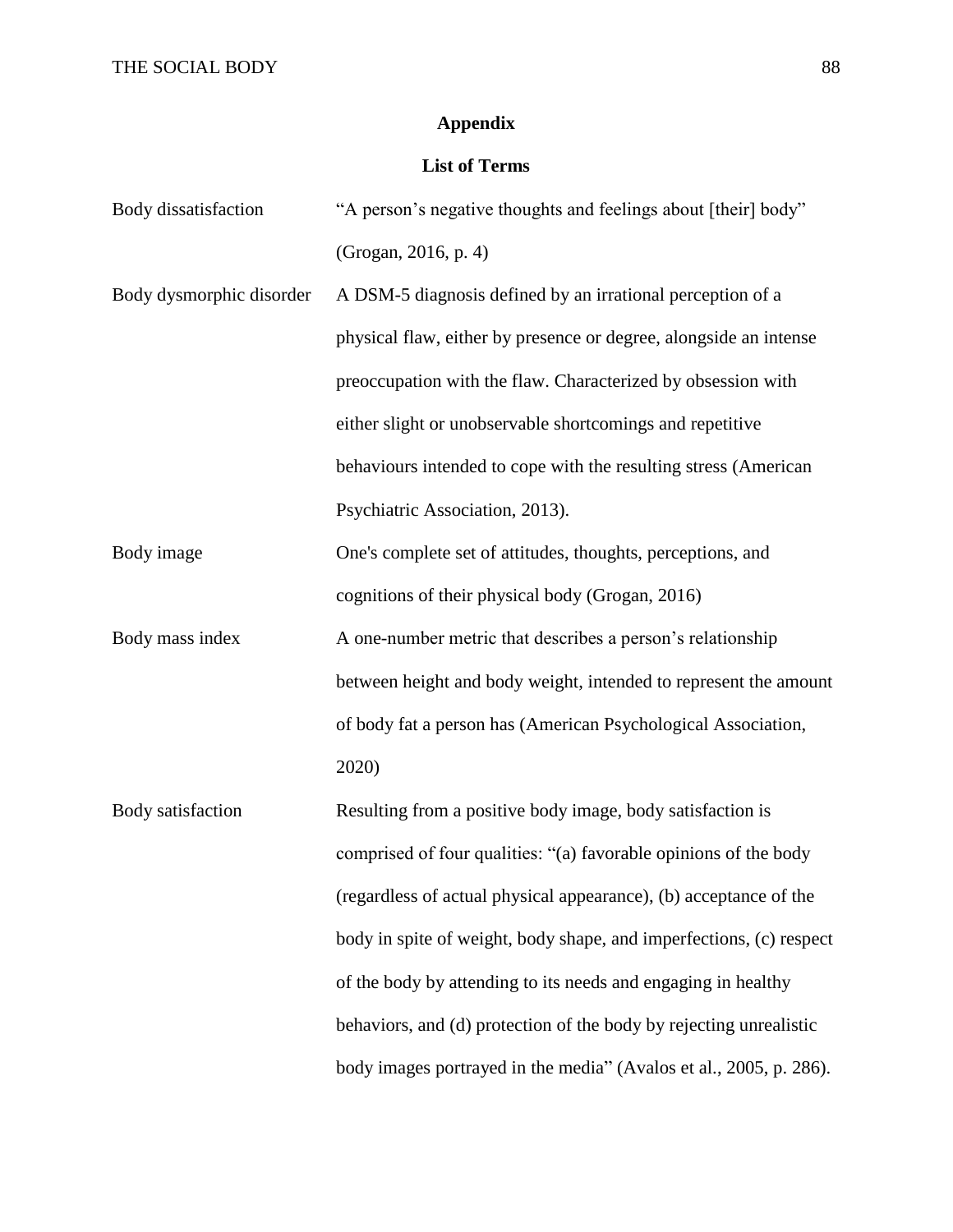# Appendix

## List of Terms

| | |
|---|---|
| Body dissatisfaction | "A person's negative thoughts and feelings about [their] body" (Grogan, 2016, p. 4) |
| Body dysmorphic disorder | A DSM-5 diagnosis defined by an irrational perception of a physical flaw, either by presence or degree, alongside an intense preoccupation with the flaw. Characterized by obsession with either slight or unobservable shortcomings and repetitive behaviours intended to cope with the resulting stress (American Psychiatric Association, 2013). |
| Body image | One's complete set of attitudes, thoughts, perceptions, and cognitions of their physical body (Grogan, 2016) |
| Body mass index | A one-number metric that describes a person's relationship between height and body weight, intended to represent the amount of body fat a person has (American Psychological Association, 2020) |
| Body satisfaction | Resulting from a positive body image, body satisfaction is comprised of four qualities: "(a) favorable opinions of the body (regardless of actual physical appearance), (b) acceptance of the body in spite of weight, body shape, and imperfections, (c) respect of the body by attending to its needs and engaging in healthy behaviors, and (d) protection of the body by rejecting unrealistic body images portrayed in the media" (Avalos et al., 2005, p. 286). |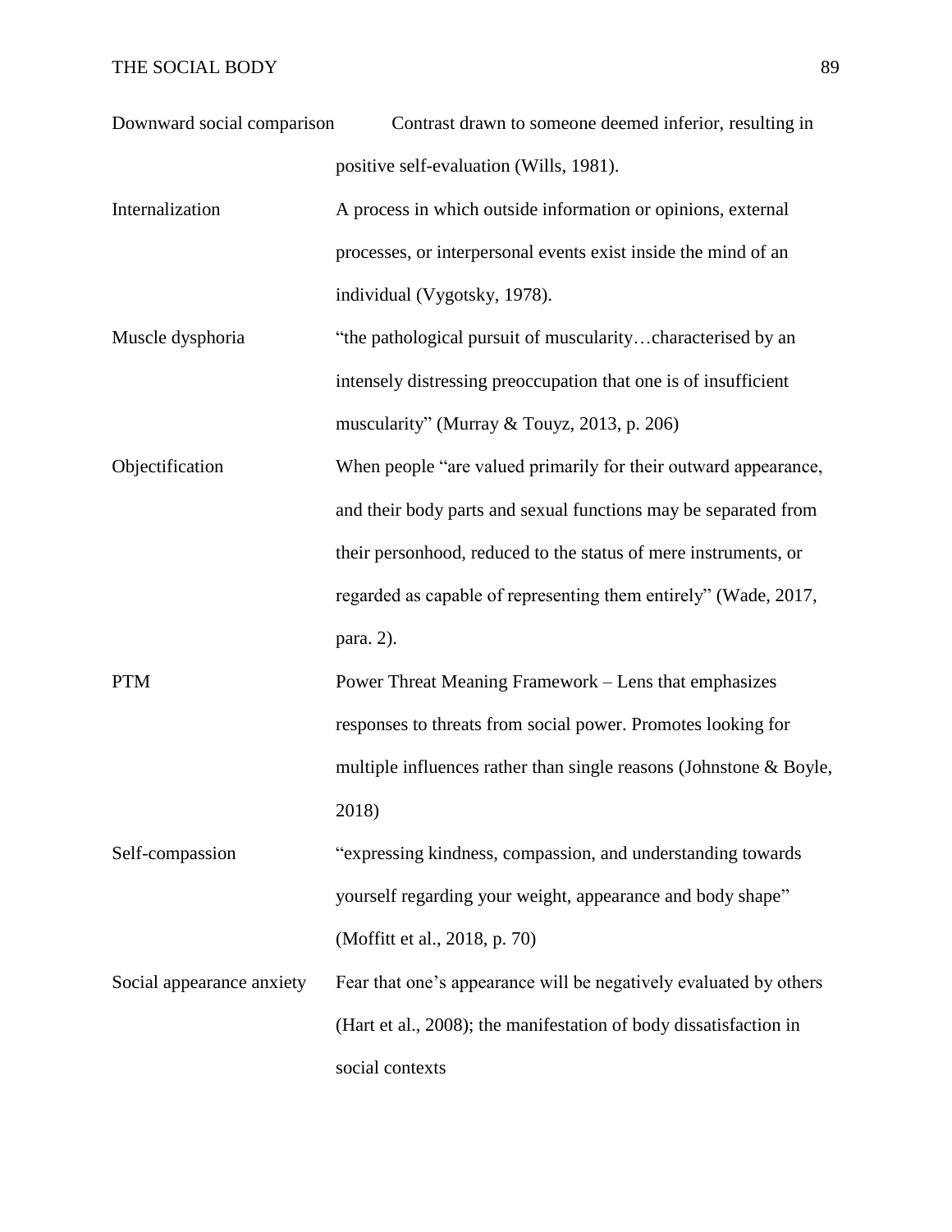| | |
|---|---|
| Downward social comparison | Contrast drawn to someone deemed inferior, resulting in positive self-evaluation (Wills, 1981). |
| Internalization | A process in which outside information or opinions, external processes, or interpersonal events exist inside the mind of an individual (Vygotsky, 1978). |
| Muscle dysphoria | “the pathological pursuit of muscularity…characterised by an intensely distressing preoccupation that one is of insufficient muscularity” (Murray & Touyz, 2013, p. 206) |
| Objectification | When people “are valued primarily for their outward appearance, and their body parts and sexual functions may be separated from their personhood, reduced to the status of mere instruments, or regarded as capable of representing them entirely” (Wade, 2017, para. 2). |
| PTM | Power Threat Meaning Framework – Lens that emphasizes responses to threats from social power. Promotes looking for multiple influences rather than single reasons (Johnstone & Boyle, 2018) |
| Self-compassion | “expressing kindness, compassion, and understanding towards yourself regarding your weight, appearance and body shape” (Moffitt et al., 2018, p. 70) |
| Social appearance anxiety | Fear that one’s appearance will be negatively evaluated by others (Hart et al., 2008); the manifestation of body dissatisfaction in social contexts |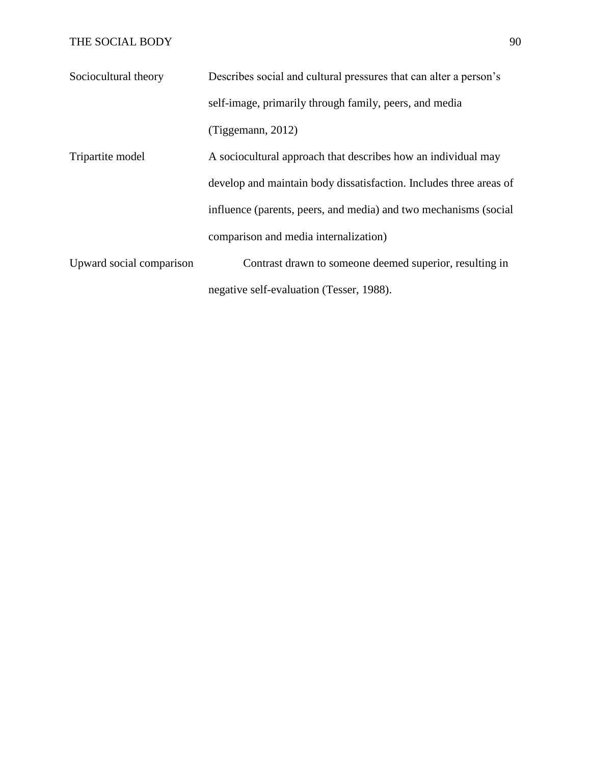| | |
|---|---|
| Sociocultural theory | Describes social and cultural pressures that can alter a person's self-image, primarily through family, peers, and media (Tiggemann, 2012) |
| Tripartite model | A sociocultural approach that describes how an individual may develop and maintain body dissatisfaction. Includes three areas of influence (parents, peers, and media) and two mechanisms (social comparison and media internalization) |
| Upward social comparison | Contrast drawn to someone deemed superior, resulting in negative self-evaluation (Tesser, 1988). |